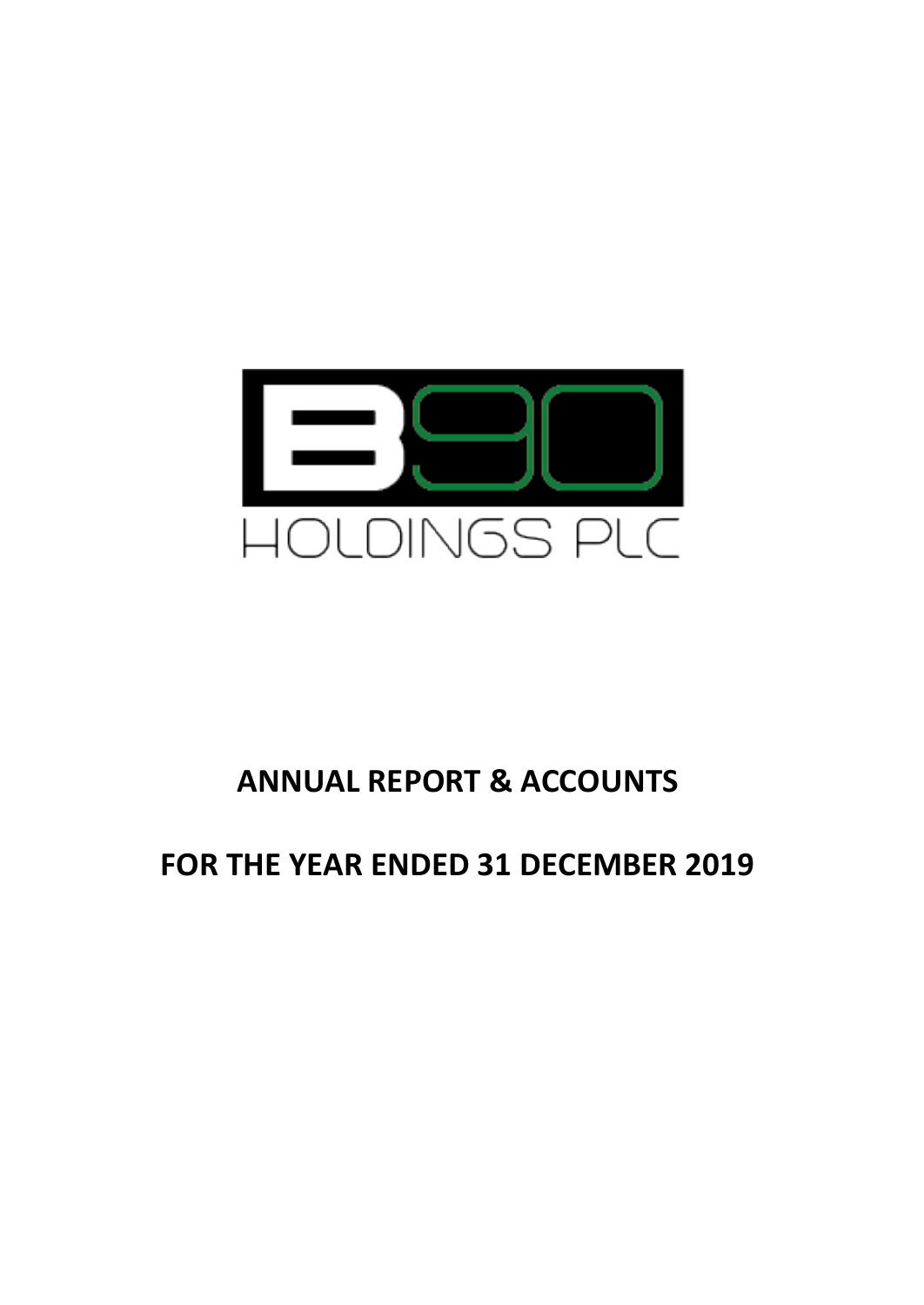B90

HOLDINGS PLC

# ANNUAL REPORT & ACCOUNTS

# FOR THE YEAR ENDED 31 DECEMBER 2019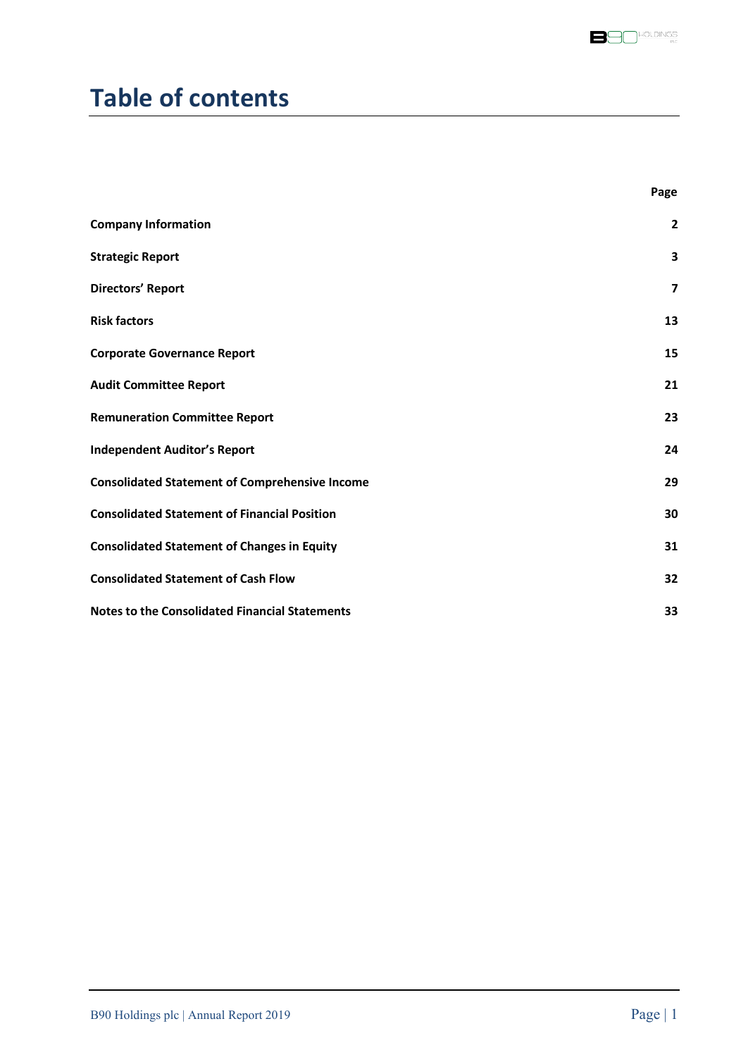# Table of contents

| | Page |
|---|---|
| **Company Information** | **2** |
| **Strategic Report** | **3** |
| **Directors' Report** | **7** |
| **Risk factors** | **13** |
| **Corporate Governance Report** | **15** |
| **Audit Committee Report** | **21** |
| **Remuneration Committee Report** | **23** |
| **Independent Auditor's Report** | **24** |
| **Consolidated Statement of Comprehensive Income** | **29** |
| **Consolidated Statement of Financial Position** | **30** |
| **Consolidated Statement of Changes in Equity** | **31** |
| **Consolidated Statement of Cash Flow** | **32** |
| **Notes to the Consolidated Financial Statements** | **33** |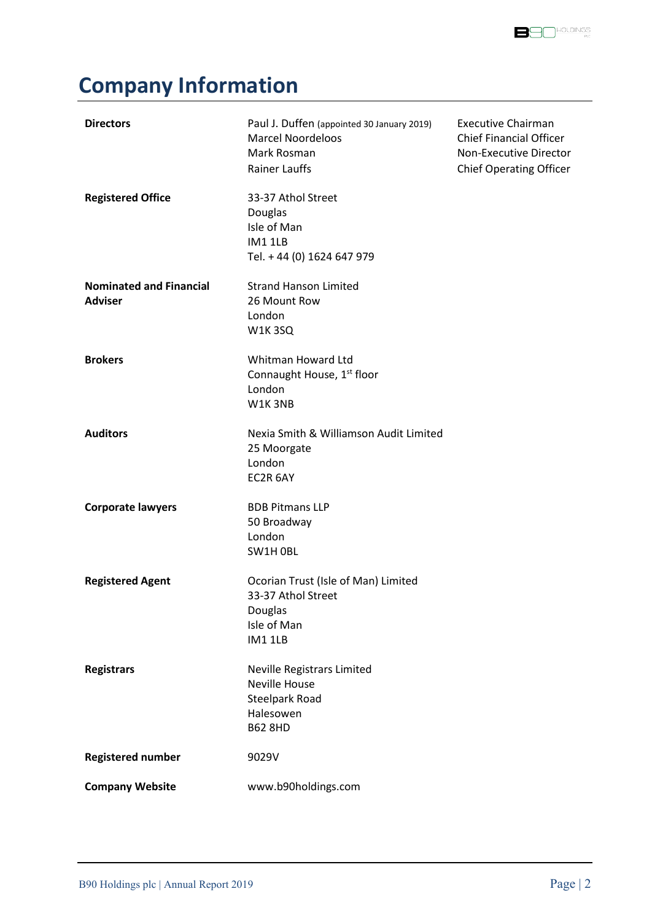# Company Information

| | | |
|---|---|---|
| **Directors** | Paul J. Duffen (appointed 30 January 2019)<br>Marcel Noordeloos<br>Mark Rosman<br>Rainer Lauffs | Executive Chairman<br>Chief Financial Officer<br>Non-Executive Director<br>Chief Operating Officer |
| **Registered Office** | 33-37 Athol Street<br>Douglas<br>Isle of Man<br>IM1 1LB<br>Tel. + 44 (0) 1624 647 979 | |
| **Nominated and Financial Adviser** | Strand Hanson Limited<br>26 Mount Row<br>London<br>W1K 3SQ | |
| **Brokers** | Whitman Howard Ltd<br>Connaught House, 1st floor<br>London<br>W1K 3NB | |
| **Auditors** | Nexia Smith & Williamson Audit Limited<br>25 Moorgate<br>London<br>EC2R 6AY | |
| **Corporate lawyers** | BDB Pitmans LLP<br>50 Broadway<br>London<br>SW1H 0BL | |
| **Registered Agent** | Ocorian Trust (Isle of Man) Limited<br>33-37 Athol Street<br>Douglas<br>Isle of Man<br>IM1 1LB | |
| **Registrars** | Neville Registrars Limited<br>Neville House<br>Steelpark Road<br>Halesowen<br>B62 8HD | |
| **Registered number** | 9029V | |
| **Company Website** | www.b90holdings.com | |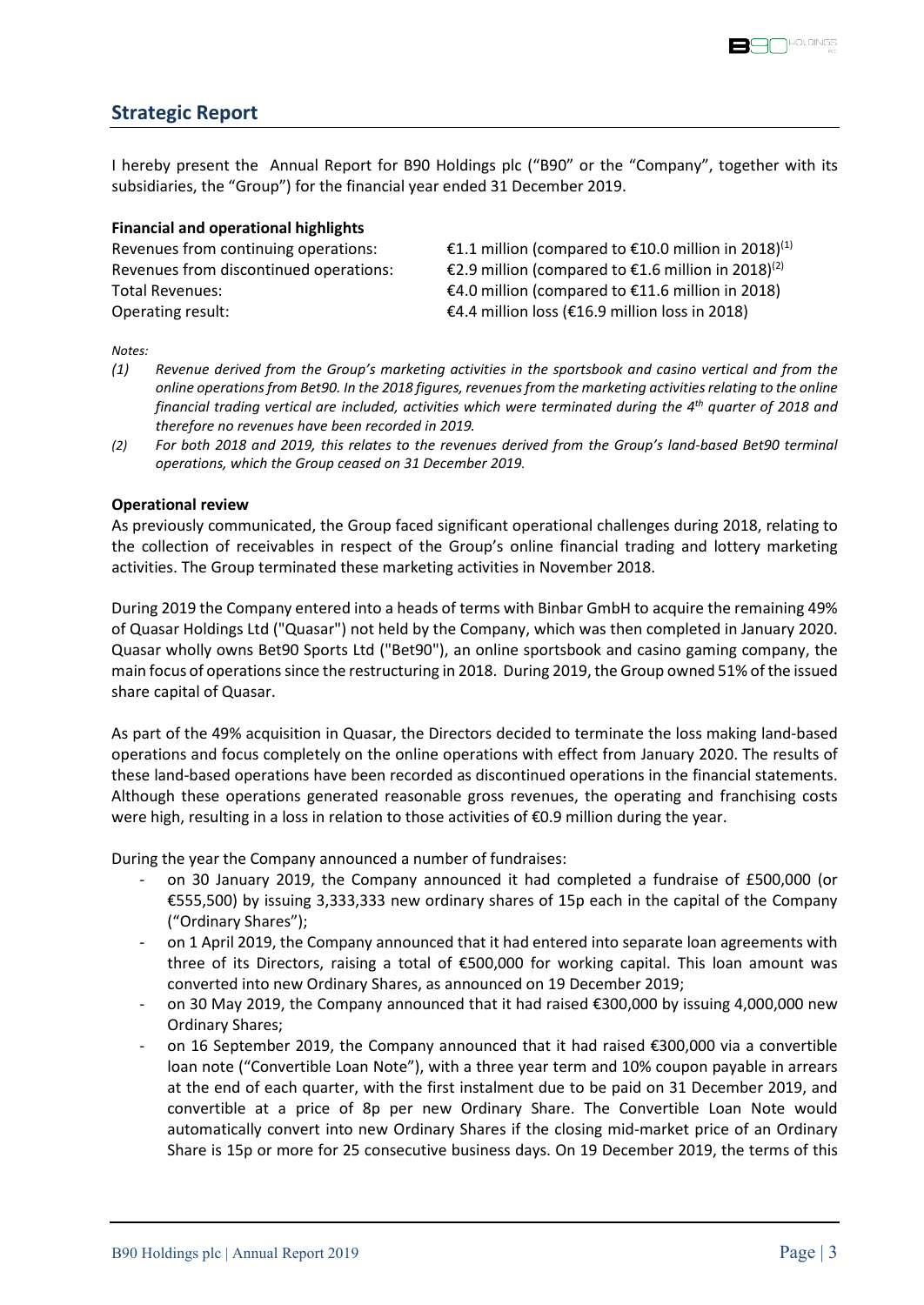## Strategic Report

I hereby present the Annual Report for B90 Holdings plc ("B90" or the "Company", together with its subsidiaries, the "Group") for the financial year ended 31 December 2019.

**Financial and operational highlights**

| | |
|---|---|
| Revenues from continuing operations: | €1.1 million (compared to €10.0 million in 2018)(1) |
| Revenues from discontinued operations: | €2.9 million (compared to €1.6 million in 2018)(2) |
| Total Revenues: | €4.0 million (compared to €11.6 million in 2018) |
| Operating result: | €4.4 million loss (€16.9 million loss in 2018) |

*Notes:*

*(1) Revenue derived from the Group's marketing activities in the sportsbook and casino vertical and from the online operations from Bet90. In the 2018 figures, revenues from the marketing activities relating to the online financial trading vertical are included, activities which were terminated during the 4th quarter of 2018 and therefore no revenues have been recorded in 2019.*

*(2) For both 2018 and 2019, this relates to the revenues derived from the Group's land-based Bet90 terminal operations, which the Group ceased on 31 December 2019.*

**Operational review**

As previously communicated, the Group faced significant operational challenges during 2018, relating to the collection of receivables in respect of the Group's online financial trading and lottery marketing activities. The Group terminated these marketing activities in November 2018.

During 2019 the Company entered into a heads of terms with Binbar GmbH to acquire the remaining 49% of Quasar Holdings Ltd ("Quasar") not held by the Company, which was then completed in January 2020. Quasar wholly owns Bet90 Sports Ltd ("Bet90"), an online sportsbook and casino gaming company, the main focus of operations since the restructuring in 2018. During 2019, the Group owned 51% of the issued share capital of Quasar.

As part of the 49% acquisition in Quasar, the Directors decided to terminate the loss making land-based operations and focus completely on the online operations with effect from January 2020. The results of these land-based operations have been recorded as discontinued operations in the financial statements. Although these operations generated reasonable gross revenues, the operating and franchising costs were high, resulting in a loss in relation to those activities of €0.9 million during the year.

During the year the Company announced a number of fundraises:

- on 30 January 2019, the Company announced it had completed a fundraise of £500,000 (or €555,500) by issuing 3,333,333 new ordinary shares of 15p each in the capital of the Company ("Ordinary Shares");
- on 1 April 2019, the Company announced that it had entered into separate loan agreements with three of its Directors, raising a total of €500,000 for working capital. This loan amount was converted into new Ordinary Shares, as announced on 19 December 2019;
- on 30 May 2019, the Company announced that it had raised €300,000 by issuing 4,000,000 new Ordinary Shares;
- on 16 September 2019, the Company announced that it had raised €300,000 via a convertible loan note ("Convertible Loan Note"), with a three year term and 10% coupon payable in arrears at the end of each quarter, with the first instalment due to be paid on 31 December 2019, and convertible at a price of 8p per new Ordinary Share. The Convertible Loan Note would automatically convert into new Ordinary Shares if the closing mid-market price of an Ordinary Share is 15p or more for 25 consecutive business days. On 19 December 2019, the terms of this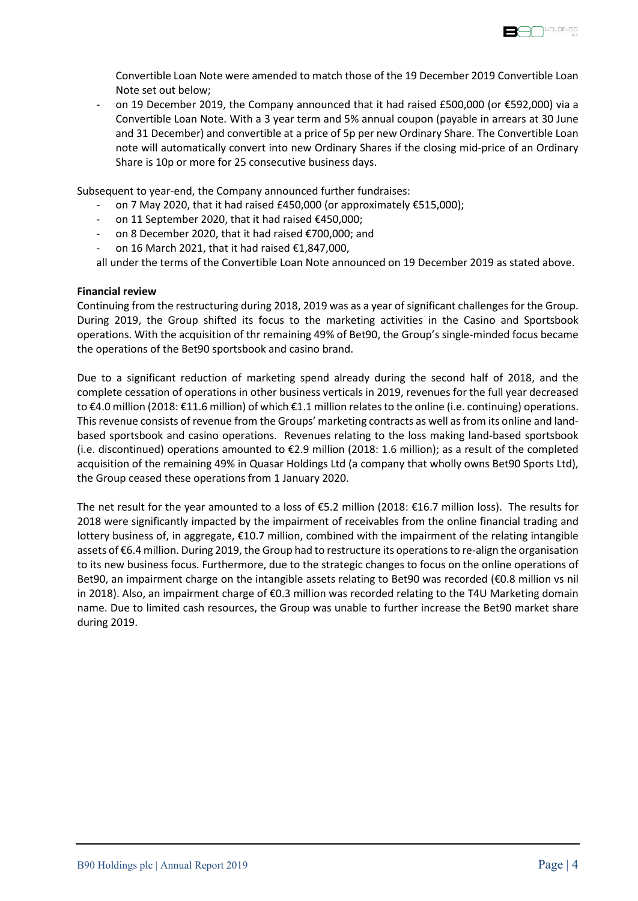Convertible Loan Note were amended to match those of the 19 December 2019 Convertible Loan Note set out below;

- on 19 December 2019, the Company announced that it had raised £500,000 (or €592,000) via a Convertible Loan Note. With a 3 year term and 5% annual coupon (payable in arrears at 30 June and 31 December) and convertible at a price of 5p per new Ordinary Share. The Convertible Loan note will automatically convert into new Ordinary Shares if the closing mid-price of an Ordinary Share is 10p or more for 25 consecutive business days.

Subsequent to year-end, the Company announced further fundraises:

- on 7 May 2020, that it had raised £450,000 (or approximately €515,000);
- on 11 September 2020, that it had raised €450,000;
- on 8 December 2020, that it had raised €700,000; and
- on 16 March 2021, that it had raised €1,847,000,

all under the terms of the Convertible Loan Note announced on 19 December 2019 as stated above.

**Financial review**

Continuing from the restructuring during 2018, 2019 was as a year of significant challenges for the Group. During 2019, the Group shifted its focus to the marketing activities in the Casino and Sportsbook operations. With the acquisition of thr remaining 49% of Bet90, the Group's single-minded focus became the operations of the Bet90 sportsbook and casino brand.

Due to a significant reduction of marketing spend already during the second half of 2018, and the complete cessation of operations in other business verticals in 2019, revenues for the full year decreased to €4.0 million (2018: €11.6 million) of which €1.1 million relates to the online (i.e. continuing) operations. This revenue consists of revenue from the Groups' marketing contracts as well as from its online and land-based sportsbook and casino operations. Revenues relating to the loss making land-based sportsbook (i.e. discontinued) operations amounted to €2.9 million (2018: 1.6 million); as a result of the completed acquisition of the remaining 49% in Quasar Holdings Ltd (a company that wholly owns Bet90 Sports Ltd), the Group ceased these operations from 1 January 2020.

The net result for the year amounted to a loss of €5.2 million (2018: €16.7 million loss). The results for 2018 were significantly impacted by the impairment of receivables from the online financial trading and lottery business of, in aggregate, €10.7 million, combined with the impairment of the relating intangible assets of €6.4 million. During 2019, the Group had to restructure its operations to re-align the organisation to its new business focus. Furthermore, due to the strategic changes to focus on the online operations of Bet90, an impairment charge on the intangible assets relating to Bet90 was recorded (€0.8 million vs nil in 2018). Also, an impairment charge of €0.3 million was recorded relating to the T4U Marketing domain name. Due to limited cash resources, the Group was unable to further increase the Bet90 market share during 2019.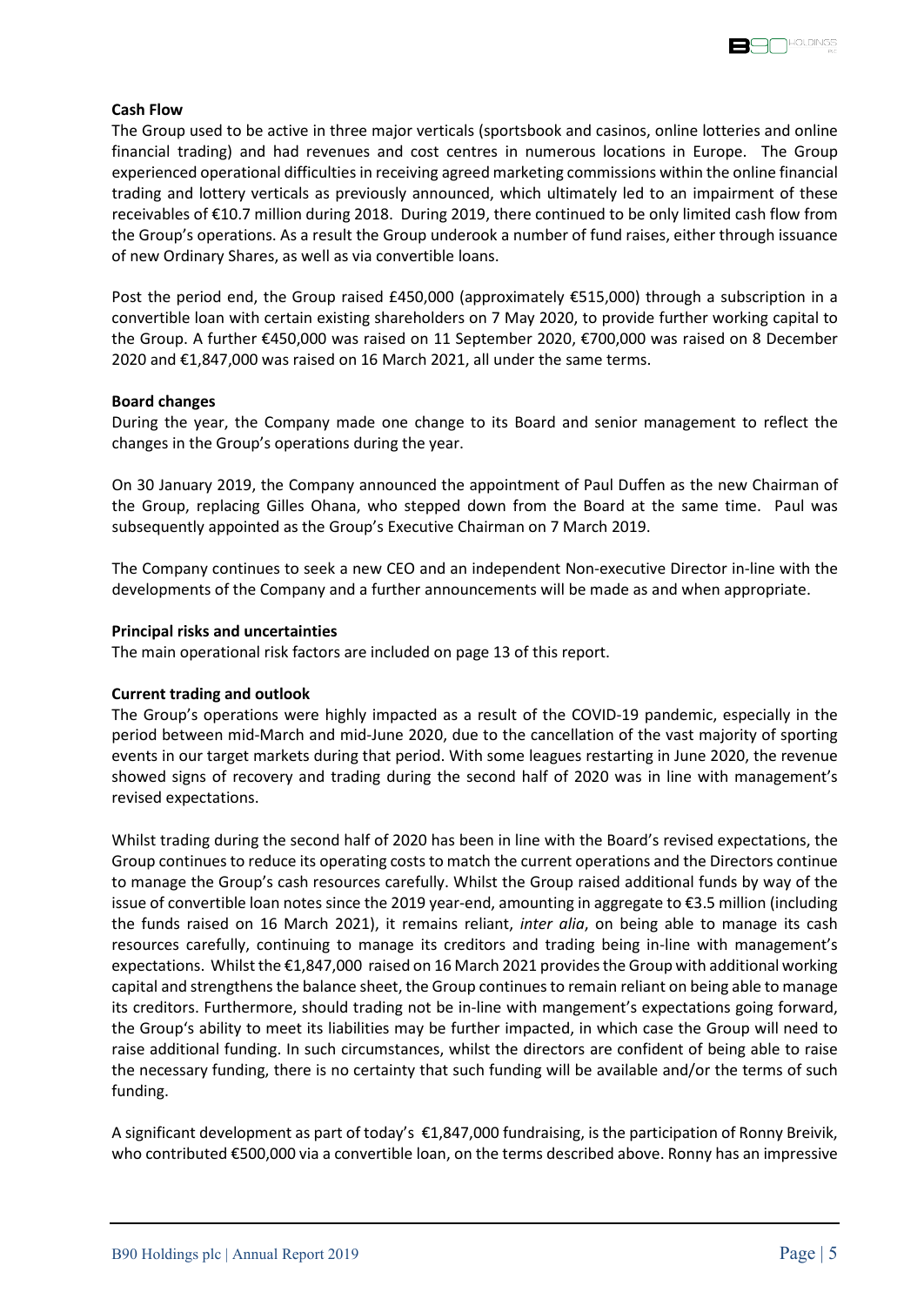**Cash Flow**

The Group used to be active in three major verticals (sportsbook and casinos, online lotteries and online financial trading) and had revenues and cost centres in numerous locations in Europe. The Group experienced operational difficulties in receiving agreed marketing commissions within the online financial trading and lottery verticals as previously announced, which ultimately led to an impairment of these receivables of €10.7 million during 2018. During 2019, there continued to be only limited cash flow from the Group's operations. As a result the Group underook a number of fund raises, either through issuance of new Ordinary Shares, as well as via convertible loans.

Post the period end, the Group raised £450,000 (approximately €515,000) through a subscription in a convertible loan with certain existing shareholders on 7 May 2020, to provide further working capital to the Group. A further €450,000 was raised on 11 September 2020, €700,000 was raised on 8 December 2020 and €1,847,000 was raised on 16 March 2021, all under the same terms.

**Board changes**

During the year, the Company made one change to its Board and senior management to reflect the changes in the Group's operations during the year.

On 30 January 2019, the Company announced the appointment of Paul Duffen as the new Chairman of the Group, replacing Gilles Ohana, who stepped down from the Board at the same time. Paul was subsequently appointed as the Group's Executive Chairman on 7 March 2019.

The Company continues to seek a new CEO and an independent Non-executive Director in-line with the developments of the Company and a further announcements will be made as and when appropriate.

**Principal risks and uncertainties**

The main operational risk factors are included on page 13 of this report.

**Current trading and outlook**

The Group's operations were highly impacted as a result of the COVID-19 pandemic, especially in the period between mid-March and mid-June 2020, due to the cancellation of the vast majority of sporting events in our target markets during that period. With some leagues restarting in June 2020, the revenue showed signs of recovery and trading during the second half of 2020 was in line with management's revised expectations.

Whilst trading during the second half of 2020 has been in line with the Board's revised expectations, the Group continues to reduce its operating costs to match the current operations and the Directors continue to manage the Group's cash resources carefully. Whilst the Group raised additional funds by way of the issue of convertible loan notes since the 2019 year-end, amounting in aggregate to €3.5 million (including the funds raised on 16 March 2021), it remains reliant, *inter alia*, on being able to manage its cash resources carefully, continuing to manage its creditors and trading being in-line with management's expectations. Whilst the €1,847,000 raised on 16 March 2021 provides the Group with additional working capital and strengthens the balance sheet, the Group continues to remain reliant on being able to manage its creditors. Furthermore, should trading not be in-line with mangement's expectations going forward, the Group's ability to meet its liabilities may be further impacted, in which case the Group will need to raise additional funding. In such circumstances, whilst the directors are confident of being able to raise the necessary funding, there is no certainty that such funding will be available and/or the terms of such funding.

A significant development as part of today's €1,847,000 fundraising, is the participation of Ronny Breivik, who contributed €500,000 via a convertible loan, on the terms described above. Ronny has an impressive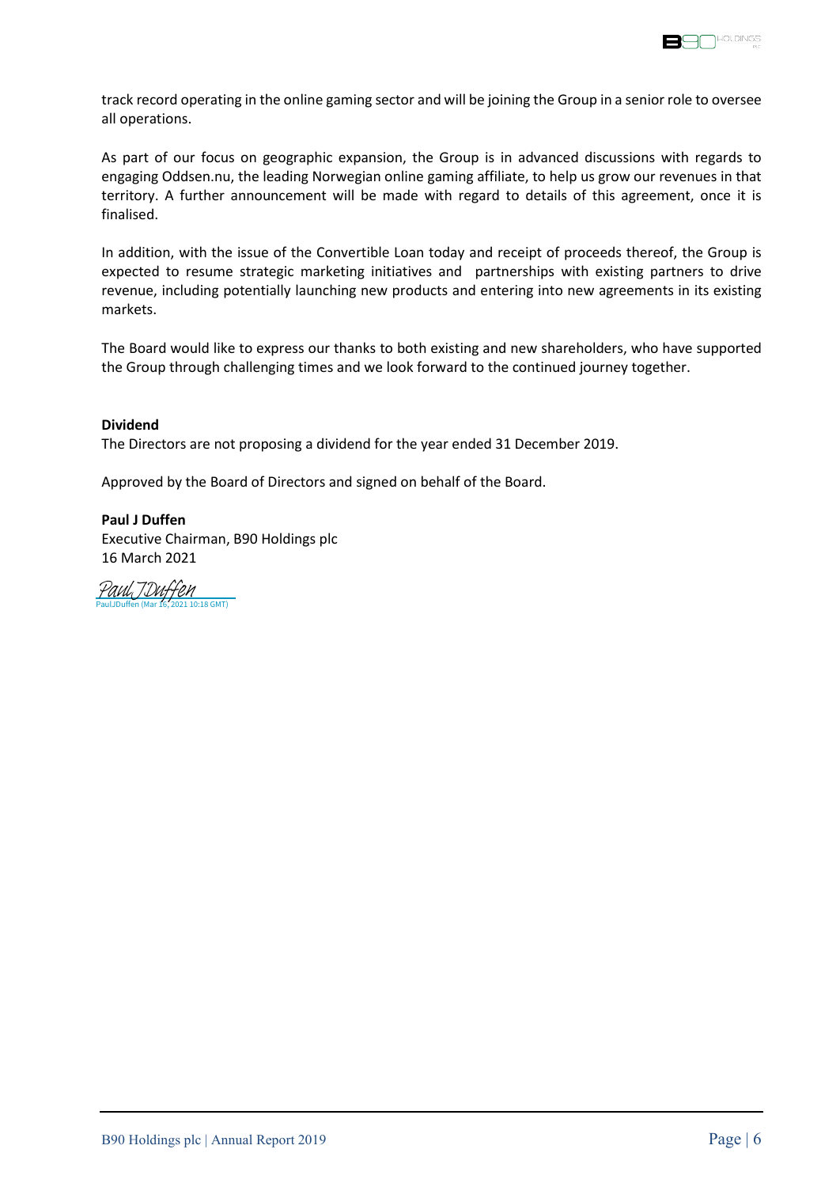track record operating in the online gaming sector and will be joining the Group in a senior role to oversee all operations.

As part of our focus on geographic expansion, the Group is in advanced discussions with regards to engaging Oddsen.nu, the leading Norwegian online gaming affiliate, to help us grow our revenues in that territory. A further announcement will be made with regard to details of this agreement, once it is finalised.

In addition, with the issue of the Convertible Loan today and receipt of proceeds thereof, the Group is expected to resume strategic marketing initiatives and partnerships with existing partners to drive revenue, including potentially launching new products and entering into new agreements in its existing markets.

The Board would like to express our thanks to both existing and new shareholders, who have supported the Group through challenging times and we look forward to the continued journey together.

**Dividend**

The Directors are not proposing a dividend for the year ended 31 December 2019.

Approved by the Board of Directors and signed on behalf of the Board.

**Paul J Duffen**
Executive Chairman, B90 Holdings plc
16 March 2021

Paul J Duffen
PaulJDuffen (Mar 16, 2021 10:18 GMT)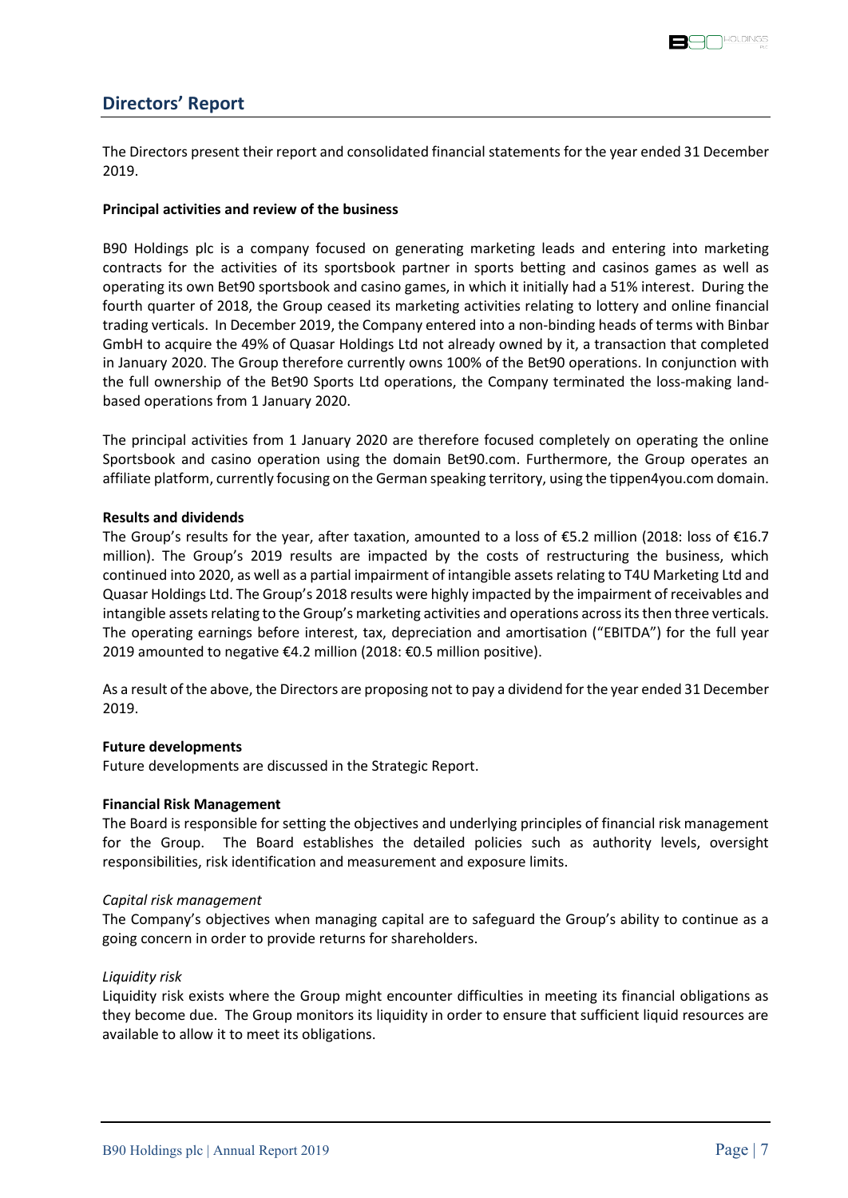## Directors' Report

The Directors present their report and consolidated financial statements for the year ended 31 December 2019.

**Principal activities and review of the business**

B90 Holdings plc is a company focused on generating marketing leads and entering into marketing contracts for the activities of its sportsbook partner in sports betting and casinos games as well as operating its own Bet90 sportsbook and casino games, in which it initially had a 51% interest. During the fourth quarter of 2018, the Group ceased its marketing activities relating to lottery and online financial trading verticals. In December 2019, the Company entered into a non-binding heads of terms with Binbar GmbH to acquire the 49% of Quasar Holdings Ltd not already owned by it, a transaction that completed in January 2020. The Group therefore currently owns 100% of the Bet90 operations. In conjunction with the full ownership of the Bet90 Sports Ltd operations, the Company terminated the loss-making land-based operations from 1 January 2020.

The principal activities from 1 January 2020 are therefore focused completely on operating the online Sportsbook and casino operation using the domain Bet90.com. Furthermore, the Group operates an affiliate platform, currently focusing on the German speaking territory, using the tippen4you.com domain.

**Results and dividends**

The Group's results for the year, after taxation, amounted to a loss of €5.2 million (2018: loss of €16.7 million). The Group's 2019 results are impacted by the costs of restructuring the business, which continued into 2020, as well as a partial impairment of intangible assets relating to T4U Marketing Ltd and Quasar Holdings Ltd. The Group's 2018 results were highly impacted by the impairment of receivables and intangible assets relating to the Group's marketing activities and operations across its then three verticals. The operating earnings before interest, tax, depreciation and amortisation ("EBITDA") for the full year 2019 amounted to negative €4.2 million (2018: €0.5 million positive).

As a result of the above, the Directors are proposing not to pay a dividend for the year ended 31 December 2019.

**Future developments**

Future developments are discussed in the Strategic Report.

**Financial Risk Management**

The Board is responsible for setting the objectives and underlying principles of financial risk management for the Group. The Board establishes the detailed policies such as authority levels, oversight responsibilities, risk identification and measurement and exposure limits.

*Capital risk management*

The Company's objectives when managing capital are to safeguard the Group's ability to continue as a going concern in order to provide returns for shareholders.

*Liquidity risk*

Liquidity risk exists where the Group might encounter difficulties in meeting its financial obligations as they become due. The Group monitors its liquidity in order to ensure that sufficient liquid resources are available to allow it to meet its obligations.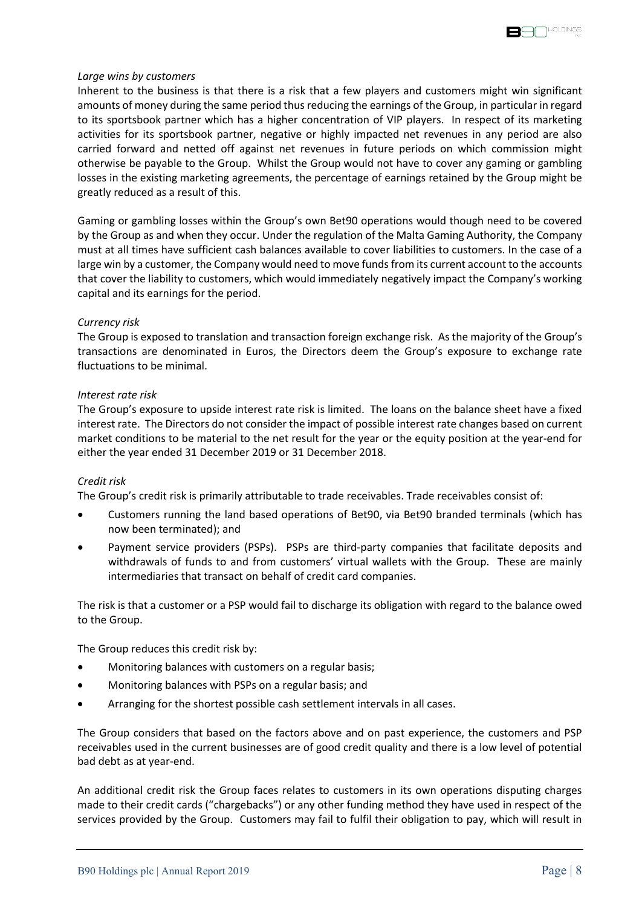*Large wins by customers*

Inherent to the business is that there is a risk that a few players and customers might win significant amounts of money during the same period thus reducing the earnings of the Group, in particular in regard to its sportsbook partner which has a higher concentration of VIP players. In respect of its marketing activities for its sportsbook partner, negative or highly impacted net revenues in any period are also carried forward and netted off against net revenues in future periods on which commission might otherwise be payable to the Group. Whilst the Group would not have to cover any gaming or gambling losses in the existing marketing agreements, the percentage of earnings retained by the Group might be greatly reduced as a result of this.

Gaming or gambling losses within the Group's own Bet90 operations would though need to be covered by the Group as and when they occur. Under the regulation of the Malta Gaming Authority, the Company must at all times have sufficient cash balances available to cover liabilities to customers. In the case of a large win by a customer, the Company would need to move funds from its current account to the accounts that cover the liability to customers, which would immediately negatively impact the Company's working capital and its earnings for the period.

*Currency risk*

The Group is exposed to translation and transaction foreign exchange risk. As the majority of the Group's transactions are denominated in Euros, the Directors deem the Group's exposure to exchange rate fluctuations to be minimal.

*Interest rate risk*

The Group's exposure to upside interest rate risk is limited. The loans on the balance sheet have a fixed interest rate. The Directors do not consider the impact of possible interest rate changes based on current market conditions to be material to the net result for the year or the equity position at the year-end for either the year ended 31 December 2019 or 31 December 2018.

*Credit risk*

The Group's credit risk is primarily attributable to trade receivables. Trade receivables consist of:

- Customers running the land based operations of Bet90, via Bet90 branded terminals (which has now been terminated); and
- Payment service providers (PSPs). PSPs are third-party companies that facilitate deposits and withdrawals of funds to and from customers' virtual wallets with the Group. These are mainly intermediaries that transact on behalf of credit card companies.

The risk is that a customer or a PSP would fail to discharge its obligation with regard to the balance owed to the Group.

The Group reduces this credit risk by:

- Monitoring balances with customers on a regular basis;
- Monitoring balances with PSPs on a regular basis; and
- Arranging for the shortest possible cash settlement intervals in all cases.

The Group considers that based on the factors above and on past experience, the customers and PSP receivables used in the current businesses are of good credit quality and there is a low level of potential bad debt as at year-end.

An additional credit risk the Group faces relates to customers in its own operations disputing charges made to their credit cards ("chargebacks") or any other funding method they have used in respect of the services provided by the Group. Customers may fail to fulfil their obligation to pay, which will result in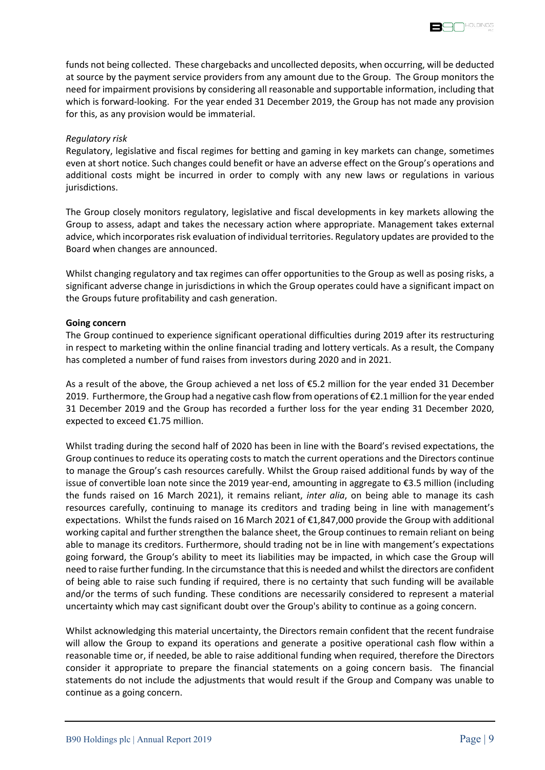funds not being collected. These chargebacks and uncollected deposits, when occurring, will be deducted at source by the payment service providers from any amount due to the Group. The Group monitors the need for impairment provisions by considering all reasonable and supportable information, including that which is forward-looking. For the year ended 31 December 2019, the Group has not made any provision for this, as any provision would be immaterial.

*Regulatory risk*

Regulatory, legislative and fiscal regimes for betting and gaming in key markets can change, sometimes even at short notice. Such changes could benefit or have an adverse effect on the Group's operations and additional costs might be incurred in order to comply with any new laws or regulations in various jurisdictions.

The Group closely monitors regulatory, legislative and fiscal developments in key markets allowing the Group to assess, adapt and takes the necessary action where appropriate. Management takes external advice, which incorporates risk evaluation of individual territories. Regulatory updates are provided to the Board when changes are announced.

Whilst changing regulatory and tax regimes can offer opportunities to the Group as well as posing risks, a significant adverse change in jurisdictions in which the Group operates could have a significant impact on the Groups future profitability and cash generation.

**Going concern**

The Group continued to experience significant operational difficulties during 2019 after its restructuring in respect to marketing within the online financial trading and lottery verticals. As a result, the Company has completed a number of fund raises from investors during 2020 and in 2021.

As a result of the above, the Group achieved a net loss of €5.2 million for the year ended 31 December 2019. Furthermore, the Group had a negative cash flow from operations of €2.1 million for the year ended 31 December 2019 and the Group has recorded a further loss for the year ending 31 December 2020, expected to exceed €1.75 million.

Whilst trading during the second half of 2020 has been in line with the Board's revised expectations, the Group continues to reduce its operating costs to match the current operations and the Directors continue to manage the Group's cash resources carefully. Whilst the Group raised additional funds by way of the issue of convertible loan note since the 2019 year-end, amounting in aggregate to €3.5 million (including the funds raised on 16 March 2021), it remains reliant, *inter alia*, on being able to manage its cash resources carefully, continuing to manage its creditors and trading being in line with management's expectations. Whilst the funds raised on 16 March 2021 of €1,847,000 provide the Group with additional working capital and further strengthen the balance sheet, the Group continues to remain reliant on being able to manage its creditors. Furthermore, should trading not be in line with mangement's expectations going forward, the Group's ability to meet its liabilities may be impacted, in which case the Group will need to raise further funding. In the circumstance that this is needed and whilst the directors are confident of being able to raise such funding if required, there is no certainty that such funding will be available and/or the terms of such funding. These conditions are necessarily considered to represent a material uncertainty which may cast significant doubt over the Group's ability to continue as a going concern.

Whilst acknowledging this material uncertainty, the Directors remain confident that the recent fundraise will allow the Group to expand its operations and generate a positive operational cash flow within a reasonable time or, if needed, be able to raise additional funding when required, therefore the Directors consider it appropriate to prepare the financial statements on a going concern basis. The financial statements do not include the adjustments that would result if the Group and Company was unable to continue as a going concern.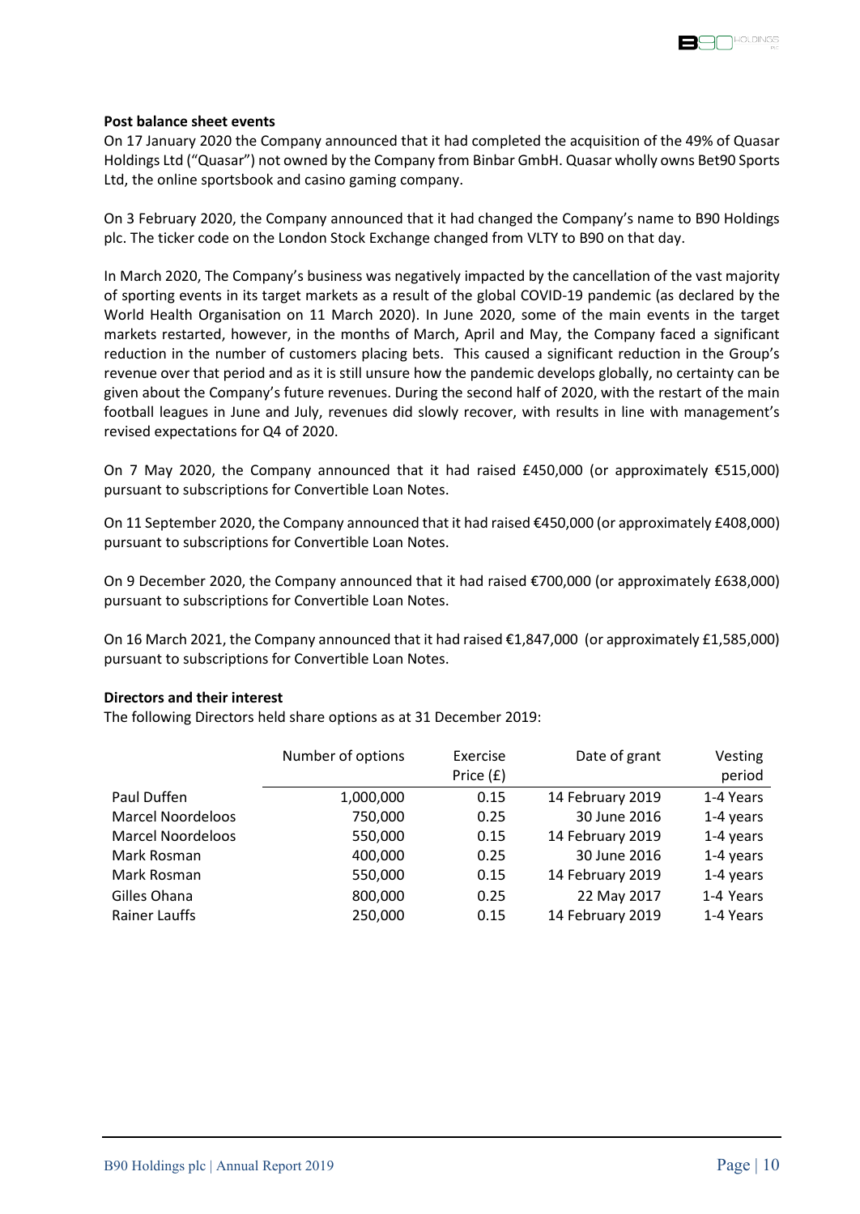**Post balance sheet events**

On 17 January 2020 the Company announced that it had completed the acquisition of the 49% of Quasar Holdings Ltd ("Quasar") not owned by the Company from Binbar GmbH. Quasar wholly owns Bet90 Sports Ltd, the online sportsbook and casino gaming company.

On 3 February 2020, the Company announced that it had changed the Company's name to B90 Holdings plc. The ticker code on the London Stock Exchange changed from VLTY to B90 on that day.

In March 2020, The Company's business was negatively impacted by the cancellation of the vast majority of sporting events in its target markets as a result of the global COVID-19 pandemic (as declared by the World Health Organisation on 11 March 2020). In June 2020, some of the main events in the target markets restarted, however, in the months of March, April and May, the Company faced a significant reduction in the number of customers placing bets. This caused a significant reduction in the Group's revenue over that period and as it is still unsure how the pandemic develops globally, no certainty can be given about the Company's future revenues. During the second half of 2020, with the restart of the main football leagues in June and July, revenues did slowly recover, with results in line with management's revised expectations for Q4 of 2020.

On 7 May 2020, the Company announced that it had raised £450,000 (or approximately €515,000) pursuant to subscriptions for Convertible Loan Notes.

On 11 September 2020, the Company announced that it had raised €450,000 (or approximately £408,000) pursuant to subscriptions for Convertible Loan Notes.

On 9 December 2020, the Company announced that it had raised €700,000 (or approximately £638,000) pursuant to subscriptions for Convertible Loan Notes.

On 16 March 2021, the Company announced that it had raised €1,847,000 (or approximately £1,585,000) pursuant to subscriptions for Convertible Loan Notes.

**Directors and their interest**

The following Directors held share options as at 31 December 2019:

| | Number of options | Exercise Price (£) | Date of grant | Vesting period |
|---|---|---|---|---|
| Paul Duffen | 1,000,000 | 0.15 | 14 February 2019 | 1-4 Years |
| Marcel Noordeloos | 750,000 | 0.25 | 30 June 2016 | 1-4 years |
| Marcel Noordeloos | 550,000 | 0.15 | 14 February 2019 | 1-4 years |
| Mark Rosman | 400,000 | 0.25 | 30 June 2016 | 1-4 years |
| Mark Rosman | 550,000 | 0.15 | 14 February 2019 | 1-4 years |
| Gilles Ohana | 800,000 | 0.25 | 22 May 2017 | 1-4 Years |
| Rainer Lauffs | 250,000 | 0.15 | 14 February 2019 | 1-4 Years |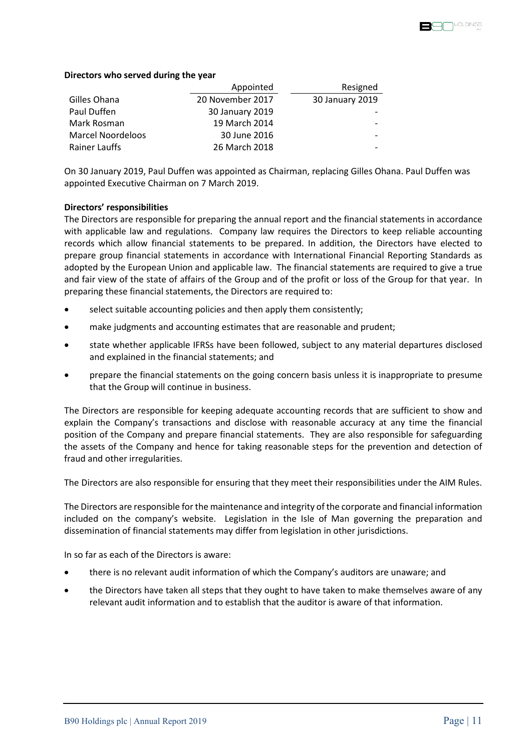**Directors who served during the year**

| | Appointed | Resigned |
|---|---|---|
| Gilles Ohana | 20 November 2017 | 30 January 2019 |
| Paul Duffen | 30 January 2019 | - |
| Mark Rosman | 19 March 2014 | - |
| Marcel Noordeloos | 30 June 2016 | - |
| Rainer Lauffs | 26 March 2018 | - |

On 30 January 2019, Paul Duffen was appointed as Chairman, replacing Gilles Ohana. Paul Duffen was appointed Executive Chairman on 7 March 2019.

**Directors' responsibilities**

The Directors are responsible for preparing the annual report and the financial statements in accordance with applicable law and regulations. Company law requires the Directors to keep reliable accounting records which allow financial statements to be prepared. In addition, the Directors have elected to prepare group financial statements in accordance with International Financial Reporting Standards as adopted by the European Union and applicable law. The financial statements are required to give a true and fair view of the state of affairs of the Group and of the profit or loss of the Group for that year. In preparing these financial statements, the Directors are required to:

- select suitable accounting policies and then apply them consistently;
- make judgments and accounting estimates that are reasonable and prudent;
- state whether applicable IFRSs have been followed, subject to any material departures disclosed and explained in the financial statements; and
- prepare the financial statements on the going concern basis unless it is inappropriate to presume that the Group will continue in business.

The Directors are responsible for keeping adequate accounting records that are sufficient to show and explain the Company's transactions and disclose with reasonable accuracy at any time the financial position of the Company and prepare financial statements. They are also responsible for safeguarding the assets of the Company and hence for taking reasonable steps for the prevention and detection of fraud and other irregularities.

The Directors are also responsible for ensuring that they meet their responsibilities under the AIM Rules.

The Directors are responsible for the maintenance and integrity of the corporate and financial information included on the company's website. Legislation in the Isle of Man governing the preparation and dissemination of financial statements may differ from legislation in other jurisdictions.

In so far as each of the Directors is aware:

- there is no relevant audit information of which the Company's auditors are unaware; and
- the Directors have taken all steps that they ought to have taken to make themselves aware of any relevant audit information and to establish that the auditor is aware of that information.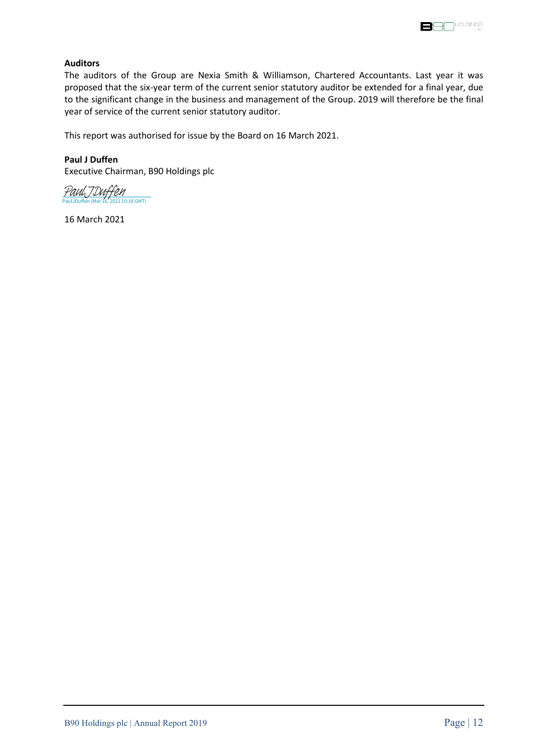**Auditors**

The auditors of the Group are Nexia Smith & Williamson, Chartered Accountants. Last year it was proposed that the six-year term of the current senior statutory auditor be extended for a final year, due to the significant change in the business and management of the Group. 2019 will therefore be the final year of service of the current senior statutory auditor.

This report was authorised for issue by the Board on 16 March 2021.

**Paul J Duffen**
Executive Chairman, B90 Holdings plc

Paul J Duffen
PaulJDuffen (Mar 16, 2021 10:18 GMT)

16 March 2021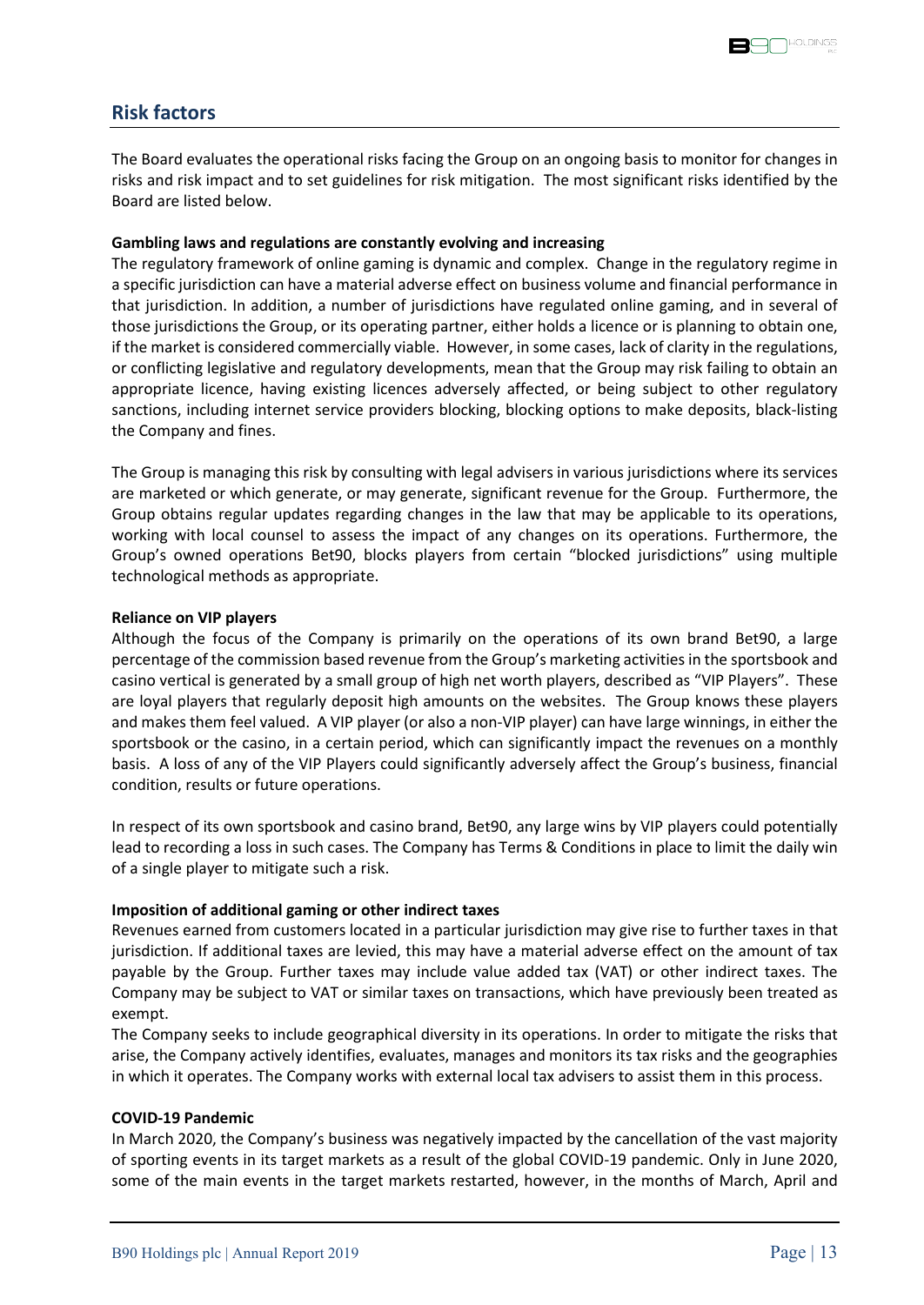## Risk factors

The Board evaluates the operational risks facing the Group on an ongoing basis to monitor for changes in risks and risk impact and to set guidelines for risk mitigation. The most significant risks identified by the Board are listed below.

**Gambling laws and regulations are constantly evolving and increasing**

The regulatory framework of online gaming is dynamic and complex. Change in the regulatory regime in a specific jurisdiction can have a material adverse effect on business volume and financial performance in that jurisdiction. In addition, a number of jurisdictions have regulated online gaming, and in several of those jurisdictions the Group, or its operating partner, either holds a licence or is planning to obtain one, if the market is considered commercially viable. However, in some cases, lack of clarity in the regulations, or conflicting legislative and regulatory developments, mean that the Group may risk failing to obtain an appropriate licence, having existing licences adversely affected, or being subject to other regulatory sanctions, including internet service providers blocking, blocking options to make deposits, black-listing the Company and fines.

The Group is managing this risk by consulting with legal advisers in various jurisdictions where its services are marketed or which generate, or may generate, significant revenue for the Group. Furthermore, the Group obtains regular updates regarding changes in the law that may be applicable to its operations, working with local counsel to assess the impact of any changes on its operations. Furthermore, the Group's owned operations Bet90, blocks players from certain "blocked jurisdictions" using multiple technological methods as appropriate.

**Reliance on VIP players**

Although the focus of the Company is primarily on the operations of its own brand Bet90, a large percentage of the commission based revenue from the Group's marketing activities in the sportsbook and casino vertical is generated by a small group of high net worth players, described as "VIP Players". These are loyal players that regularly deposit high amounts on the websites. The Group knows these players and makes them feel valued. A VIP player (or also a non-VIP player) can have large winnings, in either the sportsbook or the casino, in a certain period, which can significantly impact the revenues on a monthly basis. A loss of any of the VIP Players could significantly adversely affect the Group's business, financial condition, results or future operations.

In respect of its own sportsbook and casino brand, Bet90, any large wins by VIP players could potentially lead to recording a loss in such cases. The Company has Terms & Conditions in place to limit the daily win of a single player to mitigate such a risk.

**Imposition of additional gaming or other indirect taxes**

Revenues earned from customers located in a particular jurisdiction may give rise to further taxes in that jurisdiction. If additional taxes are levied, this may have a material adverse effect on the amount of tax payable by the Group. Further taxes may include value added tax (VAT) or other indirect taxes. The Company may be subject to VAT or similar taxes on transactions, which have previously been treated as exempt.

The Company seeks to include geographical diversity in its operations. In order to mitigate the risks that arise, the Company actively identifies, evaluates, manages and monitors its tax risks and the geographies in which it operates. The Company works with external local tax advisers to assist them in this process.

**COVID-19 Pandemic**

In March 2020, the Company's business was negatively impacted by the cancellation of the vast majority of sporting events in its target markets as a result of the global COVID-19 pandemic. Only in June 2020, some of the main events in the target markets restarted, however, in the months of March, April and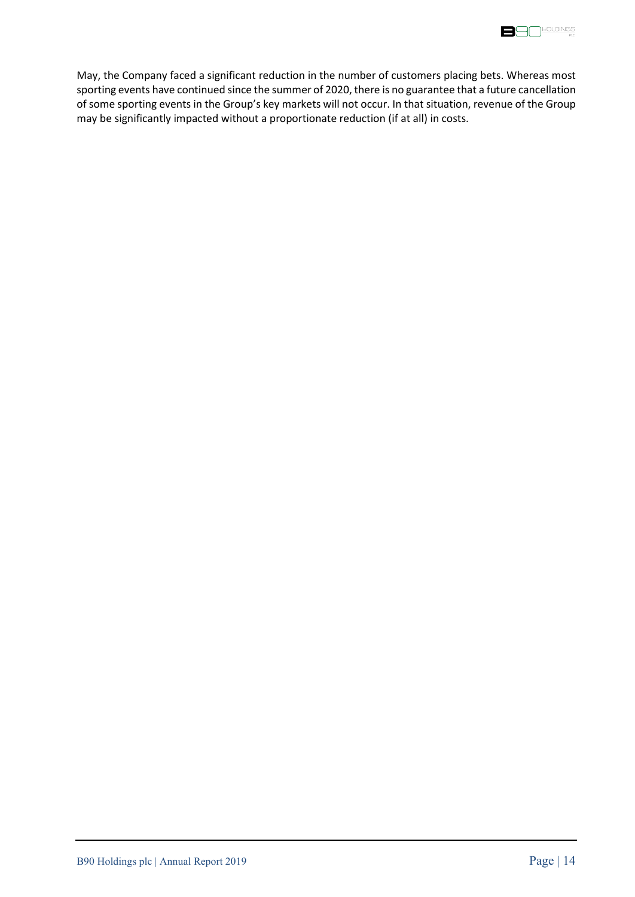May, the Company faced a significant reduction in the number of customers placing bets. Whereas most sporting events have continued since the summer of 2020, there is no guarantee that a future cancellation of some sporting events in the Group's key markets will not occur. In that situation, revenue of the Group may be significantly impacted without a proportionate reduction (if at all) in costs.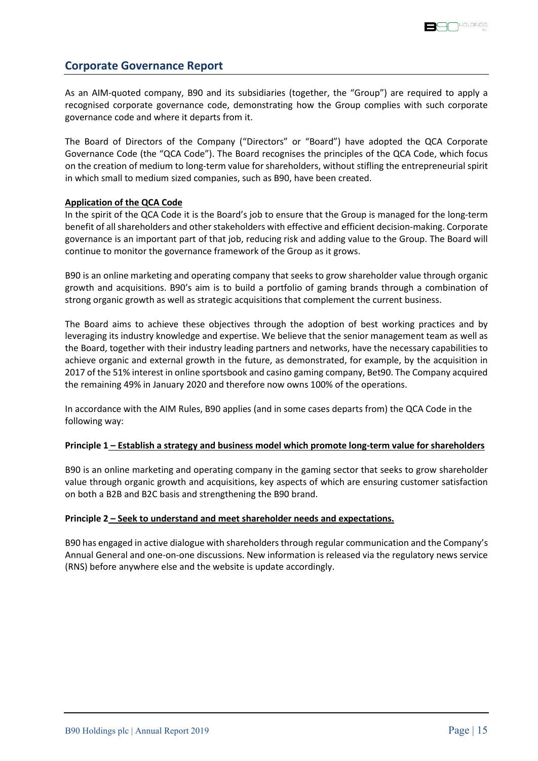## Corporate Governance Report

As an AIM-quoted company, B90 and its subsidiaries (together, the "Group") are required to apply a recognised corporate governance code, demonstrating how the Group complies with such corporate governance code and where it departs from it.

The Board of Directors of the Company ("Directors" or "Board") have adopted the QCA Corporate Governance Code (the "QCA Code"). The Board recognises the principles of the QCA Code, which focus on the creation of medium to long-term value for shareholders, without stifling the entrepreneurial spirit in which small to medium sized companies, such as B90, have been created.

**Application of the QCA Code**

In the spirit of the QCA Code it is the Board's job to ensure that the Group is managed for the long-term benefit of all shareholders and other stakeholders with effective and efficient decision-making. Corporate governance is an important part of that job, reducing risk and adding value to the Group. The Board will continue to monitor the governance framework of the Group as it grows.

B90 is an online marketing and operating company that seeks to grow shareholder value through organic growth and acquisitions. B90's aim is to build a portfolio of gaming brands through a combination of strong organic growth as well as strategic acquisitions that complement the current business.

The Board aims to achieve these objectives through the adoption of best working practices and by leveraging its industry knowledge and expertise. We believe that the senior management team as well as the Board, together with their industry leading partners and networks, have the necessary capabilities to achieve organic and external growth in the future, as demonstrated, for example, by the acquisition in 2017 of the 51% interest in online sportsbook and casino gaming company, Bet90. The Company acquired the remaining 49% in January 2020 and therefore now owns 100% of the operations.

In accordance with the AIM Rules, B90 applies (and in some cases departs from) the QCA Code in the following way:

**Principle 1 – Establish a strategy and business model which promote long-term value for shareholders**

B90 is an online marketing and operating company in the gaming sector that seeks to grow shareholder value through organic growth and acquisitions, key aspects of which are ensuring customer satisfaction on both a B2B and B2C basis and strengthening the B90 brand.

**Principle 2 – Seek to understand and meet shareholder needs and expectations.**

B90 has engaged in active dialogue with shareholders through regular communication and the Company's Annual General and one-on-one discussions. New information is released via the regulatory news service (RNS) before anywhere else and the website is update accordingly.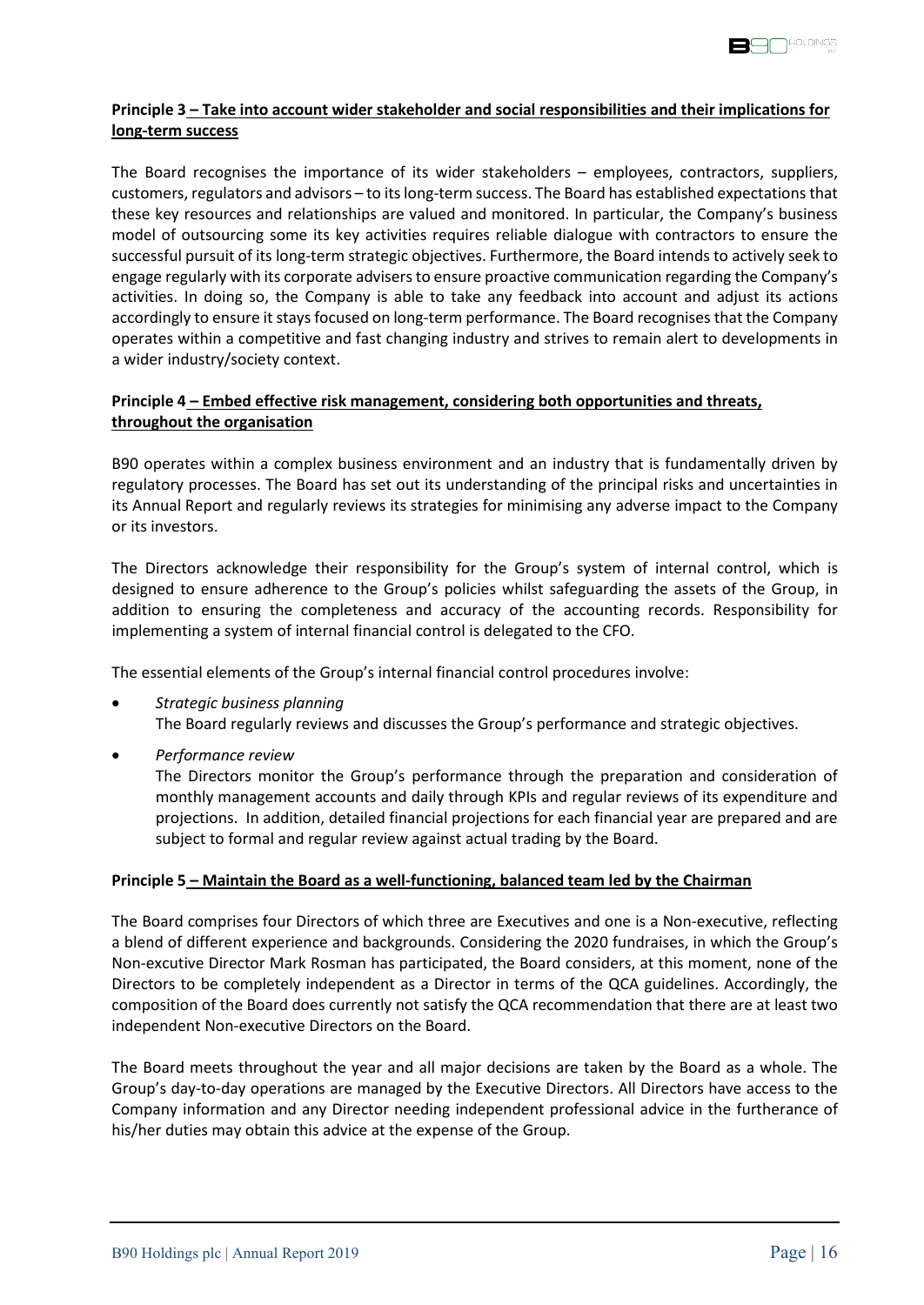**Principle 3 – Take into account wider stakeholder and social responsibilities and their implications for long-term success**

The Board recognises the importance of its wider stakeholders – employees, contractors, suppliers, customers, regulators and advisors – to its long-term success. The Board has established expectations that these key resources and relationships are valued and monitored. In particular, the Company's business model of outsourcing some its key activities requires reliable dialogue with contractors to ensure the successful pursuit of its long-term strategic objectives. Furthermore, the Board intends to actively seek to engage regularly with its corporate advisers to ensure proactive communication regarding the Company's activities. In doing so, the Company is able to take any feedback into account and adjust its actions accordingly to ensure it stays focused on long-term performance. The Board recognises that the Company operates within a competitive and fast changing industry and strives to remain alert to developments in a wider industry/society context.

**Principle 4 – Embed effective risk management, considering both opportunities and threats, throughout the organisation**

B90 operates within a complex business environment and an industry that is fundamentally driven by regulatory processes. The Board has set out its understanding of the principal risks and uncertainties in its Annual Report and regularly reviews its strategies for minimising any adverse impact to the Company or its investors.

The Directors acknowledge their responsibility for the Group's system of internal control, which is designed to ensure adherence to the Group's policies whilst safeguarding the assets of the Group, in addition to ensuring the completeness and accuracy of the accounting records. Responsibility for implementing a system of internal financial control is delegated to the CFO.

The essential elements of the Group's internal financial control procedures involve:

- *Strategic business planning*
  The Board regularly reviews and discusses the Group's performance and strategic objectives.
- *Performance review*
  The Directors monitor the Group's performance through the preparation and consideration of monthly management accounts and daily through KPIs and regular reviews of its expenditure and projections. In addition, detailed financial projections for each financial year are prepared and are subject to formal and regular review against actual trading by the Board.

**Principle 5 – Maintain the Board as a well-functioning, balanced team led by the Chairman**

The Board comprises four Directors of which three are Executives and one is a Non-executive, reflecting a blend of different experience and backgrounds. Considering the 2020 fundraises, in which the Group's Non-excutive Director Mark Rosman has participated, the Board considers, at this moment, none of the Directors to be completely independent as a Director in terms of the QCA guidelines. Accordingly, the composition of the Board does currently not satisfy the QCA recommendation that there are at least two independent Non-executive Directors on the Board.

The Board meets throughout the year and all major decisions are taken by the Board as a whole. The Group's day-to-day operations are managed by the Executive Directors. All Directors have access to the Company information and any Director needing independent professional advice in the furtherance of his/her duties may obtain this advice at the expense of the Group.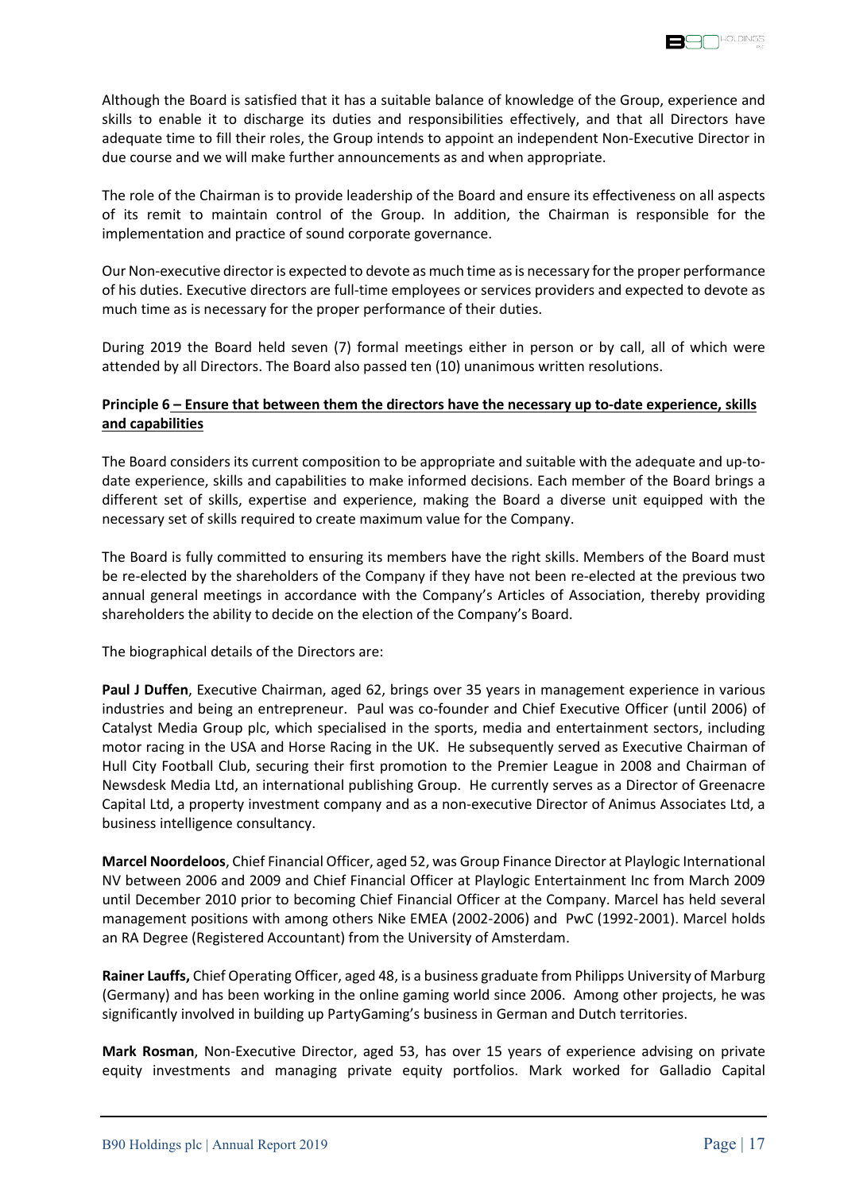Although the Board is satisfied that it has a suitable balance of knowledge of the Group, experience and skills to enable it to discharge its duties and responsibilities effectively, and that all Directors have adequate time to fill their roles, the Group intends to appoint an independent Non-Executive Director in due course and we will make further announcements as and when appropriate.

The role of the Chairman is to provide leadership of the Board and ensure its effectiveness on all aspects of its remit to maintain control of the Group. In addition, the Chairman is responsible for the implementation and practice of sound corporate governance.

Our Non-executive director is expected to devote as much time as is necessary for the proper performance of his duties. Executive directors are full-time employees or services providers and expected to devote as much time as is necessary for the proper performance of their duties.

During 2019 the Board held seven (7) formal meetings either in person or by call, all of which were attended by all Directors. The Board also passed ten (10) unanimous written resolutions.

**Principle 6 – Ensure that between them the directors have the necessary up to-date experience, skills and capabilities**

The Board considers its current composition to be appropriate and suitable with the adequate and up-to-date experience, skills and capabilities to make informed decisions. Each member of the Board brings a different set of skills, expertise and experience, making the Board a diverse unit equipped with the necessary set of skills required to create maximum value for the Company.

The Board is fully committed to ensuring its members have the right skills. Members of the Board must be re-elected by the shareholders of the Company if they have not been re-elected at the previous two annual general meetings in accordance with the Company's Articles of Association, thereby providing shareholders the ability to decide on the election of the Company's Board.

The biographical details of the Directors are:

**Paul J Duffen**, Executive Chairman, aged 62, brings over 35 years in management experience in various industries and being an entrepreneur. Paul was co-founder and Chief Executive Officer (until 2006) of Catalyst Media Group plc, which specialised in the sports, media and entertainment sectors, including motor racing in the USA and Horse Racing in the UK. He subsequently served as Executive Chairman of Hull City Football Club, securing their first promotion to the Premier League in 2008 and Chairman of Newsdesk Media Ltd, an international publishing Group. He currently serves as a Director of Greenacre Capital Ltd, a property investment company and as a non-executive Director of Animus Associates Ltd, a business intelligence consultancy.

**Marcel Noordeloos**, Chief Financial Officer, aged 52, was Group Finance Director at Playlogic International NV between 2006 and 2009 and Chief Financial Officer at Playlogic Entertainment Inc from March 2009 until December 2010 prior to becoming Chief Financial Officer at the Company. Marcel has held several management positions with among others Nike EMEA (2002-2006) and PwC (1992-2001). Marcel holds an RA Degree (Registered Accountant) from the University of Amsterdam.

**Rainer Lauffs,** Chief Operating Officer, aged 48, is a business graduate from Philipps University of Marburg (Germany) and has been working in the online gaming world since 2006. Among other projects, he was significantly involved in building up PartyGaming's business in German and Dutch territories.

**Mark Rosman**, Non-Executive Director, aged 53, has over 15 years of experience advising on private equity investments and managing private equity portfolios. Mark worked for Galladio Capital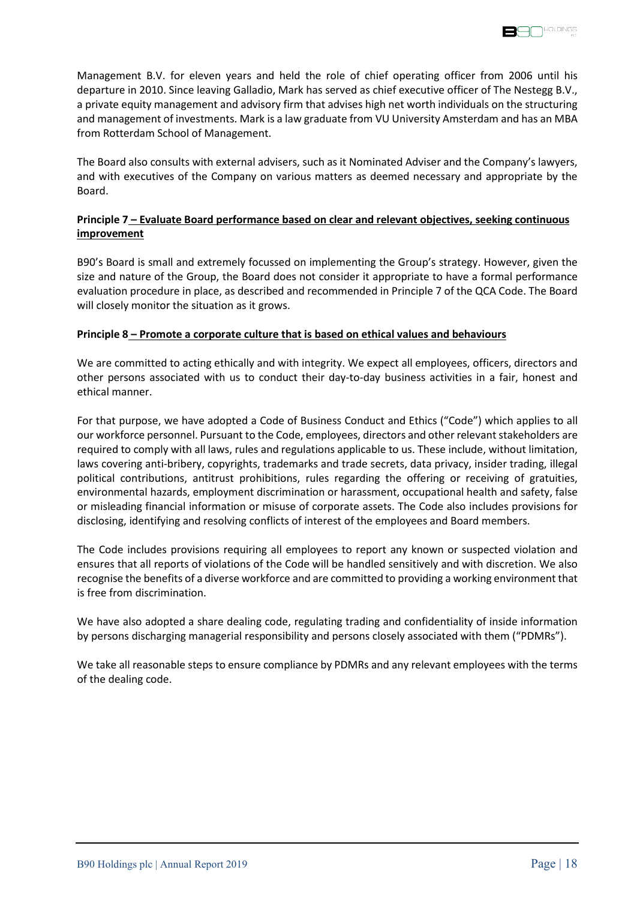Management B.V. for eleven years and held the role of chief operating officer from 2006 until his departure in 2010. Since leaving Galladio, Mark has served as chief executive officer of The Nestegg B.V., a private equity management and advisory firm that advises high net worth individuals on the structuring and management of investments. Mark is a law graduate from VU University Amsterdam and has an MBA from Rotterdam School of Management.

The Board also consults with external advisers, such as it Nominated Adviser and the Company's lawyers, and with executives of the Company on various matters as deemed necessary and appropriate by the Board.

**Principle 7 – Evaluate Board performance based on clear and relevant objectives, seeking continuous improvement**

B90's Board is small and extremely focussed on implementing the Group's strategy. However, given the size and nature of the Group, the Board does not consider it appropriate to have a formal performance evaluation procedure in place, as described and recommended in Principle 7 of the QCA Code. The Board will closely monitor the situation as it grows.

**Principle 8 – Promote a corporate culture that is based on ethical values and behaviours**

We are committed to acting ethically and with integrity. We expect all employees, officers, directors and other persons associated with us to conduct their day-to-day business activities in a fair, honest and ethical manner.

For that purpose, we have adopted a Code of Business Conduct and Ethics ("Code") which applies to all our workforce personnel. Pursuant to the Code, employees, directors and other relevant stakeholders are required to comply with all laws, rules and regulations applicable to us. These include, without limitation, laws covering anti-bribery, copyrights, trademarks and trade secrets, data privacy, insider trading, illegal political contributions, antitrust prohibitions, rules regarding the offering or receiving of gratuities, environmental hazards, employment discrimination or harassment, occupational health and safety, false or misleading financial information or misuse of corporate assets. The Code also includes provisions for disclosing, identifying and resolving conflicts of interest of the employees and Board members.

The Code includes provisions requiring all employees to report any known or suspected violation and ensures that all reports of violations of the Code will be handled sensitively and with discretion. We also recognise the benefits of a diverse workforce and are committed to providing a working environment that is free from discrimination.

We have also adopted a share dealing code, regulating trading and confidentiality of inside information by persons discharging managerial responsibility and persons closely associated with them ("PDMRs").

We take all reasonable steps to ensure compliance by PDMRs and any relevant employees with the terms of the dealing code.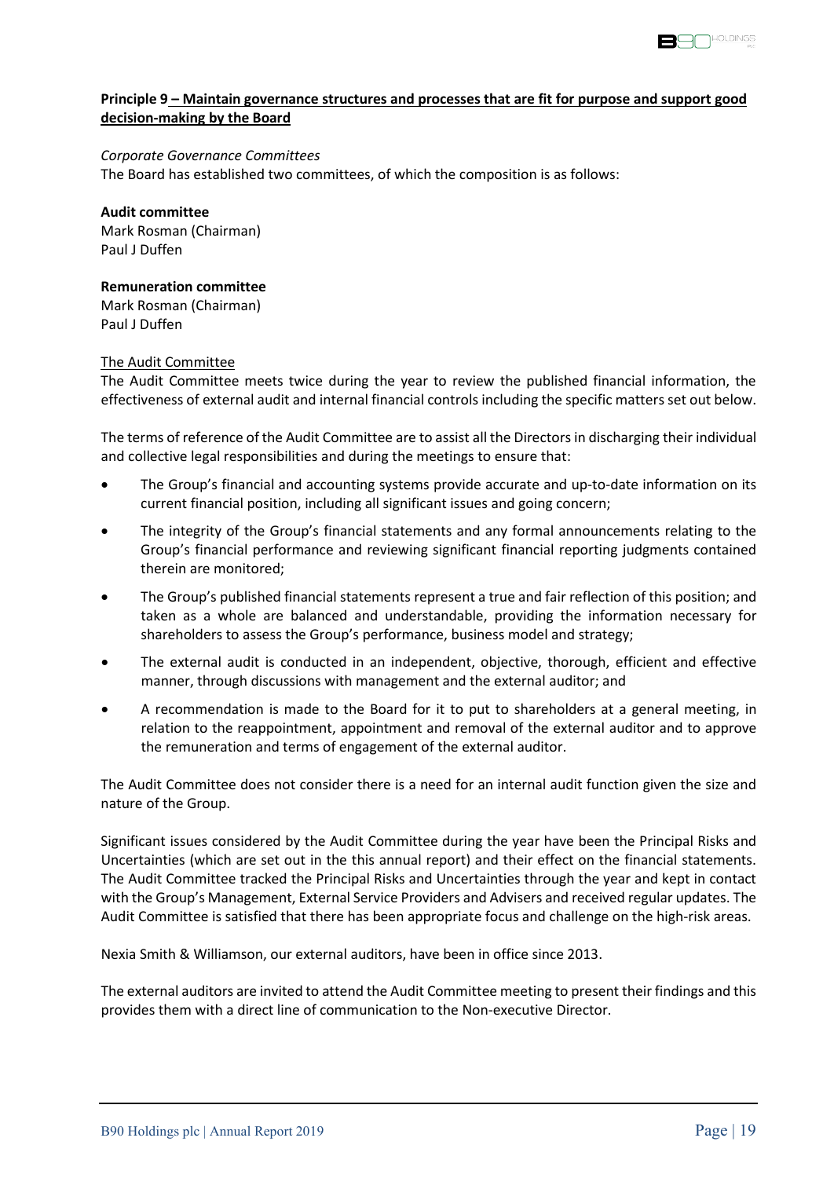## Principle 9 – Maintain governance structures and processes that are fit for purpose and support good decision-making by the Board

*Corporate Governance Committees*

The Board has established two committees, of which the composition is as follows:

**Audit committee**
Mark Rosman (Chairman)
Paul J Duffen

**Remuneration committee**
Mark Rosman (Chairman)
Paul J Duffen

The Audit Committee

The Audit Committee meets twice during the year to review the published financial information, the effectiveness of external audit and internal financial controls including the specific matters set out below.

The terms of reference of the Audit Committee are to assist all the Directors in discharging their individual and collective legal responsibilities and during the meetings to ensure that:

- The Group's financial and accounting systems provide accurate and up-to-date information on its current financial position, including all significant issues and going concern;
- The integrity of the Group's financial statements and any formal announcements relating to the Group's financial performance and reviewing significant financial reporting judgments contained therein are monitored;
- The Group's published financial statements represent a true and fair reflection of this position; and taken as a whole are balanced and understandable, providing the information necessary for shareholders to assess the Group's performance, business model and strategy;
- The external audit is conducted in an independent, objective, thorough, efficient and effective manner, through discussions with management and the external auditor; and
- A recommendation is made to the Board for it to put to shareholders at a general meeting, in relation to the reappointment, appointment and removal of the external auditor and to approve the remuneration and terms of engagement of the external auditor.

The Audit Committee does not consider there is a need for an internal audit function given the size and nature of the Group.

Significant issues considered by the Audit Committee during the year have been the Principal Risks and Uncertainties (which are set out in the this annual report) and their effect on the financial statements. The Audit Committee tracked the Principal Risks and Uncertainties through the year and kept in contact with the Group's Management, External Service Providers and Advisers and received regular updates. The Audit Committee is satisfied that there has been appropriate focus and challenge on the high-risk areas.

Nexia Smith & Williamson, our external auditors, have been in office since 2013.

The external auditors are invited to attend the Audit Committee meeting to present their findings and this provides them with a direct line of communication to the Non-executive Director.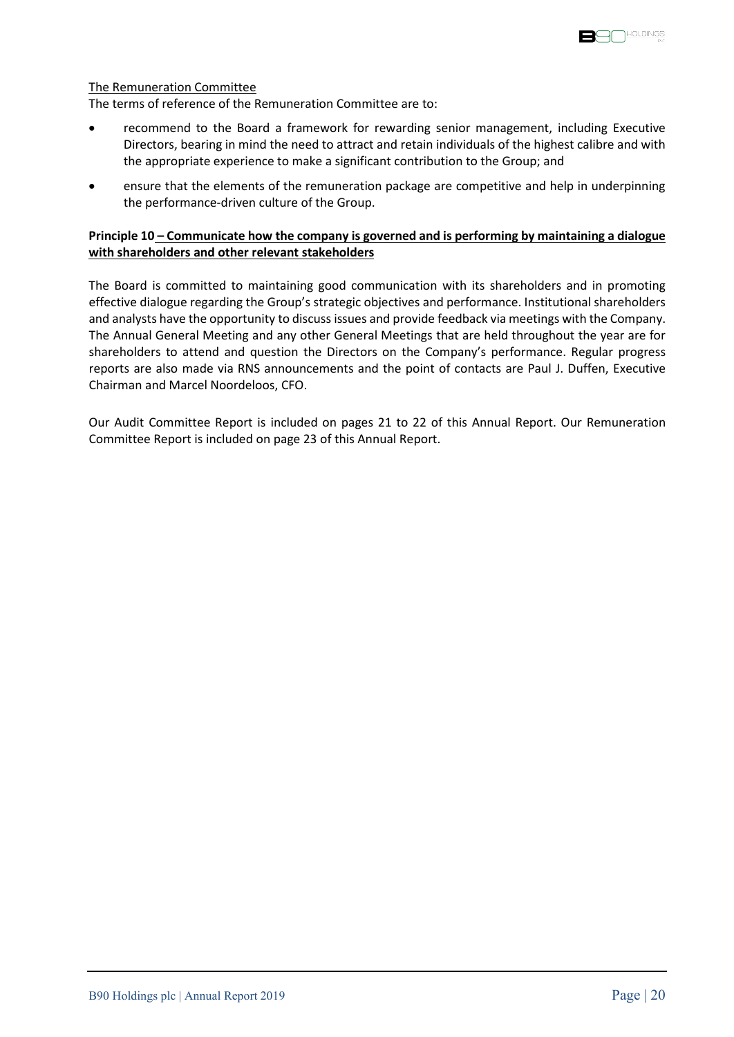The Remuneration Committee

The terms of reference of the Remuneration Committee are to:

- recommend to the Board a framework for rewarding senior management, including Executive Directors, bearing in mind the need to attract and retain individuals of the highest calibre and with the appropriate experience to make a significant contribution to the Group; and
- ensure that the elements of the remuneration package are competitive and help in underpinning the performance-driven culture of the Group.

**Principle 10 – Communicate how the company is governed and is performing by maintaining a dialogue with shareholders and other relevant stakeholders**

The Board is committed to maintaining good communication with its shareholders and in promoting effective dialogue regarding the Group's strategic objectives and performance. Institutional shareholders and analysts have the opportunity to discuss issues and provide feedback via meetings with the Company. The Annual General Meeting and any other General Meetings that are held throughout the year are for shareholders to attend and question the Directors on the Company's performance. Regular progress reports are also made via RNS announcements and the point of contacts are Paul J. Duffen, Executive Chairman and Marcel Noordeloos, CFO.

Our Audit Committee Report is included on pages 21 to 22 of this Annual Report. Our Remuneration Committee Report is included on page 23 of this Annual Report.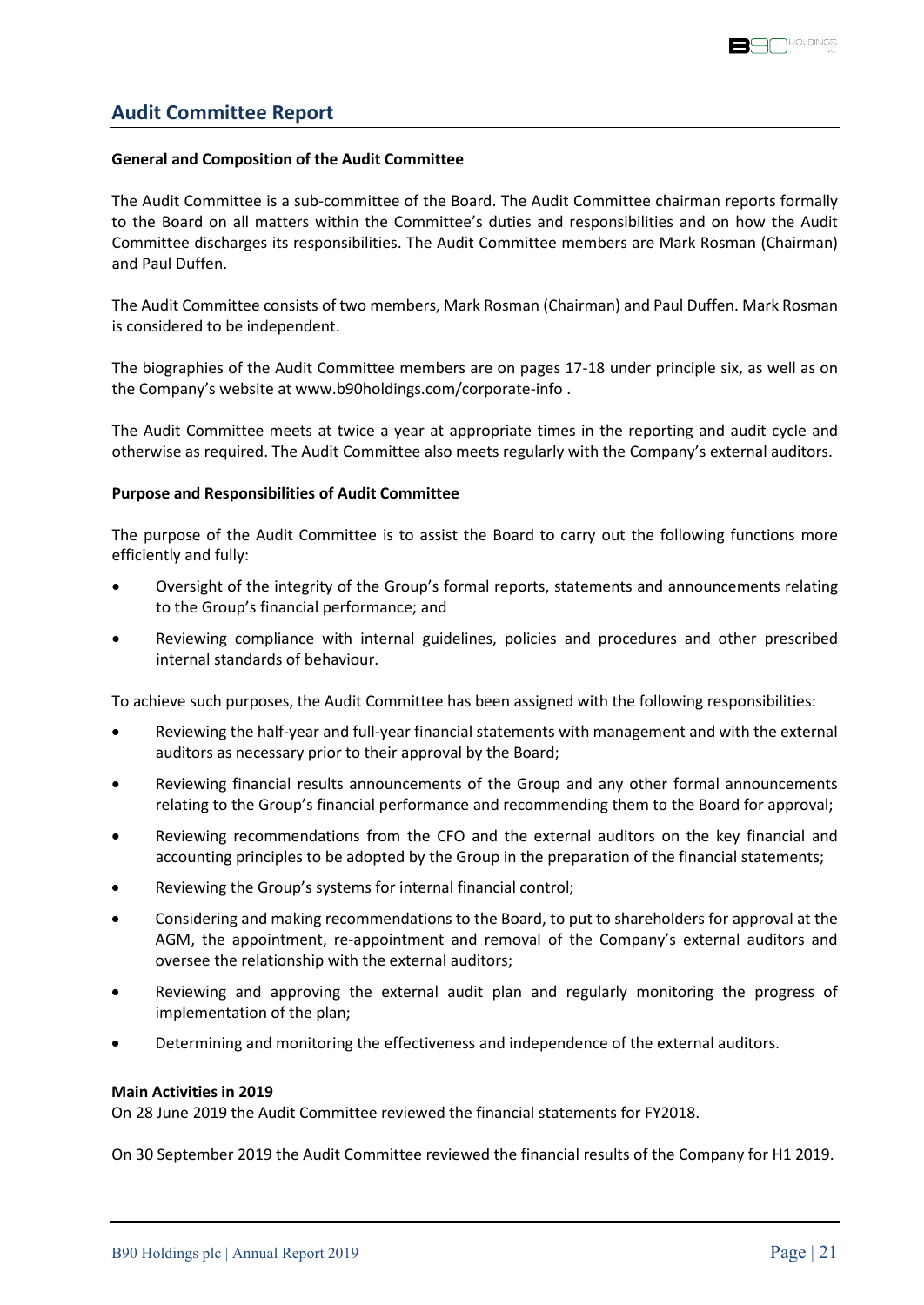## Audit Committee Report

**General and Composition of the Audit Committee**

The Audit Committee is a sub-committee of the Board. The Audit Committee chairman reports formally to the Board on all matters within the Committee's duties and responsibilities and on how the Audit Committee discharges its responsibilities. The Audit Committee members are Mark Rosman (Chairman) and Paul Duffen.

The Audit Committee consists of two members, Mark Rosman (Chairman) and Paul Duffen. Mark Rosman is considered to be independent.

The biographies of the Audit Committee members are on pages 17-18 under principle six, as well as on the Company's website at www.b90holdings.com/corporate-info .

The Audit Committee meets at twice a year at appropriate times in the reporting and audit cycle and otherwise as required. The Audit Committee also meets regularly with the Company's external auditors.

**Purpose and Responsibilities of Audit Committee**

The purpose of the Audit Committee is to assist the Board to carry out the following functions more efficiently and fully:

- Oversight of the integrity of the Group's formal reports, statements and announcements relating to the Group's financial performance; and
- Reviewing compliance with internal guidelines, policies and procedures and other prescribed internal standards of behaviour.

To achieve such purposes, the Audit Committee has been assigned with the following responsibilities:

- Reviewing the half-year and full-year financial statements with management and with the external auditors as necessary prior to their approval by the Board;
- Reviewing financial results announcements of the Group and any other formal announcements relating to the Group's financial performance and recommending them to the Board for approval;
- Reviewing recommendations from the CFO and the external auditors on the key financial and accounting principles to be adopted by the Group in the preparation of the financial statements;
- Reviewing the Group's systems for internal financial control;
- Considering and making recommendations to the Board, to put to shareholders for approval at the AGM, the appointment, re-appointment and removal of the Company's external auditors and oversee the relationship with the external auditors;
- Reviewing and approving the external audit plan and regularly monitoring the progress of implementation of the plan;
- Determining and monitoring the effectiveness and independence of the external auditors.

**Main Activities in 2019**

On 28 June 2019 the Audit Committee reviewed the financial statements for FY2018.

On 30 September 2019 the Audit Committee reviewed the financial results of the Company for H1 2019.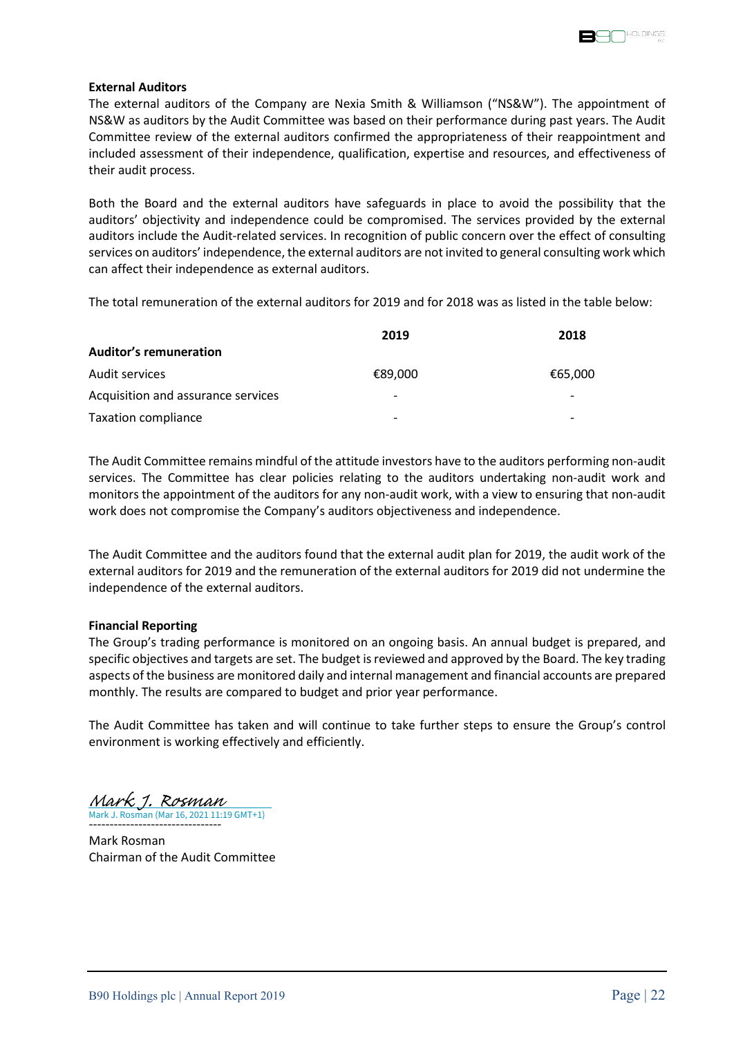**External Auditors**

The external auditors of the Company are Nexia Smith & Williamson ("NS&W"). The appointment of NS&W as auditors by the Audit Committee was based on their performance during past years. The Audit Committee review of the external auditors confirmed the appropriateness of their reappointment and included assessment of their independence, qualification, expertise and resources, and effectiveness of their audit process.

Both the Board and the external auditors have safeguards in place to avoid the possibility that the auditors' objectivity and independence could be compromised. The services provided by the external auditors include the Audit-related services. In recognition of public concern over the effect of consulting services on auditors' independence, the external auditors are not invited to general consulting work which can affect their independence as external auditors.

The total remuneration of the external auditors for 2019 and for 2018 was as listed in the table below:

| | 2019 | 2018 |
|---|---|---|
| **Auditor's remuneration** | | |
| Audit services | €89,000 | €65,000 |
| Acquisition and assurance services | - | - |
| Taxation compliance | - | - |

The Audit Committee remains mindful of the attitude investors have to the auditors performing non-audit services. The Committee has clear policies relating to the auditors undertaking non-audit work and monitors the appointment of the auditors for any non-audit work, with a view to ensuring that non-audit work does not compromise the Company's auditors objectiveness and independence.

The Audit Committee and the auditors found that the external audit plan for 2019, the audit work of the external auditors for 2019 and the remuneration of the external auditors for 2019 did not undermine the independence of the external auditors.

**Financial Reporting**

The Group's trading performance is monitored on an ongoing basis. An annual budget is prepared, and specific objectives and targets are set. The budget is reviewed and approved by the Board. The key trading aspects of the business are monitored daily and internal management and financial accounts are prepared monthly. The results are compared to budget and prior year performance.

The Audit Committee has taken and will continue to take further steps to ensure the Group's control environment is working effectively and efficiently.

*Mark J. Rosman*
Mark J. Rosman (Mar 16, 2021 11:19 GMT+1)

--------------------------------

Mark Rosman
Chairman of the Audit Committee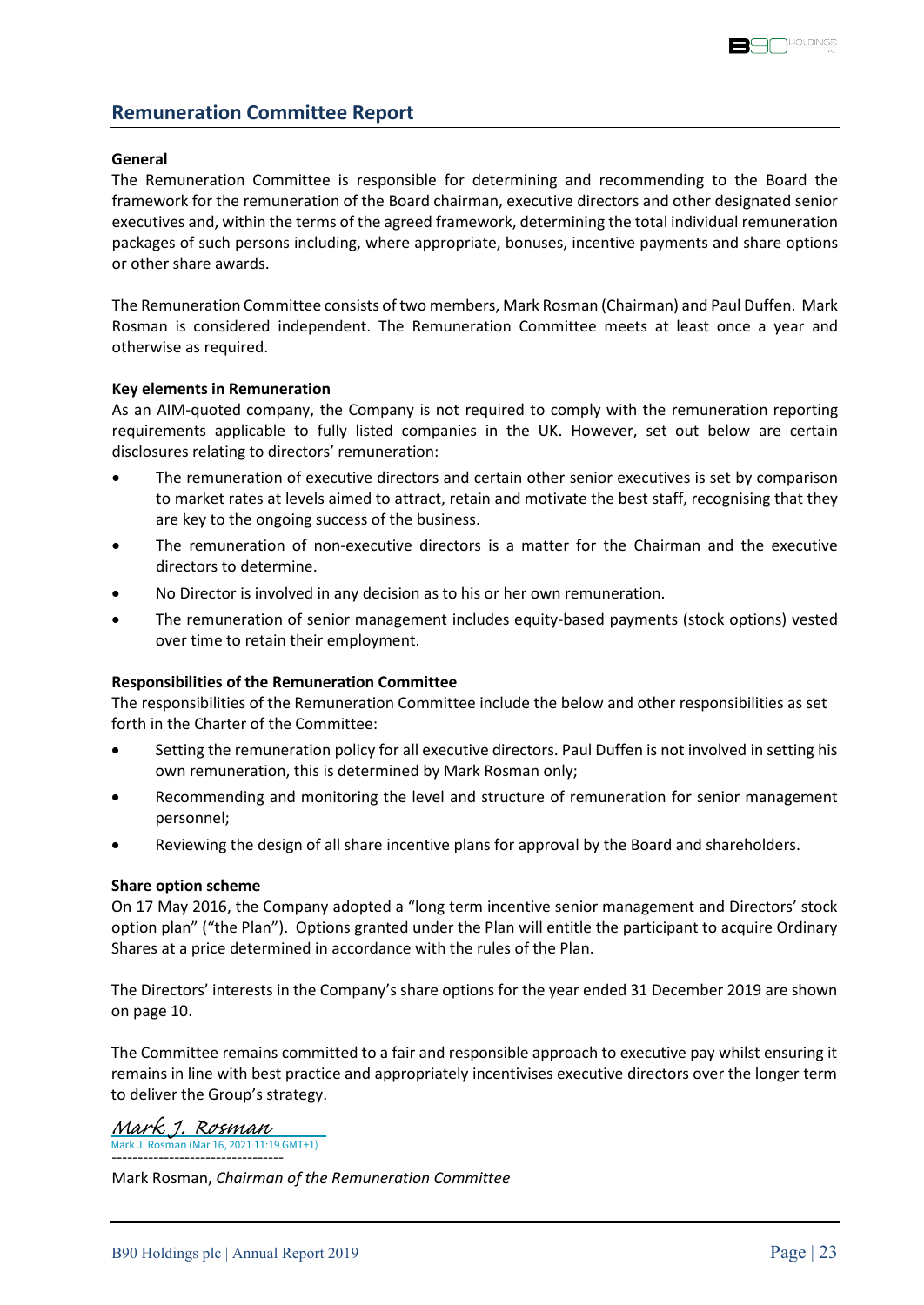## Remuneration Committee Report

### General

The Remuneration Committee is responsible for determining and recommending to the Board the framework for the remuneration of the Board chairman, executive directors and other designated senior executives and, within the terms of the agreed framework, determining the total individual remuneration packages of such persons including, where appropriate, bonuses, incentive payments and share options or other share awards.

The Remuneration Committee consists of two members, Mark Rosman (Chairman) and Paul Duffen. Mark Rosman is considered independent. The Remuneration Committee meets at least once a year and otherwise as required.

### Key elements in Remuneration

As an AIM-quoted company, the Company is not required to comply with the remuneration reporting requirements applicable to fully listed companies in the UK. However, set out below are certain disclosures relating to directors' remuneration:

- The remuneration of executive directors and certain other senior executives is set by comparison to market rates at levels aimed to attract, retain and motivate the best staff, recognising that they are key to the ongoing success of the business.
- The remuneration of non-executive directors is a matter for the Chairman and the executive directors to determine.
- No Director is involved in any decision as to his or her own remuneration.
- The remuneration of senior management includes equity-based payments (stock options) vested over time to retain their employment.

### Responsibilities of the Remuneration Committee

The responsibilities of the Remuneration Committee include the below and other responsibilities as set forth in the Charter of the Committee:

- Setting the remuneration policy for all executive directors. Paul Duffen is not involved in setting his own remuneration, this is determined by Mark Rosman only;
- Recommending and monitoring the level and structure of remuneration for senior management personnel;
- Reviewing the design of all share incentive plans for approval by the Board and shareholders.

### Share option scheme

On 17 May 2016, the Company adopted a "long term incentive senior management and Directors' stock option plan" ("the Plan"). Options granted under the Plan will entitle the participant to acquire Ordinary Shares at a price determined in accordance with the rules of the Plan.

The Directors' interests in the Company's share options for the year ended 31 December 2019 are shown on page 10.

The Committee remains committed to a fair and responsible approach to executive pay whilst ensuring it remains in line with best practice and appropriately incentivises executive directors over the longer term to deliver the Group's strategy.

*Mark J. Rosman*
Mark J. Rosman (Mar 16, 2021 11:19 GMT+1)

---------------------------------

Mark Rosman, *Chairman of the Remuneration Committee*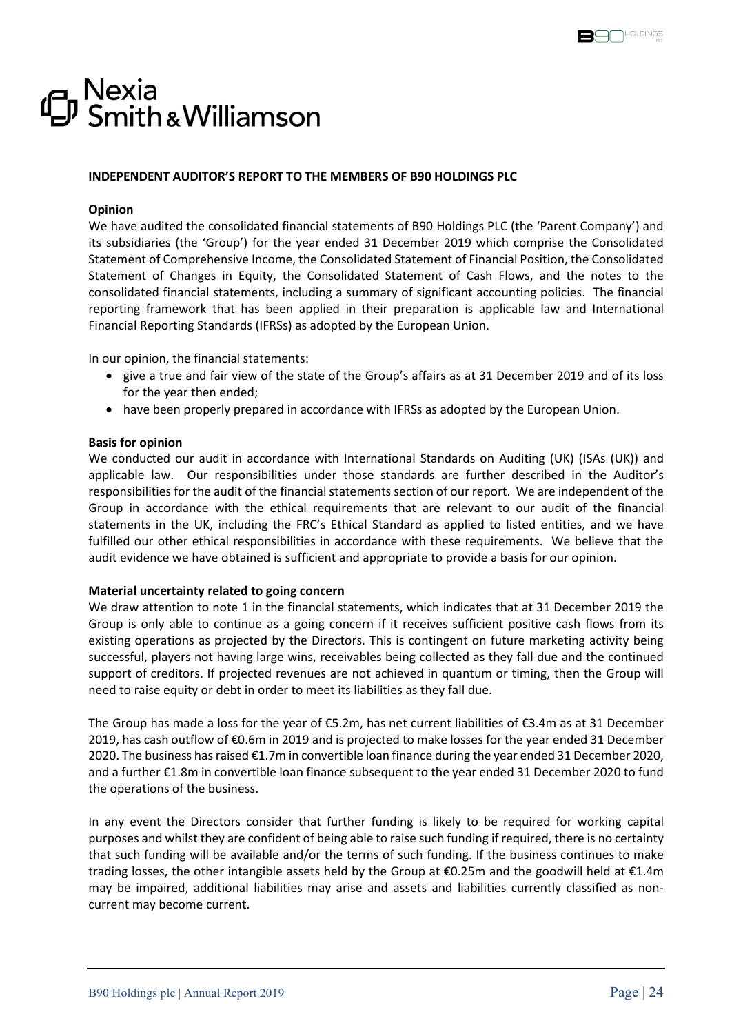Nexia Smith & Williamson

**INDEPENDENT AUDITOR'S REPORT TO THE MEMBERS OF B90 HOLDINGS PLC**

**Opinion**

We have audited the consolidated financial statements of B90 Holdings PLC (the 'Parent Company') and its subsidiaries (the 'Group') for the year ended 31 December 2019 which comprise the Consolidated Statement of Comprehensive Income, the Consolidated Statement of Financial Position, the Consolidated Statement of Changes in Equity, the Consolidated Statement of Cash Flows, and the notes to the consolidated financial statements, including a summary of significant accounting policies. The financial reporting framework that has been applied in their preparation is applicable law and International Financial Reporting Standards (IFRSs) as adopted by the European Union.

In our opinion, the financial statements:

- give a true and fair view of the state of the Group's affairs as at 31 December 2019 and of its loss for the year then ended;
- have been properly prepared in accordance with IFRSs as adopted by the European Union.

**Basis for opinion**

We conducted our audit in accordance with International Standards on Auditing (UK) (ISAs (UK)) and applicable law. Our responsibilities under those standards are further described in the Auditor's responsibilities for the audit of the financial statements section of our report. We are independent of the Group in accordance with the ethical requirements that are relevant to our audit of the financial statements in the UK, including the FRC's Ethical Standard as applied to listed entities, and we have fulfilled our other ethical responsibilities in accordance with these requirements. We believe that the audit evidence we have obtained is sufficient and appropriate to provide a basis for our opinion.

**Material uncertainty related to going concern**

We draw attention to note 1 in the financial statements, which indicates that at 31 December 2019 the Group is only able to continue as a going concern if it receives sufficient positive cash flows from its existing operations as projected by the Directors. This is contingent on future marketing activity being successful, players not having large wins, receivables being collected as they fall due and the continued support of creditors. If projected revenues are not achieved in quantum or timing, then the Group will need to raise equity or debt in order to meet its liabilities as they fall due.

The Group has made a loss for the year of €5.2m, has net current liabilities of €3.4m as at 31 December 2019, has cash outflow of €0.6m in 2019 and is projected to make losses for the year ended 31 December 2020. The business has raised €1.7m in convertible loan finance during the year ended 31 December 2020, and a further €1.8m in convertible loan finance subsequent to the year ended 31 December 2020 to fund the operations of the business.

In any event the Directors consider that further funding is likely to be required for working capital purposes and whilst they are confident of being able to raise such funding if required, there is no certainty that such funding will be available and/or the terms of such funding. If the business continues to make trading losses, the other intangible assets held by the Group at €0.25m and the goodwill held at €1.4m may be impaired, additional liabilities may arise and assets and liabilities currently classified as non-current may become current.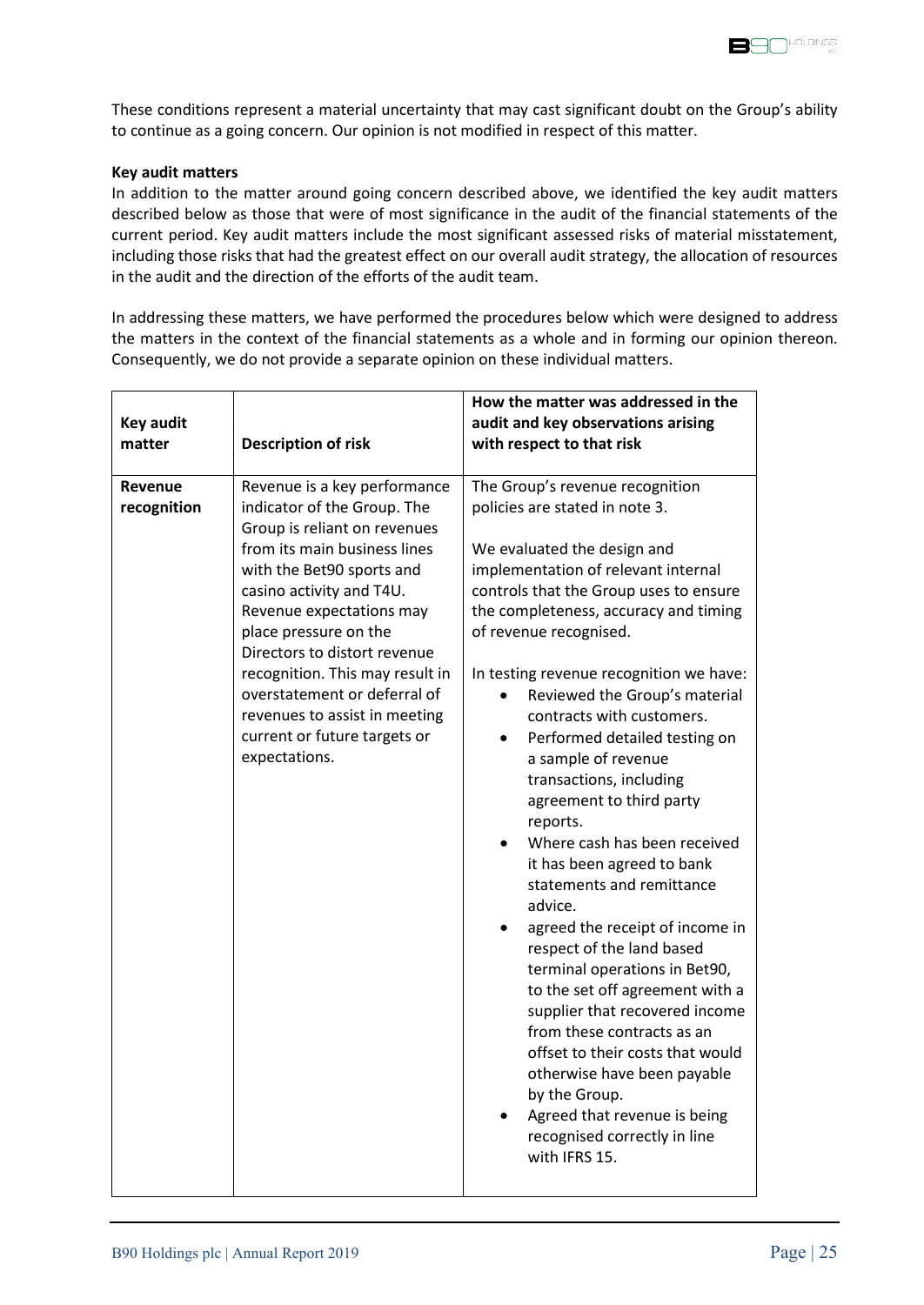These conditions represent a material uncertainty that may cast significant doubt on the Group's ability to continue as a going concern. Our opinion is not modified in respect of this matter.

**Key audit matters**

In addition to the matter around going concern described above, we identified the key audit matters described below as those that were of most significance in the audit of the financial statements of the current period. Key audit matters include the most significant assessed risks of material misstatement, including those risks that had the greatest effect on our overall audit strategy, the allocation of resources in the audit and the direction of the efforts of the audit team.

In addressing these matters, we have performed the procedures below which were designed to address the matters in the context of the financial statements as a whole and in forming our opinion thereon. Consequently, we do not provide a separate opinion on these individual matters.

| Key audit matter | Description of risk | How the matter was addressed in the audit and key observations arising with respect to that risk |
|---|---|---|
| **Revenue recognition** | Revenue is a key performance indicator of the Group. The Group is reliant on revenues from its main business lines with the Bet90 sports and casino activity and T4U. Revenue expectations may place pressure on the Directors to distort revenue recognition. This may result in overstatement or deferral of revenues to assist in meeting current or future targets or expectations. | The Group's revenue recognition policies are stated in note 3.<br><br>We evaluated the design and implementation of relevant internal controls that the Group uses to ensure the completeness, accuracy and timing of revenue recognised.<br><br>In testing revenue recognition we have:<br>• Reviewed the Group's material contracts with customers.<br>• Performed detailed testing on a sample of revenue transactions, including agreement to third party reports.<br>• Where cash has been received it has been agreed to bank statements and remittance advice.<br>• agreed the receipt of income in respect of the land based terminal operations in Bet90, to the set off agreement with a supplier that recovered income from these contracts as an offset to their costs that would otherwise have been payable by the Group.<br>• Agreed that revenue is being recognised correctly in line with IFRS 15. |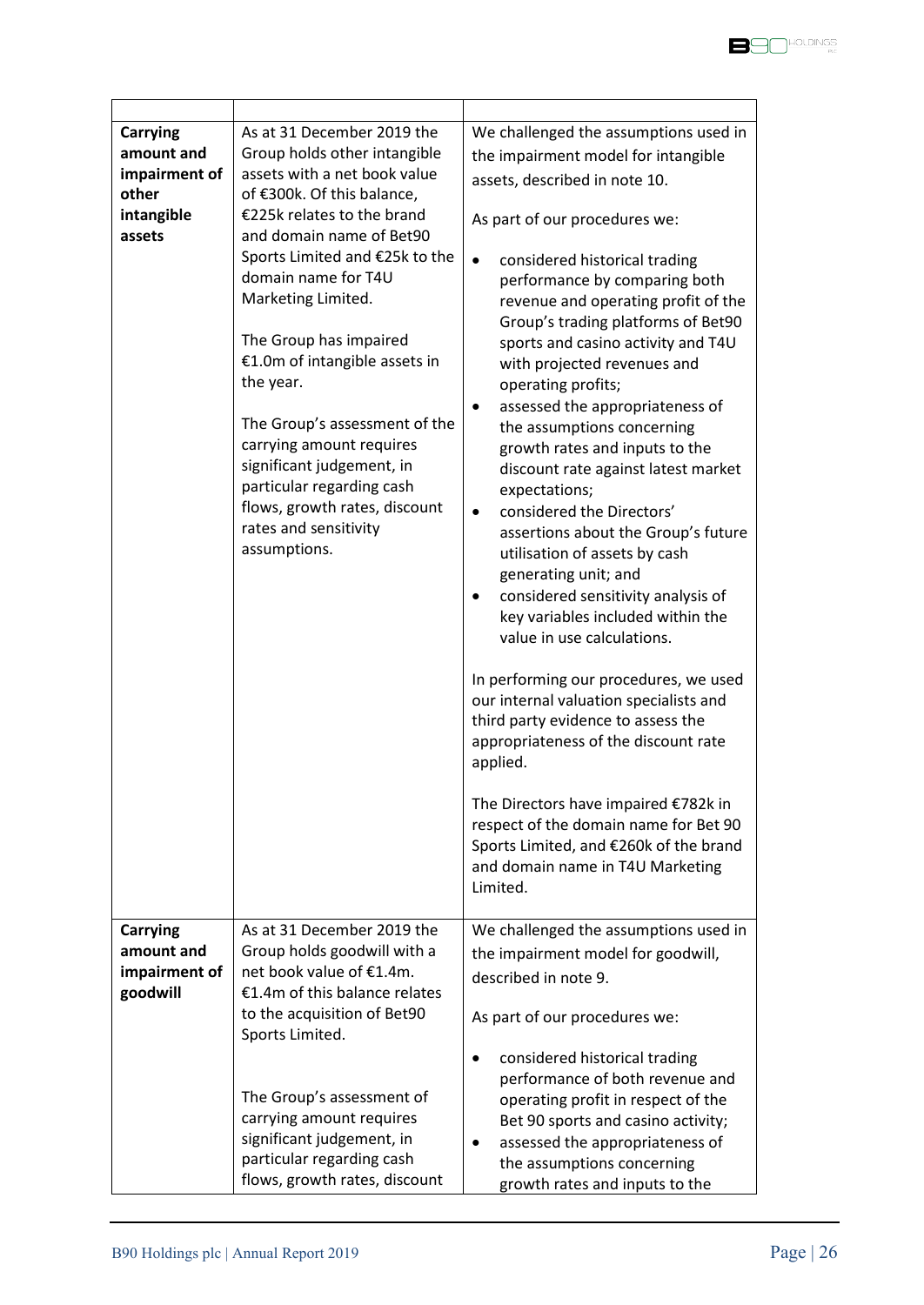| | | |
|---|---|---|
| **Carrying amount and impairment of other intangible assets** | As at 31 December 2019 the Group holds other intangible assets with a net book value of €300k. Of this balance, €225k relates to the brand and domain name of Bet90 Sports Limited and €25k to the domain name for T4U Marketing Limited.<br><br>The Group has impaired €1.0m of intangible assets in the year.<br><br>The Group's assessment of the carrying amount requires significant judgement, in particular regarding cash flows, growth rates, discount rates and sensitivity assumptions. | We challenged the assumptions used in the impairment model for intangible assets, described in note 10.<br><br>As part of our procedures we:<br><br>• considered historical trading performance by comparing both revenue and operating profit of the Group's trading platforms of Bet90 sports and casino activity and T4U with projected revenues and operating profits;<br>• assessed the appropriateness of the assumptions concerning growth rates and inputs to the discount rate against latest market expectations;<br>• considered the Directors' assertions about the Group's future utilisation of assets by cash generating unit; and<br>• considered sensitivity analysis of key variables included within the value in use calculations.<br><br>In performing our procedures, we used our internal valuation specialists and third party evidence to assess the appropriateness of the discount rate applied.<br><br>The Directors have impaired €782k in respect of the domain name for Bet 90 Sports Limited, and €260k of the brand and domain name in T4U Marketing Limited. |
| **Carrying amount and impairment of goodwill** | As at 31 December 2019 the Group holds goodwill with a net book value of €1.4m. €1.4m of this balance relates to the acquisition of Bet90 Sports Limited.<br><br>The Group's assessment of carrying amount requires significant judgement, in particular regarding cash flows, growth rates, discount | We challenged the assumptions used in the impairment model for goodwill, described in note 9.<br><br>As part of our procedures we:<br><br>• considered historical trading performance of both revenue and operating profit in respect of the Bet 90 sports and casino activity;<br>• assessed the appropriateness of the assumptions concerning growth rates and inputs to the |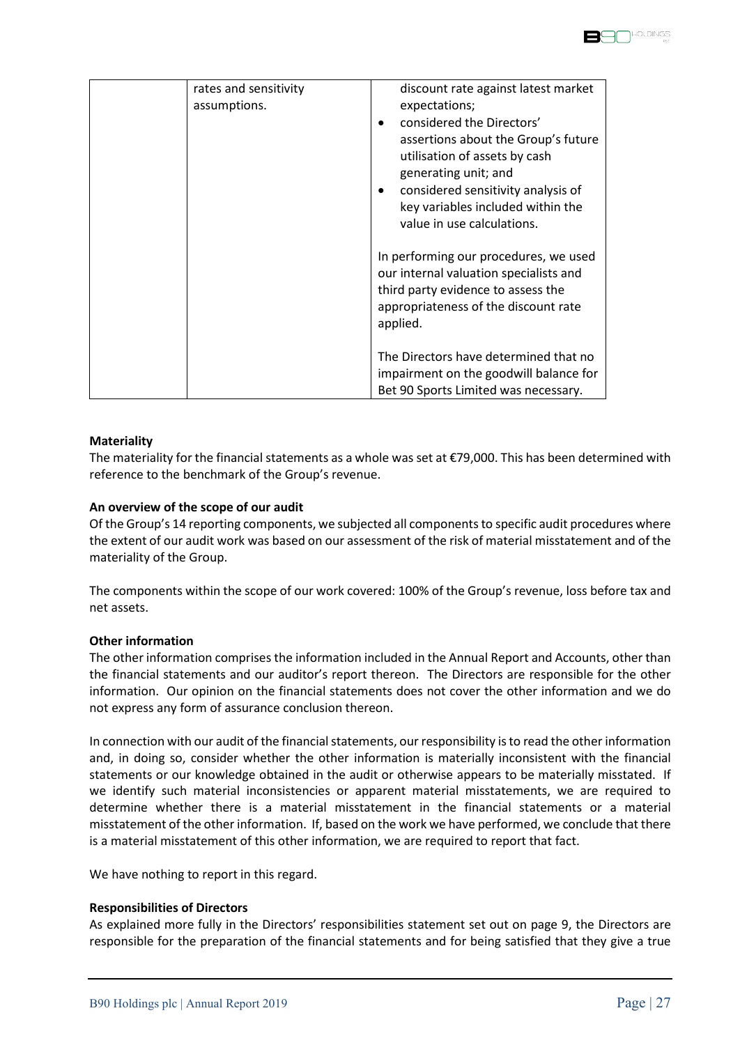| | rates and sensitivity assumptions. | discount rate against latest market expectations;<br>• considered the Directors' assertions about the Group's future utilisation of assets by cash generating unit; and<br>• considered sensitivity analysis of key variables included within the value in use calculations.<br><br>In performing our procedures, we used our internal valuation specialists and third party evidence to assess the appropriateness of the discount rate applied.<br><br>The Directors have determined that no impairment on the goodwill balance for Bet 90 Sports Limited was necessary. |
|---|---|---|

**Materiality**
The materiality for the financial statements as a whole was set at €79,000. This has been determined with reference to the benchmark of the Group's revenue.

**An overview of the scope of our audit**
Of the Group's 14 reporting components, we subjected all components to specific audit procedures where the extent of our audit work was based on our assessment of the risk of material misstatement and of the materiality of the Group.

The components within the scope of our work covered: 100% of the Group's revenue, loss before tax and net assets.

**Other information**
The other information comprises the information included in the Annual Report and Accounts, other than the financial statements and our auditor's report thereon. The Directors are responsible for the other information. Our opinion on the financial statements does not cover the other information and we do not express any form of assurance conclusion thereon.

In connection with our audit of the financial statements, our responsibility is to read the other information and, in doing so, consider whether the other information is materially inconsistent with the financial statements or our knowledge obtained in the audit or otherwise appears to be materially misstated. If we identify such material inconsistencies or apparent material misstatements, we are required to determine whether there is a material misstatement in the financial statements or a material misstatement of the other information. If, based on the work we have performed, we conclude that there is a material misstatement of this other information, we are required to report that fact.

We have nothing to report in this regard.

**Responsibilities of Directors**
As explained more fully in the Directors' responsibilities statement set out on page 9, the Directors are responsible for the preparation of the financial statements and for being satisfied that they give a true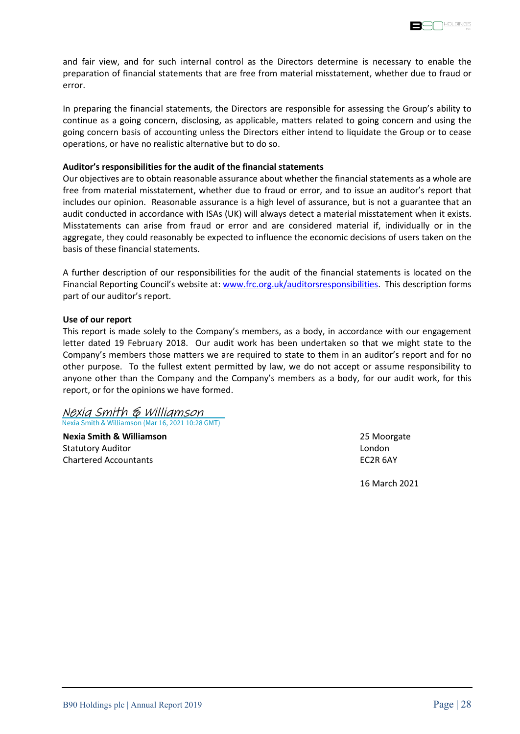and fair view, and for such internal control as the Directors determine is necessary to enable the preparation of financial statements that are free from material misstatement, whether due to fraud or error.

In preparing the financial statements, the Directors are responsible for assessing the Group's ability to continue as a going concern, disclosing, as applicable, matters related to going concern and using the going concern basis of accounting unless the Directors either intend to liquidate the Group or to cease operations, or have no realistic alternative but to do so.

**Auditor's responsibilities for the audit of the financial statements**

Our objectives are to obtain reasonable assurance about whether the financial statements as a whole are free from material misstatement, whether due to fraud or error, and to issue an auditor's report that includes our opinion. Reasonable assurance is a high level of assurance, but is not a guarantee that an audit conducted in accordance with ISAs (UK) will always detect a material misstatement when it exists. Misstatements can arise from fraud or error and are considered material if, individually or in the aggregate, they could reasonably be expected to influence the economic decisions of users taken on the basis of these financial statements.

A further description of our responsibilities for the audit of the financial statements is located on the Financial Reporting Council's website at: www.frc.org.uk/auditorsresponsibilities. This description forms part of our auditor's report.

**Use of our report**

This report is made solely to the Company's members, as a body, in accordance with our engagement letter dated 19 February 2018. Our audit work has been undertaken so that we might state to the Company's members those matters we are required to state to them in an auditor's report and for no other purpose. To the fullest extent permitted by law, we do not accept or assume responsibility to anyone other than the Company and the Company's members as a body, for our audit work, for this report, or for the opinions we have formed.

*Nexia Smith & Williamson*
Nexia Smith & Williamson (Mar 16, 2021 10:28 GMT)

**Nexia Smith & Williamson**
Statutory Auditor
Chartered Accountants

25 Moorgate
London
EC2R 6AY

16 March 2021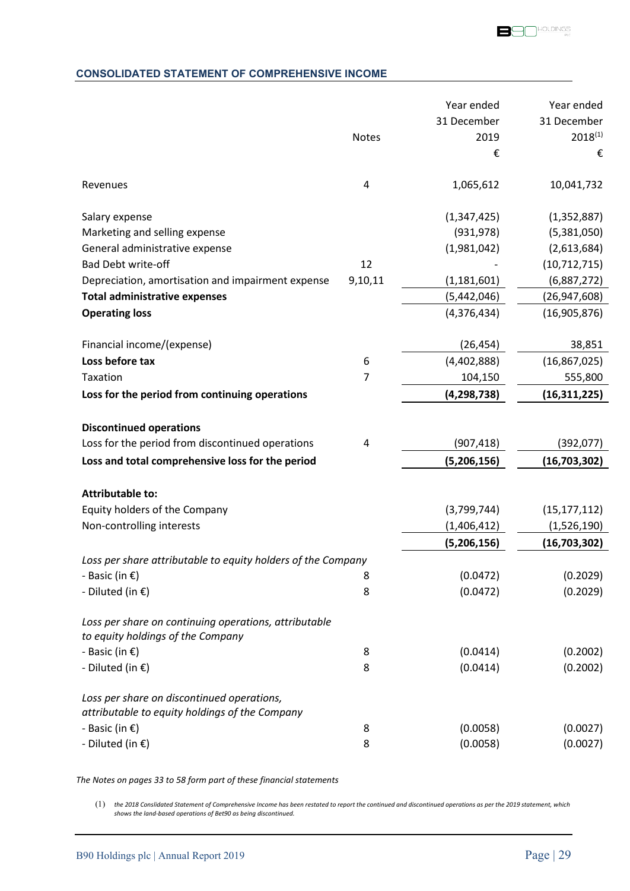## CONSOLIDATED STATEMENT OF COMPREHENSIVE INCOME

| | Notes | Year ended 31 December 2019 € | Year ended 31 December 2018[(1)] € |
|---|---|---|---|
| Revenues | 4 | 1,065,612 | 10,041,732 |
| | | | |
| Salary expense | | (1,347,425) | (1,352,887) |
| Marketing and selling expense | | (931,978) | (5,381,050) |
| General administrative expense | | (1,981,042) | (2,613,684) |
| Bad Debt write-off | 12 | - | (10,712,715) |
| Depreciation, amortisation and impairment expense | 9,10,11 | (1,181,601) | (6,887,272) |
| **Total administrative expenses** | | (5,442,046) | (26,947,608) |
| **Operating loss** | | (4,376,434) | (16,905,876) |
| | | | |
| Financial income/(expense) | | (26,454) | 38,851 |
| **Loss before tax** | 6 | (4,402,888) | (16,867,025) |
| Taxation | 7 | 104,150 | 555,800 |
| **Loss for the period from continuing operations** | | **(4,298,738)** | **(16,311,225)** |
| | | | |
| **Discontinued operations** | | | |
| Loss for the period from discontinued operations | 4 | (907,418) | (392,077) |
| **Loss and total comprehensive loss for the period** | | **(5,206,156)** | **(16,703,302)** |
| | | | |
| **Attributable to:** | | | |
| Equity holders of the Company | | (3,799,744) | (15,177,112) |
| Non-controlling interests | | (1,406,412) | (1,526,190) |
| | | **(5,206,156)** | **(16,703,302)** |
| *Loss per share attributable to equity holders of the Company* | | | |
| - Basic (in €) | 8 | (0.0472) | (0.2029) |
| - Diluted (in €) | 8 | (0.0472) | (0.2029) |
| | | | |
| *Loss per share on continuing operations, attributable to equity holdings of the Company* | | | |
| - Basic (in €) | 8 | (0.0414) | (0.2002) |
| - Diluted (in €) | 8 | (0.0414) | (0.2002) |
| | | | |
| *Loss per share on discontinued operations, attributable to equity holdings of the Company* | | | |
| - Basic (in €) | 8 | (0.0058) | (0.0027) |
| - Diluted (in €) | 8 | (0.0058) | (0.0027) |

*The Notes on pages 33 to 58 form part of these financial statements*

(1) *the 2018 Conslidated Statement of Comprehensive Income has been restated to report the continued and discontinued operations as per the 2019 statement, which shows the land-based operations of Bet90 as being discontinued.*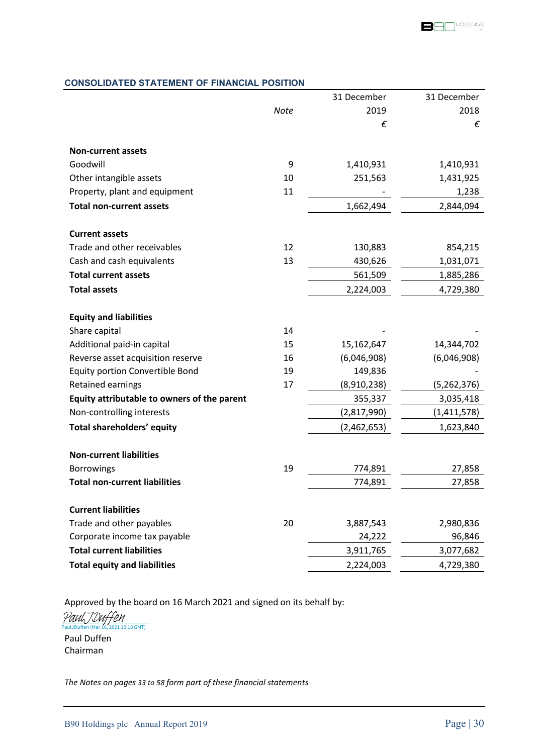## CONSOLIDATED STATEMENT OF FINANCIAL POSITION

| | *Note* | 31 December 2019 € | 31 December 2018 € |
|---|---|---|---|
| **Non-current assets** | | | |
| Goodwill | 9 | 1,410,931 | 1,410,931 |
| Other intangible assets | 10 | 251,563 | 1,431,925 |
| Property, plant and equipment | 11 | - | 1,238 |
| **Total non-current assets** | | 1,662,494 | 2,844,094 |
| **Current assets** | | | |
| Trade and other receivables | 12 | 130,883 | 854,215 |
| Cash and cash equivalents | 13 | 430,626 | 1,031,071 |
| **Total current assets** | | 561,509 | 1,885,286 |
| **Total assets** | | 2,224,003 | 4,729,380 |
| **Equity and liabilities** | | | |
| Share capital | 14 | - | - |
| Additional paid-in capital | 15 | 15,162,647 | 14,344,702 |
| Reverse asset acquisition reserve | 16 | (6,046,908) | (6,046,908) |
| Equity portion Convertible Bond | 19 | 149,836 | - |
| Retained earnings | 17 | (8,910,238) | (5,262,376) |
| **Equity attributable to owners of the parent** | | 355,337 | 3,035,418 |
| Non-controlling interests | | (2,817,990) | (1,411,578) |
| **Total shareholders' equity** | | (2,462,653) | 1,623,840 |
| **Non-current liabilities** | | | |
| Borrowings | 19 | 774,891 | 27,858 |
| **Total non-current liabilities** | | 774,891 | 27,858 |
| **Current liabilities** | | | |
| Trade and other payables | 20 | 3,887,543 | 2,980,836 |
| Corporate income tax payable | | 24,222 | 96,846 |
| **Total current liabilities** | | 3,911,765 | 3,077,682 |
| **Total equity and liabilities** | | 2,224,003 | 4,729,380 |

Approved by the board on 16 March 2021 and signed on its behalf by:

Paul J Duffen
PaulJDuffen (Mar 16, 2021 10:18 GMT)

Paul Duffen
Chairman

*The Notes on pages 33 to 58 form part of these financial statements*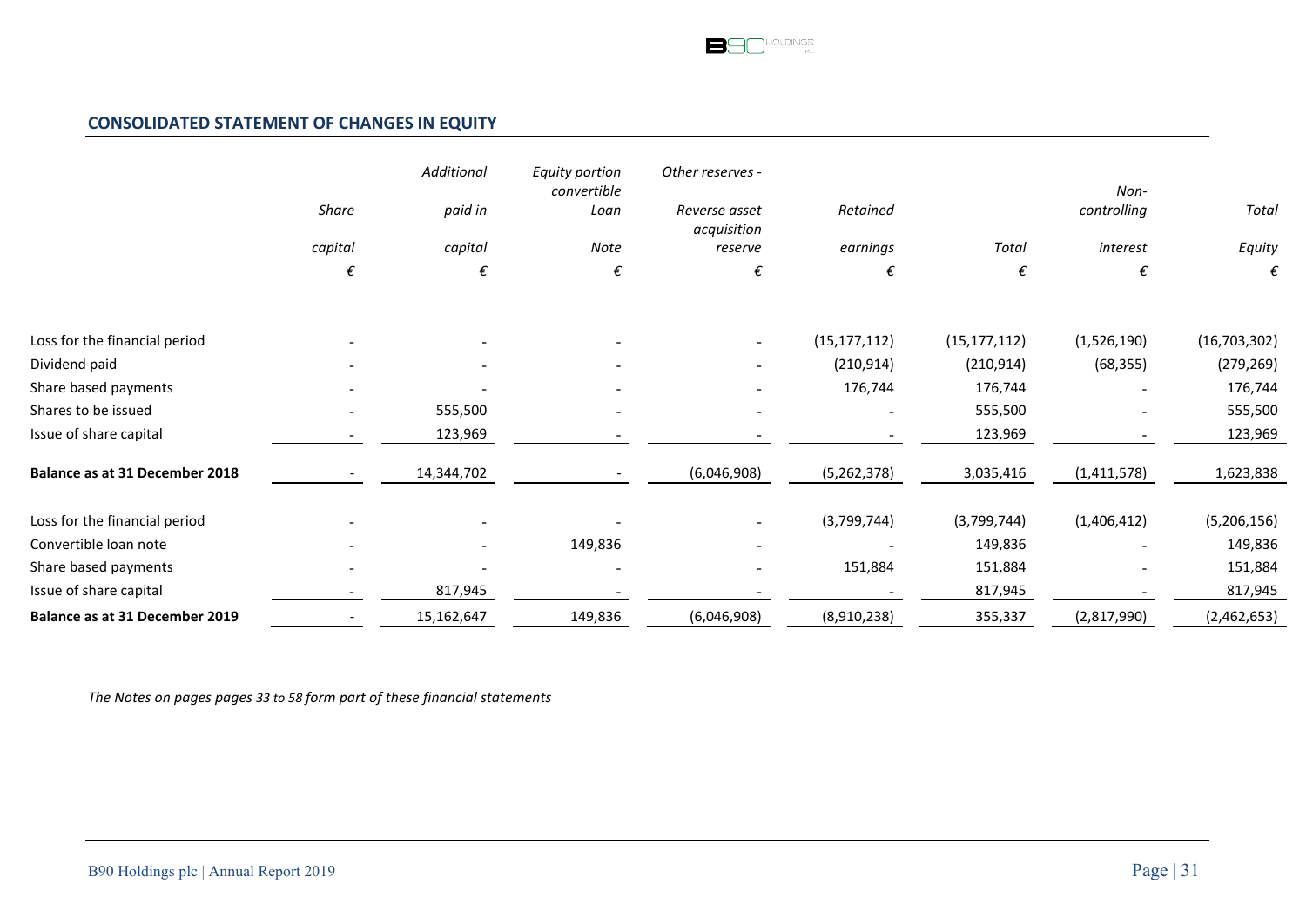## CONSOLIDATED STATEMENT OF CHANGES IN EQUITY

| | *Share capital* | *Additional paid in capital* | *Equity portion convertible Loan Note* | *Other reserves - Reverse asset acquisition reserve* | *Retained earnings* | *Total* | *Non-controlling interest* | *Total Equity* |
|---|---|---|---|---|---|---|---|---|
| | *€* | *€* | *€* | *€* | *€* | *€* | *€* | *€* |
| Loss for the financial period | - | - | - | - | (15,177,112) | (15,177,112) | (1,526,190) | (16,703,302) |
| Dividend paid | - | - | - | - | (210,914) | (210,914) | (68,355) | (279,269) |
| Share based payments | - | - | - | - | 176,744 | 176,744 | - | 176,744 |
| Shares to be issued | - | 555,500 | - | - | - | 555,500 | - | 555,500 |
| Issue of share capital | - | 123,969 | - | - | - | 123,969 | - | 123,969 |
| **Balance as at 31 December 2018** | - | 14,344,702 | - | (6,046,908) | (5,262,378) | 3,035,416 | (1,411,578) | 1,623,838 |
| Loss for the financial period | - | - | - | - | (3,799,744) | (3,799,744) | (1,406,412) | (5,206,156) |
| Convertible loan note | - | - | 149,836 | - | - | 149,836 | - | 149,836 |
| Share based payments | - | - | - | - | 151,884 | 151,884 | - | 151,884 |
| Issue of share capital | - | 817,945 | - | - | - | 817,945 | - | 817,945 |
| **Balance as at 31 December 2019** | - | 15,162,647 | 149,836 | (6,046,908) | (8,910,238) | 355,337 | (2,817,990) | (2,462,653) |

*The Notes on pages pages 33 to 58 form part of these financial statements*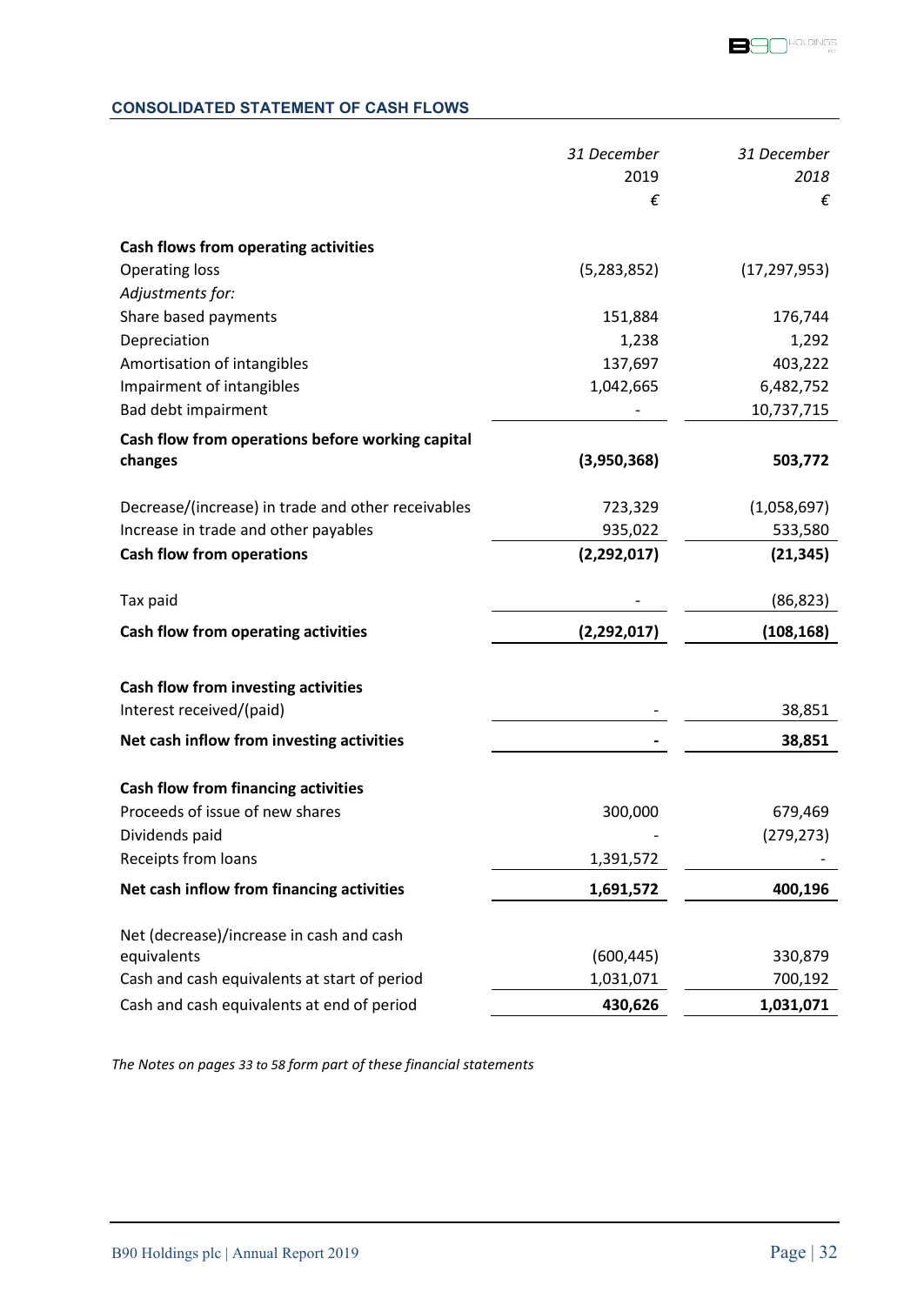## CONSOLIDATED STATEMENT OF CASH FLOWS

| | 31 December 2019 € | 31 December 2018 € |
|---|---|---|
| **Cash flows from operating activities** | | |
| Operating loss | (5,283,852) | (17,297,953) |
| *Adjustments for:* | | |
| Share based payments | 151,884 | 176,744 |
| Depreciation | 1,238 | 1,292 |
| Amortisation of intangibles | 137,697 | 403,222 |
| Impairment of intangibles | 1,042,665 | 6,482,752 |
| Bad debt impairment | - | 10,737,715 |
| **Cash flow from operations before working capital changes** | **(3,950,368)** | **503,772** |
| Decrease/(increase) in trade and other receivables | 723,329 | (1,058,697) |
| Increase in trade and other payables | 935,022 | 533,580 |
| **Cash flow from operations** | **(2,292,017)** | **(21,345)** |
| Tax paid | - | (86,823) |
| **Cash flow from operating activities** | **(2,292,017)** | **(108,168)** |
| **Cash flow from investing activities** | | |
| Interest received/(paid) | - | 38,851 |
| **Net cash inflow from investing activities** | **-** | **38,851** |
| **Cash flow from financing activities** | | |
| Proceeds of issue of new shares | 300,000 | 679,469 |
| Dividends paid | - | (279,273) |
| Receipts from loans | 1,391,572 | - |
| **Net cash inflow from financing activities** | **1,691,572** | **400,196** |
| Net (decrease)/increase in cash and cash equivalents | (600,445) | 330,879 |
| Cash and cash equivalents at start of period | 1,031,071 | 700,192 |
| Cash and cash equivalents at end of period | **430,626** | **1,031,071** |

*The Notes on pages 33 to 58 form part of these financial statements*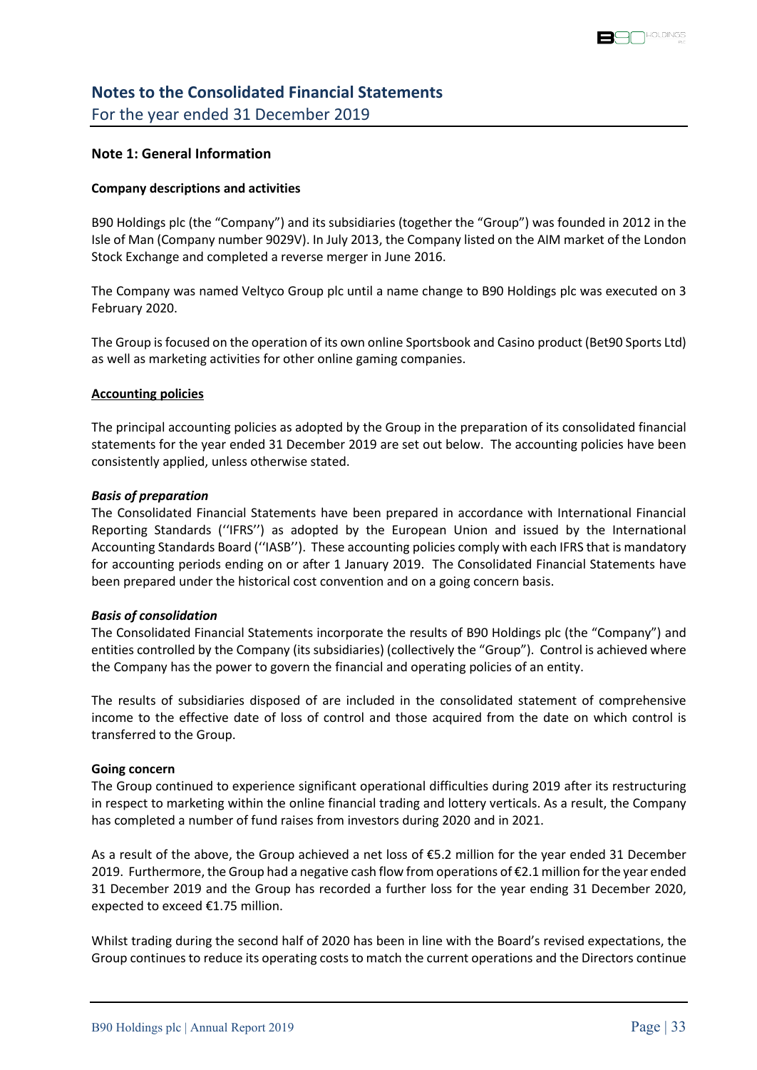# Notes to the Consolidated Financial Statements

For the year ended 31 December 2019

## Note 1: General Information

**Company descriptions and activities**

B90 Holdings plc (the "Company") and its subsidiaries (together the "Group") was founded in 2012 in the Isle of Man (Company number 9029V). In July 2013, the Company listed on the AIM market of the London Stock Exchange and completed a reverse merger in June 2016.

The Company was named Veltyco Group plc until a name change to B90 Holdings plc was executed on 3 February 2020.

The Group is focused on the operation of its own online Sportsbook and Casino product (Bet90 Sports Ltd) as well as marketing activities for other online gaming companies.

**Accounting policies**

The principal accounting policies as adopted by the Group in the preparation of its consolidated financial statements for the year ended 31 December 2019 are set out below. The accounting policies have been consistently applied, unless otherwise stated.

***Basis of preparation***

The Consolidated Financial Statements have been prepared in accordance with International Financial Reporting Standards (''IFRS'') as adopted by the European Union and issued by the International Accounting Standards Board (''IASB''). These accounting policies comply with each IFRS that is mandatory for accounting periods ending on or after 1 January 2019. The Consolidated Financial Statements have been prepared under the historical cost convention and on a going concern basis.

***Basis of consolidation***

The Consolidated Financial Statements incorporate the results of B90 Holdings plc (the "Company") and entities controlled by the Company (its subsidiaries) (collectively the "Group"). Control is achieved where the Company has the power to govern the financial and operating policies of an entity.

The results of subsidiaries disposed of are included in the consolidated statement of comprehensive income to the effective date of loss of control and those acquired from the date on which control is transferred to the Group.

**Going concern**

The Group continued to experience significant operational difficulties during 2019 after its restructuring in respect to marketing within the online financial trading and lottery verticals. As a result, the Company has completed a number of fund raises from investors during 2020 and in 2021.

As a result of the above, the Group achieved a net loss of €5.2 million for the year ended 31 December 2019. Furthermore, the Group had a negative cash flow from operations of €2.1 million for the year ended 31 December 2019 and the Group has recorded a further loss for the year ending 31 December 2020, expected to exceed €1.75 million.

Whilst trading during the second half of 2020 has been in line with the Board's revised expectations, the Group continues to reduce its operating costs to match the current operations and the Directors continue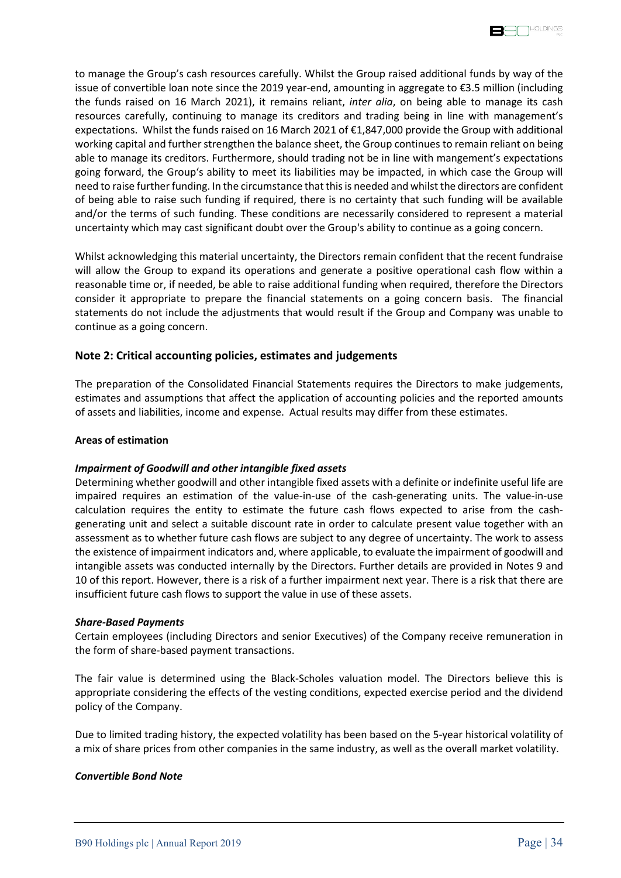to manage the Group's cash resources carefully. Whilst the Group raised additional funds by way of the issue of convertible loan note since the 2019 year-end, amounting in aggregate to €3.5 million (including the funds raised on 16 March 2021), it remains reliant, *inter alia*, on being able to manage its cash resources carefully, continuing to manage its creditors and trading being in line with management's expectations. Whilst the funds raised on 16 March 2021 of €1,847,000 provide the Group with additional working capital and further strengthen the balance sheet, the Group continues to remain reliant on being able to manage its creditors. Furthermore, should trading not be in line with mangement's expectations going forward, the Group's ability to meet its liabilities may be impacted, in which case the Group will need to raise further funding. In the circumstance that this is needed and whilst the directors are confident of being able to raise such funding if required, there is no certainty that such funding will be available and/or the terms of such funding. These conditions are necessarily considered to represent a material uncertainty which may cast significant doubt over the Group's ability to continue as a going concern.

Whilst acknowledging this material uncertainty, the Directors remain confident that the recent fundraise will allow the Group to expand its operations and generate a positive operational cash flow within a reasonable time or, if needed, be able to raise additional funding when required, therefore the Directors consider it appropriate to prepare the financial statements on a going concern basis. The financial statements do not include the adjustments that would result if the Group and Company was unable to continue as a going concern.

## Note 2: Critical accounting policies, estimates and judgements

The preparation of the Consolidated Financial Statements requires the Directors to make judgements, estimates and assumptions that affect the application of accounting policies and the reported amounts of assets and liabilities, income and expense. Actual results may differ from these estimates.

**Areas of estimation**

***Impairment of Goodwill and other intangible fixed assets***

Determining whether goodwill and other intangible fixed assets with a definite or indefinite useful life are impaired requires an estimation of the value-in-use of the cash-generating units. The value-in-use calculation requires the entity to estimate the future cash flows expected to arise from the cash-generating unit and select a suitable discount rate in order to calculate present value together with an assessment as to whether future cash flows are subject to any degree of uncertainty. The work to assess the existence of impairment indicators and, where applicable, to evaluate the impairment of goodwill and intangible assets was conducted internally by the Directors. Further details are provided in Notes 9 and 10 of this report. However, there is a risk of a further impairment next year. There is a risk that there are insufficient future cash flows to support the value in use of these assets.

***Share-Based Payments***

Certain employees (including Directors and senior Executives) of the Company receive remuneration in the form of share-based payment transactions.

The fair value is determined using the Black-Scholes valuation model. The Directors believe this is appropriate considering the effects of the vesting conditions, expected exercise period and the dividend policy of the Company.

Due to limited trading history, the expected volatility has been based on the 5-year historical volatility of a mix of share prices from other companies in the same industry, as well as the overall market volatility.

***Convertible Bond Note***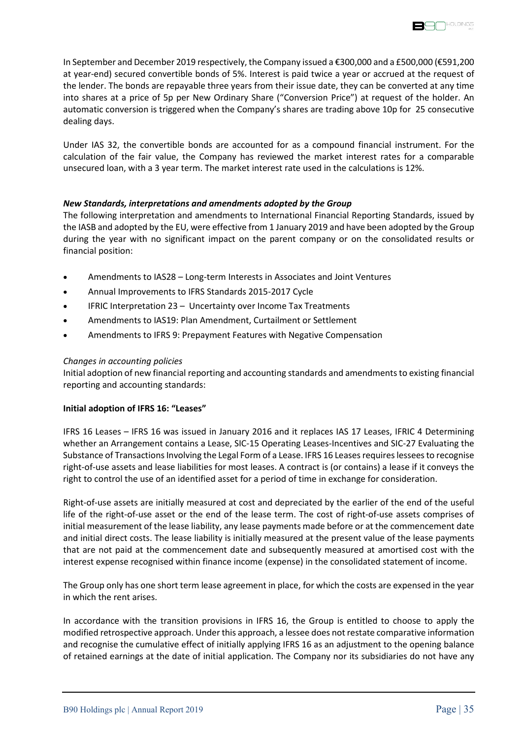In September and December 2019 respectively, the Company issued a €300,000 and a £500,000 (€591,200 at year-end) secured convertible bonds of 5%. Interest is paid twice a year or accrued at the request of the lender. The bonds are repayable three years from their issue date, they can be converted at any time into shares at a price of 5p per New Ordinary Share ("Conversion Price") at request of the holder. An automatic conversion is triggered when the Company's shares are trading above 10p for 25 consecutive dealing days.

Under IAS 32, the convertible bonds are accounted for as a compound financial instrument. For the calculation of the fair value, the Company has reviewed the market interest rates for a comparable unsecured loan, with a 3 year term. The market interest rate used in the calculations is 12%.

***New Standards, interpretations and amendments adopted by the Group***

The following interpretation and amendments to International Financial Reporting Standards, issued by the IASB and adopted by the EU, were effective from 1 January 2019 and have been adopted by the Group during the year with no significant impact on the parent company or on the consolidated results or financial position:

- Amendments to IAS28 – Long-term Interests in Associates and Joint Ventures
- Annual Improvements to IFRS Standards 2015-2017 Cycle
- IFRIC Interpretation 23 – Uncertainty over Income Tax Treatments
- Amendments to IAS19: Plan Amendment, Curtailment or Settlement
- Amendments to IFRS 9: Prepayment Features with Negative Compensation

*Changes in accounting policies*

Initial adoption of new financial reporting and accounting standards and amendments to existing financial reporting and accounting standards:

**Initial adoption of IFRS 16: "Leases"**

IFRS 16 Leases – IFRS 16 was issued in January 2016 and it replaces IAS 17 Leases, IFRIC 4 Determining whether an Arrangement contains a Lease, SIC-15 Operating Leases-Incentives and SIC-27 Evaluating the Substance of Transactions Involving the Legal Form of a Lease. IFRS 16 Leases requires lessees to recognise right-of-use assets and lease liabilities for most leases. A contract is (or contains) a lease if it conveys the right to control the use of an identified asset for a period of time in exchange for consideration.

Right-of-use assets are initially measured at cost and depreciated by the earlier of the end of the useful life of the right-of-use asset or the end of the lease term. The cost of right-of-use assets comprises of initial measurement of the lease liability, any lease payments made before or at the commencement date and initial direct costs. The lease liability is initially measured at the present value of the lease payments that are not paid at the commencement date and subsequently measured at amortised cost with the interest expense recognised within finance income (expense) in the consolidated statement of income.

The Group only has one short term lease agreement in place, for which the costs are expensed in the year in which the rent arises.

In accordance with the transition provisions in IFRS 16, the Group is entitled to choose to apply the modified retrospective approach. Under this approach, a lessee does not restate comparative information and recognise the cumulative effect of initially applying IFRS 16 as an adjustment to the opening balance of retained earnings at the date of initial application. The Company nor its subsidiaries do not have any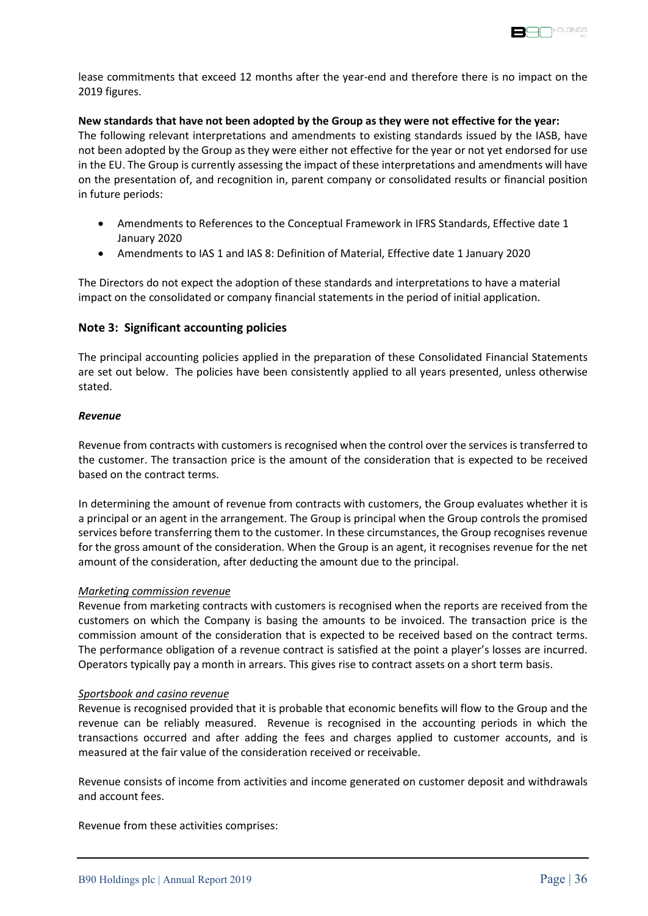lease commitments that exceed 12 months after the year-end and therefore there is no impact on the 2019 figures.

**New standards that have not been adopted by the Group as they were not effective for the year:**
The following relevant interpretations and amendments to existing standards issued by the IASB, have not been adopted by the Group as they were either not effective for the year or not yet endorsed for use in the EU. The Group is currently assessing the impact of these interpretations and amendments will have on the presentation of, and recognition in, parent company or consolidated results or financial position in future periods:

- Amendments to References to the Conceptual Framework in IFRS Standards, Effective date 1 January 2020
- Amendments to IAS 1 and IAS 8: Definition of Material, Effective date 1 January 2020

The Directors do not expect the adoption of these standards and interpretations to have a material impact on the consolidated or company financial statements in the period of initial application.

## Note 3: Significant accounting policies

The principal accounting policies applied in the preparation of these Consolidated Financial Statements are set out below. The policies have been consistently applied to all years presented, unless otherwise stated.

***Revenue***

Revenue from contracts with customers is recognised when the control over the services is transferred to the customer. The transaction price is the amount of the consideration that is expected to be received based on the contract terms.

In determining the amount of revenue from contracts with customers, the Group evaluates whether it is a principal or an agent in the arrangement. The Group is principal when the Group controls the promised services before transferring them to the customer. In these circumstances, the Group recognises revenue for the gross amount of the consideration. When the Group is an agent, it recognises revenue for the net amount of the consideration, after deducting the amount due to the principal.

*Marketing commission revenue*
Revenue from marketing contracts with customers is recognised when the reports are received from the customers on which the Company is basing the amounts to be invoiced. The transaction price is the commission amount of the consideration that is expected to be received based on the contract terms. The performance obligation of a revenue contract is satisfied at the point a player's losses are incurred. Operators typically pay a month in arrears. This gives rise to contract assets on a short term basis.

*Sportsbook and casino revenue*
Revenue is recognised provided that it is probable that economic benefits will flow to the Group and the revenue can be reliably measured. Revenue is recognised in the accounting periods in which the transactions occurred and after adding the fees and charges applied to customer accounts, and is measured at the fair value of the consideration received or receivable.

Revenue consists of income from activities and income generated on customer deposit and withdrawals and account fees.

Revenue from these activities comprises: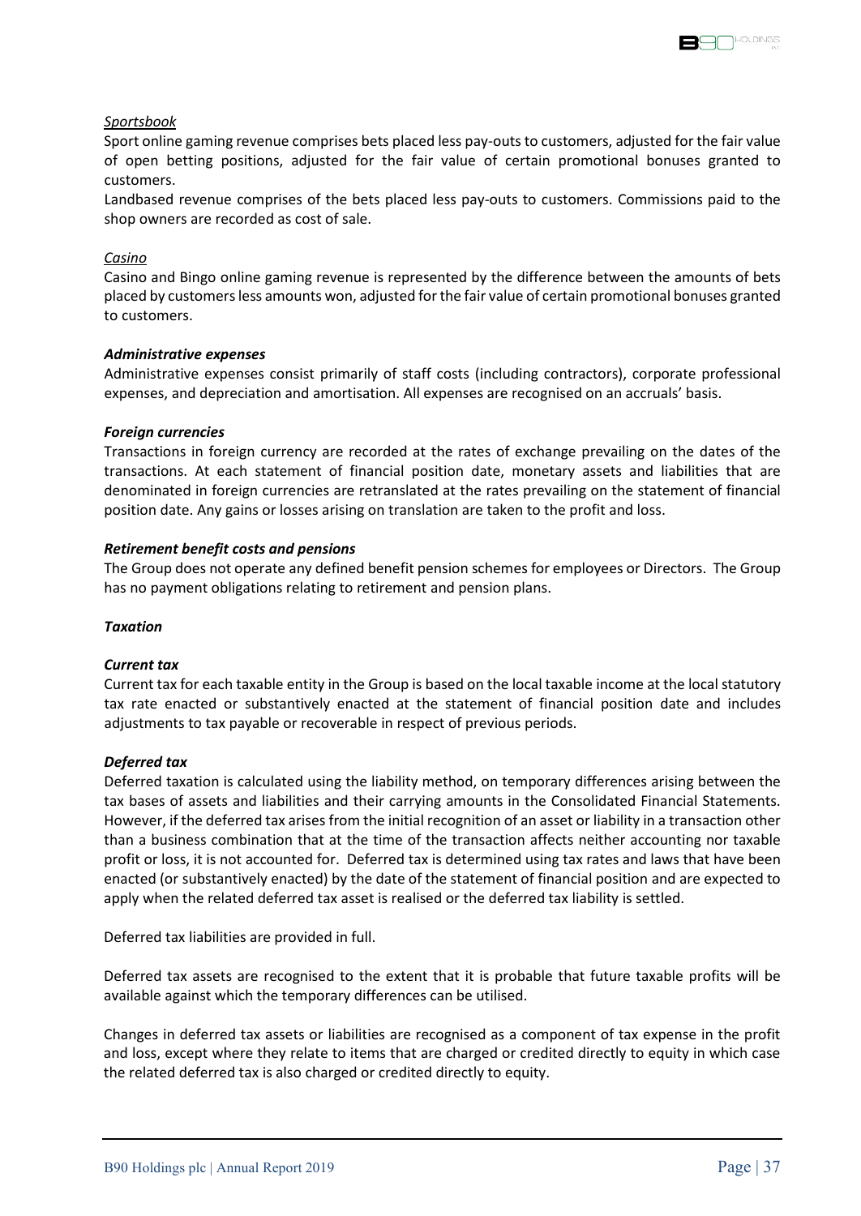*Sportsbook*

Sport online gaming revenue comprises bets placed less pay-outs to customers, adjusted for the fair value of open betting positions, adjusted for the fair value of certain promotional bonuses granted to customers.

Landbased revenue comprises of the bets placed less pay-outs to customers. Commissions paid to the shop owners are recorded as cost of sale.

*Casino*

Casino and Bingo online gaming revenue is represented by the difference between the amounts of bets placed by customers less amounts won, adjusted for the fair value of certain promotional bonuses granted to customers.

***Administrative expenses***

Administrative expenses consist primarily of staff costs (including contractors), corporate professional expenses, and depreciation and amortisation. All expenses are recognised on an accruals' basis.

***Foreign currencies***

Transactions in foreign currency are recorded at the rates of exchange prevailing on the dates of the transactions. At each statement of financial position date, monetary assets and liabilities that are denominated in foreign currencies are retranslated at the rates prevailing on the statement of financial position date. Any gains or losses arising on translation are taken to the profit and loss.

***Retirement benefit costs and pensions***

The Group does not operate any defined benefit pension schemes for employees or Directors. The Group has no payment obligations relating to retirement and pension plans.

***Taxation***

***Current tax***

Current tax for each taxable entity in the Group is based on the local taxable income at the local statutory tax rate enacted or substantively enacted at the statement of financial position date and includes adjustments to tax payable or recoverable in respect of previous periods.

***Deferred tax***

Deferred taxation is calculated using the liability method, on temporary differences arising between the tax bases of assets and liabilities and their carrying amounts in the Consolidated Financial Statements. However, if the deferred tax arises from the initial recognition of an asset or liability in a transaction other than a business combination that at the time of the transaction affects neither accounting nor taxable profit or loss, it is not accounted for. Deferred tax is determined using tax rates and laws that have been enacted (or substantively enacted) by the date of the statement of financial position and are expected to apply when the related deferred tax asset is realised or the deferred tax liability is settled.

Deferred tax liabilities are provided in full.

Deferred tax assets are recognised to the extent that it is probable that future taxable profits will be available against which the temporary differences can be utilised.

Changes in deferred tax assets or liabilities are recognised as a component of tax expense in the profit and loss, except where they relate to items that are charged or credited directly to equity in which case the related deferred tax is also charged or credited directly to equity.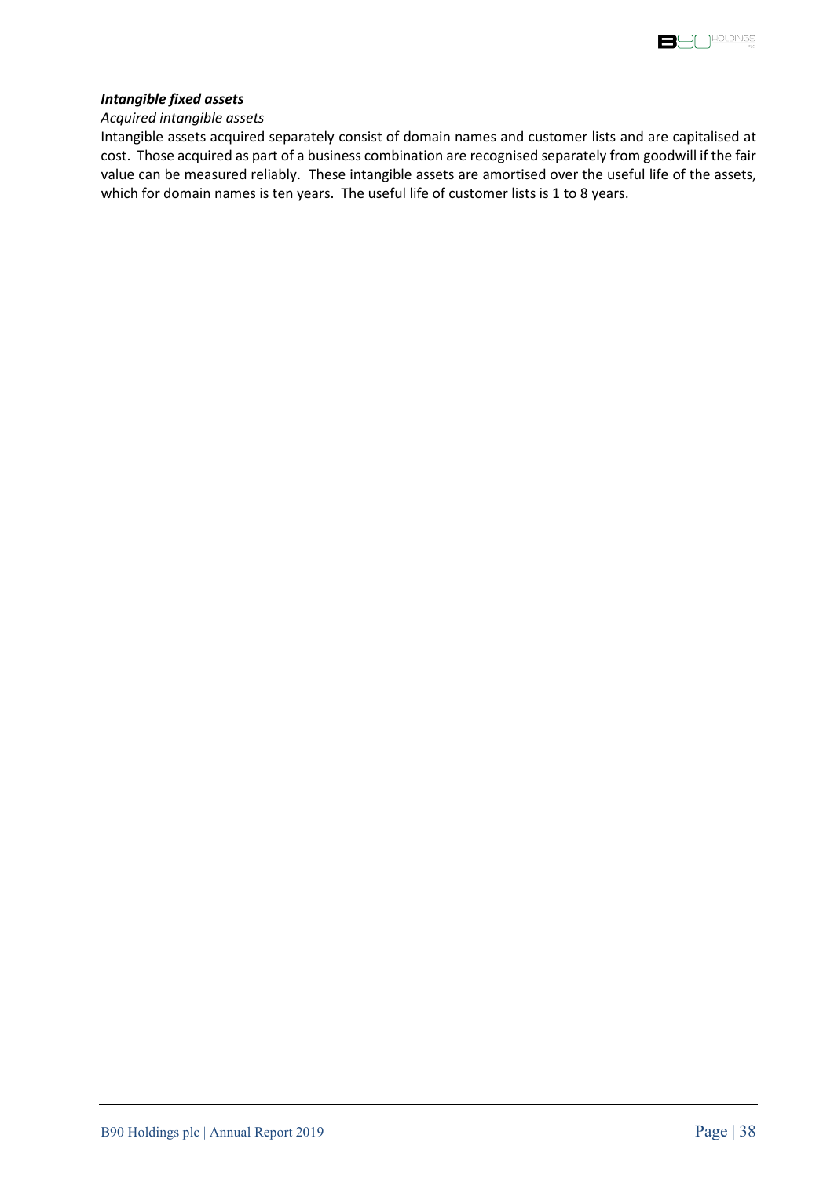***Intangible fixed assets***

*Acquired intangible assets*

Intangible assets acquired separately consist of domain names and customer lists and are capitalised at cost. Those acquired as part of a business combination are recognised separately from goodwill if the fair value can be measured reliably. These intangible assets are amortised over the useful life of the assets, which for domain names is ten years. The useful life of customer lists is 1 to 8 years.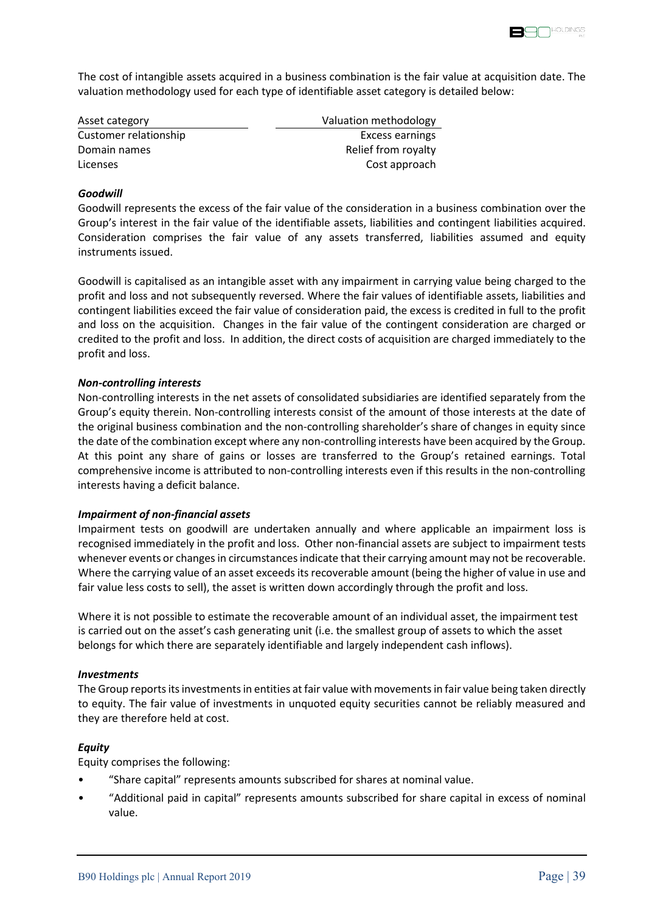The cost of intangible assets acquired in a business combination is the fair value at acquisition date. The valuation methodology used for each type of identifiable asset category is detailed below:

| Asset category | Valuation methodology |
|---|---|
| Customer relationship | Excess earnings |
| Domain names | Relief from royalty |
| Licenses | Cost approach |

***Goodwill***

Goodwill represents the excess of the fair value of the consideration in a business combination over the Group's interest in the fair value of the identifiable assets, liabilities and contingent liabilities acquired. Consideration comprises the fair value of any assets transferred, liabilities assumed and equity instruments issued.

Goodwill is capitalised as an intangible asset with any impairment in carrying value being charged to the profit and loss and not subsequently reversed. Where the fair values of identifiable assets, liabilities and contingent liabilities exceed the fair value of consideration paid, the excess is credited in full to the profit and loss on the acquisition. Changes in the fair value of the contingent consideration are charged or credited to the profit and loss. In addition, the direct costs of acquisition are charged immediately to the profit and loss.

***Non-controlling interests***

Non-controlling interests in the net assets of consolidated subsidiaries are identified separately from the Group's equity therein. Non-controlling interests consist of the amount of those interests at the date of the original business combination and the non-controlling shareholder's share of changes in equity since the date of the combination except where any non-controlling interests have been acquired by the Group. At this point any share of gains or losses are transferred to the Group's retained earnings. Total comprehensive income is attributed to non-controlling interests even if this results in the non-controlling interests having a deficit balance.

***Impairment of non-financial assets***

Impairment tests on goodwill are undertaken annually and where applicable an impairment loss is recognised immediately in the profit and loss. Other non-financial assets are subject to impairment tests whenever events or changes in circumstances indicate that their carrying amount may not be recoverable. Where the carrying value of an asset exceeds its recoverable amount (being the higher of value in use and fair value less costs to sell), the asset is written down accordingly through the profit and loss.

Where it is not possible to estimate the recoverable amount of an individual asset, the impairment test is carried out on the asset's cash generating unit (i.e. the smallest group of assets to which the asset belongs for which there are separately identifiable and largely independent cash inflows).

***Investments***

The Group reports its investments in entities at fair value with movements in fair value being taken directly to equity. The fair value of investments in unquoted equity securities cannot be reliably measured and they are therefore held at cost.

***Equity***

Equity comprises the following:

- "Share capital" represents amounts subscribed for shares at nominal value.
- "Additional paid in capital" represents amounts subscribed for share capital in excess of nominal value.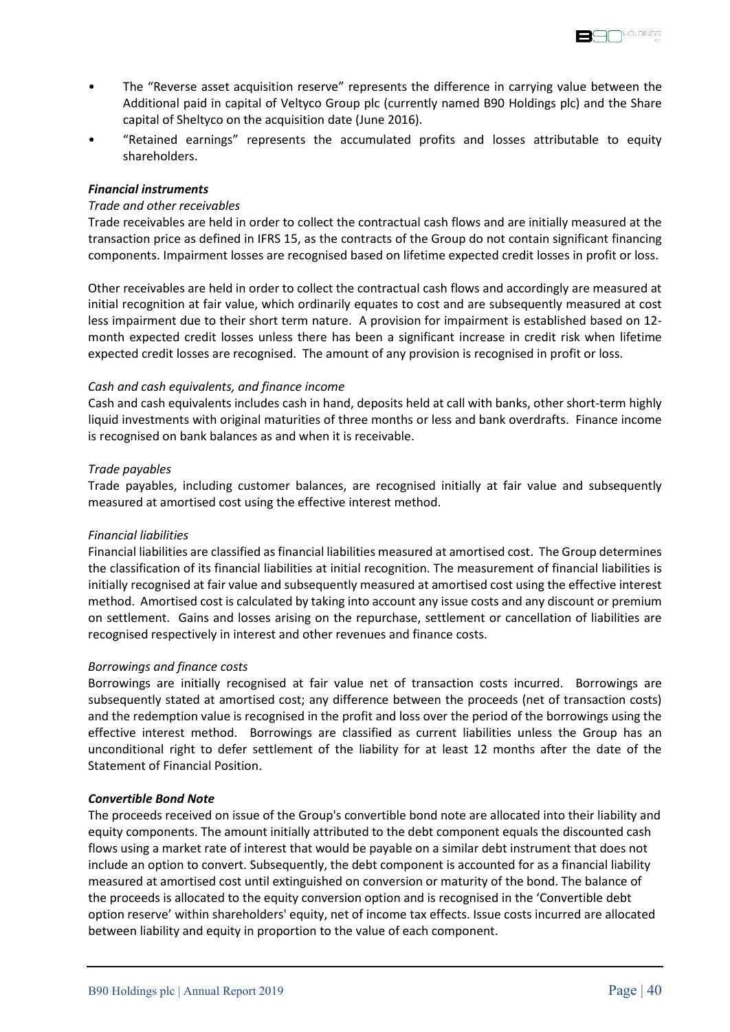- The "Reverse asset acquisition reserve" represents the difference in carrying value between the Additional paid in capital of Veltyco Group plc (currently named B90 Holdings plc) and the Share capital of Sheltyco on the acquisition date (June 2016).
- "Retained earnings" represents the accumulated profits and losses attributable to equity shareholders.

***Financial instruments***

*Trade and other receivables*

Trade receivables are held in order to collect the contractual cash flows and are initially measured at the transaction price as defined in IFRS 15, as the contracts of the Group do not contain significant financing components. Impairment losses are recognised based on lifetime expected credit losses in profit or loss.

Other receivables are held in order to collect the contractual cash flows and accordingly are measured at initial recognition at fair value, which ordinarily equates to cost and are subsequently measured at cost less impairment due to their short term nature. A provision for impairment is established based on 12-month expected credit losses unless there has been a significant increase in credit risk when lifetime expected credit losses are recognised. The amount of any provision is recognised in profit or loss.

*Cash and cash equivalents, and finance income*

Cash and cash equivalents includes cash in hand, deposits held at call with banks, other short-term highly liquid investments with original maturities of three months or less and bank overdrafts. Finance income is recognised on bank balances as and when it is receivable.

*Trade payables*

Trade payables, including customer balances, are recognised initially at fair value and subsequently measured at amortised cost using the effective interest method.

*Financial liabilities*

Financial liabilities are classified as financial liabilities measured at amortised cost. The Group determines the classification of its financial liabilities at initial recognition. The measurement of financial liabilities is initially recognised at fair value and subsequently measured at amortised cost using the effective interest method. Amortised cost is calculated by taking into account any issue costs and any discount or premium on settlement. Gains and losses arising on the repurchase, settlement or cancellation of liabilities are recognised respectively in interest and other revenues and finance costs.

*Borrowings and finance costs*

Borrowings are initially recognised at fair value net of transaction costs incurred. Borrowings are subsequently stated at amortised cost; any difference between the proceeds (net of transaction costs) and the redemption value is recognised in the profit and loss over the period of the borrowings using the effective interest method. Borrowings are classified as current liabilities unless the Group has an unconditional right to defer settlement of the liability for at least 12 months after the date of the Statement of Financial Position.

***Convertible Bond Note***

The proceeds received on issue of the Group's convertible bond note are allocated into their liability and equity components. The amount initially attributed to the debt component equals the discounted cash flows using a market rate of interest that would be payable on a similar debt instrument that does not include an option to convert. Subsequently, the debt component is accounted for as a financial liability measured at amortised cost until extinguished on conversion or maturity of the bond. The balance of the proceeds is allocated to the equity conversion option and is recognised in the 'Convertible debt option reserve' within shareholders' equity, net of income tax effects. Issue costs incurred are allocated between liability and equity in proportion to the value of each component.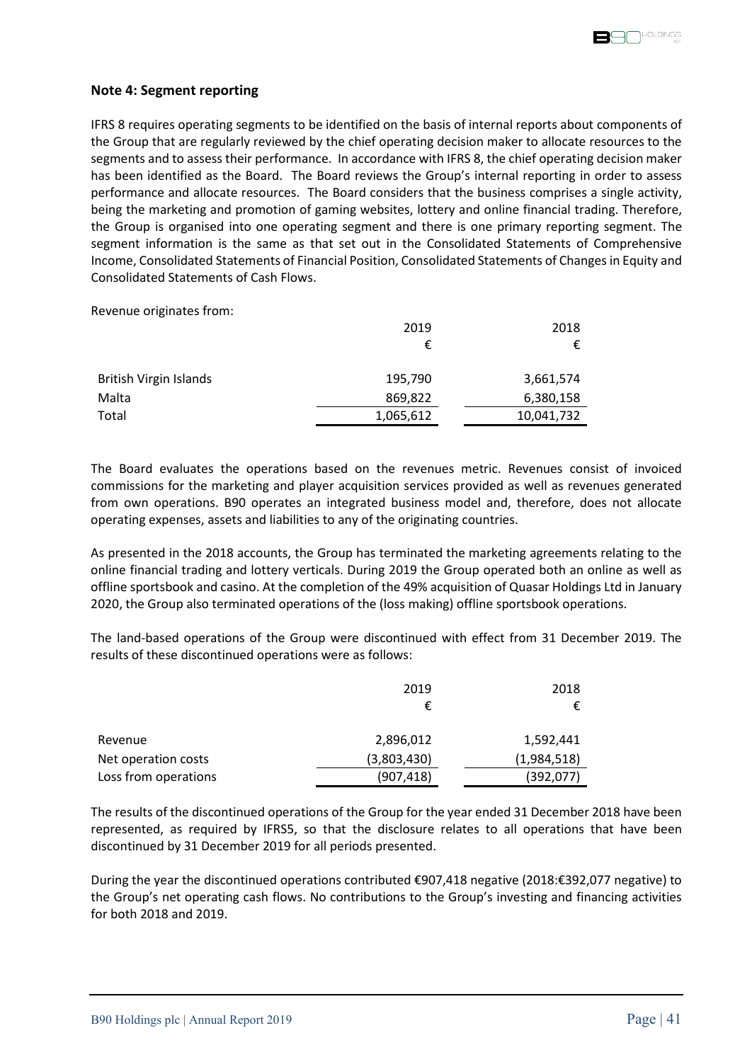## Note 4: Segment reporting

IFRS 8 requires operating segments to be identified on the basis of internal reports about components of the Group that are regularly reviewed by the chief operating decision maker to allocate resources to the segments and to assess their performance. In accordance with IFRS 8, the chief operating decision maker has been identified as the Board. The Board reviews the Group's internal reporting in order to assess performance and allocate resources. The Board considers that the business comprises a single activity, being the marketing and promotion of gaming websites, lottery and online financial trading. Therefore, the Group is organised into one operating segment and there is one primary reporting segment. The segment information is the same as that set out in the Consolidated Statements of Comprehensive Income, Consolidated Statements of Financial Position, Consolidated Statements of Changes in Equity and Consolidated Statements of Cash Flows.

Revenue originates from:

| | 2019 | 2018 |
|---|---|---|
| | € | € |
| British Virgin Islands | 195,790 | 3,661,574 |
| Malta | 869,822 | 6,380,158 |
| Total | 1,065,612 | 10,041,732 |

The Board evaluates the operations based on the revenues metric. Revenues consist of invoiced commissions for the marketing and player acquisition services provided as well as revenues generated from own operations. B90 operates an integrated business model and, therefore, does not allocate operating expenses, assets and liabilities to any of the originating countries.

As presented in the 2018 accounts, the Group has terminated the marketing agreements relating to the online financial trading and lottery verticals. During 2019 the Group operated both an online as well as offline sportsbook and casino. At the completion of the 49% acquisition of Quasar Holdings Ltd in January 2020, the Group also terminated operations of the (loss making) offline sportsbook operations.

The land-based operations of the Group were discontinued with effect from 31 December 2019. The results of these discontinued operations were as follows:

| | 2019 | 2018 |
|---|---|---|
| | € | € |
| Revenue | 2,896,012 | 1,592,441 |
| Net operation costs | (3,803,430) | (1,984,518) |
| Loss from operations | (907,418) | (392,077) |

The results of the discontinued operations of the Group for the year ended 31 December 2018 have been represented, as required by IFRS5, so that the disclosure relates to all operations that have been discontinued by 31 December 2019 for all periods presented.

During the year the discontinued operations contributed €907,418 negative (2018:€392,077 negative) to the Group's net operating cash flows. No contributions to the Group's investing and financing activities for both 2018 and 2019.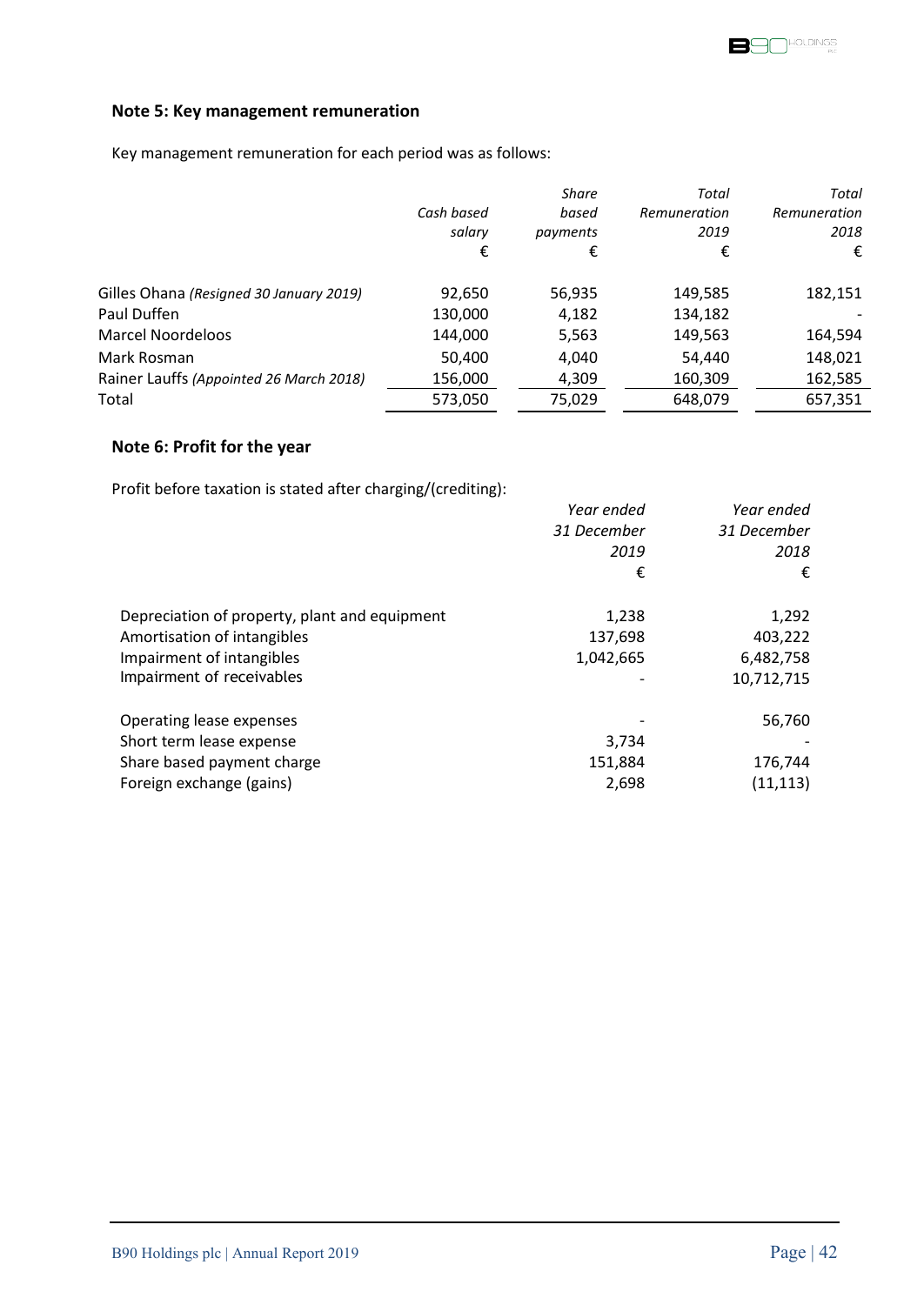## Note 5: Key management remuneration

Key management remuneration for each period was as follows:

| | *Cash based salary* | *Share based payments* | *Total Remuneration 2019* | *Total Remuneration 2018* |
|---|---|---|---|---|
| | € | € | € | € |
| Gilles Ohana *(Resigned 30 January 2019)* | 92,650 | 56,935 | 149,585 | 182,151 |
| Paul Duffen | 130,000 | 4,182 | 134,182 | - |
| Marcel Noordeloos | 144,000 | 5,563 | 149,563 | 164,594 |
| Mark Rosman | 50,400 | 4,040 | 54,440 | 148,021 |
| Rainer Lauffs *(Appointed 26 March 2018)* | 156,000 | 4,309 | 160,309 | 162,585 |
| Total | 573,050 | 75,029 | 648,079 | 657,351 |

## Note 6: Profit for the year

Profit before taxation is stated after charging/(crediting):

| | *Year ended 31 December 2019* | *Year ended 31 December 2018* |
|---|---|---|
| | € | € |
| Depreciation of property, plant and equipment | 1,238 | 1,292 |
| Amortisation of intangibles | 137,698 | 403,222 |
| Impairment of intangibles | 1,042,665 | 6,482,758 |
| Impairment of receivables | - | 10,712,715 |
| Operating lease expenses | - | 56,760 |
| Short term lease expense | 3,734 | - |
| Share based payment charge | 151,884 | 176,744 |
| Foreign exchange (gains) | 2,698 | (11,113) |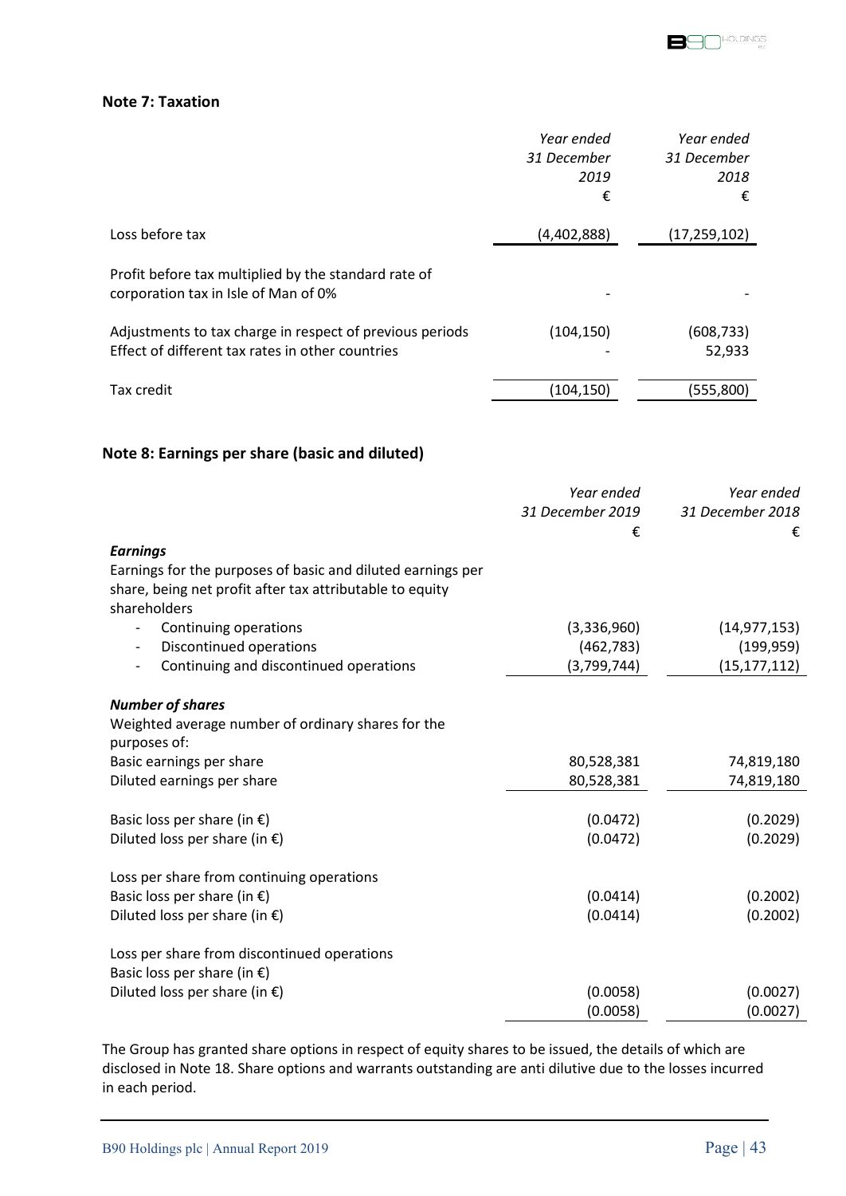### Note 7: Taxation

| | Year ended 31 December 2019 € | Year ended 31 December 2018 € |
|---|---|---|
| Loss before tax | (4,402,888) | (17,259,102) |
| Profit before tax multiplied by the standard rate of corporation tax in Isle of Man of 0% | - | - |
| Adjustments to tax charge in respect of previous periods | (104,150) | (608,733) |
| Effect of different tax rates in other countries | - | 52,933 |
| Tax credit | (104,150) | (555,800) |

### Note 8: Earnings per share (basic and diluted)

| | Year ended 31 December 2019 € | Year ended 31 December 2018 € |
|---|---|---|
| ***Earnings*** | | |
| Earnings for the purposes of basic and diluted earnings per share, being net profit after tax attributable to equity shareholders | | |
| - Continuing operations | (3,336,960) | (14,977,153) |
| - Discontinued operations | (462,783) | (199,959) |
| - Continuing and discontinued operations | (3,799,744) | (15,177,112) |
| ***Number of shares*** | | |
| Weighted average number of ordinary shares for the purposes of: | | |
| Basic earnings per share | 80,528,381 | 74,819,180 |
| Diluted earnings per share | 80,528,381 | 74,819,180 |
| Basic loss per share (in €) | (0.0472) | (0.2029) |
| Diluted loss per share (in €) | (0.0472) | (0.2029) |
| Loss per share from continuing operations | | |
| Basic loss per share (in €) | (0.0414) | (0.2002) |
| Diluted loss per share (in €) | (0.0414) | (0.2002) |
| Loss per share from discontinued operations | | |
| Basic loss per share (in €) | (0.0058) | (0.0027) |
| Diluted loss per share (in €) | (0.0058) | (0.0027) |

The Group has granted share options in respect of equity shares to be issued, the details of which are disclosed in Note 18. Share options and warrants outstanding are anti dilutive due to the losses incurred in each period.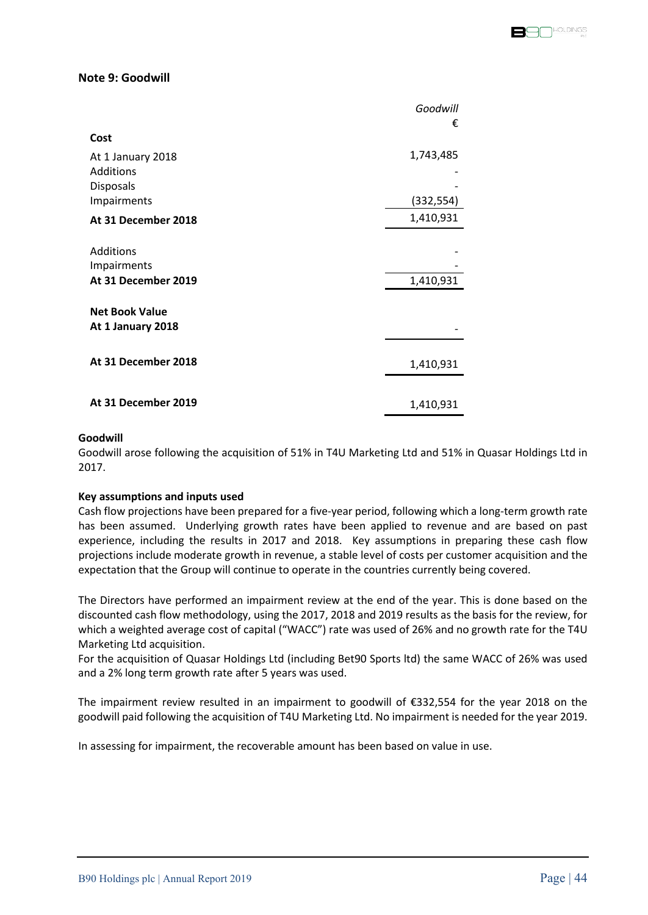## Note 9: Goodwill

| | *Goodwill* |
|---|---|
| | € |
| **Cost** | |
| At 1 January 2018 | 1,743,485 |
| Additions | - |
| Disposals | - |
| Impairments | (332,554) |
| **At 31 December 2018** | 1,410,931 |
| | |
| Additions | - |
| Impairments | - |
| **At 31 December 2019** | 1,410,931 |
| | |
| **Net Book Value** | |
| **At 1 January 2018** | - |
| | |
| **At 31 December 2018** | 1,410,931 |
| | |
| **At 31 December 2019** | 1,410,931 |

**Goodwill**

Goodwill arose following the acquisition of 51% in T4U Marketing Ltd and 51% in Quasar Holdings Ltd in 2017.

**Key assumptions and inputs used**

Cash flow projections have been prepared for a five-year period, following which a long-term growth rate has been assumed. Underlying growth rates have been applied to revenue and are based on past experience, including the results in 2017 and 2018. Key assumptions in preparing these cash flow projections include moderate growth in revenue, a stable level of costs per customer acquisition and the expectation that the Group will continue to operate in the countries currently being covered.

The Directors have performed an impairment review at the end of the year. This is done based on the discounted cash flow methodology, using the 2017, 2018 and 2019 results as the basis for the review, for which a weighted average cost of capital ("WACC") rate was used of 26% and no growth rate for the T4U Marketing Ltd acquisition.

For the acquisition of Quasar Holdings Ltd (including Bet90 Sports ltd) the same WACC of 26% was used and a 2% long term growth rate after 5 years was used.

The impairment review resulted in an impairment to goodwill of €332,554 for the year 2018 on the goodwill paid following the acquisition of T4U Marketing Ltd. No impairment is needed for the year 2019.

In assessing for impairment, the recoverable amount has been based on value in use.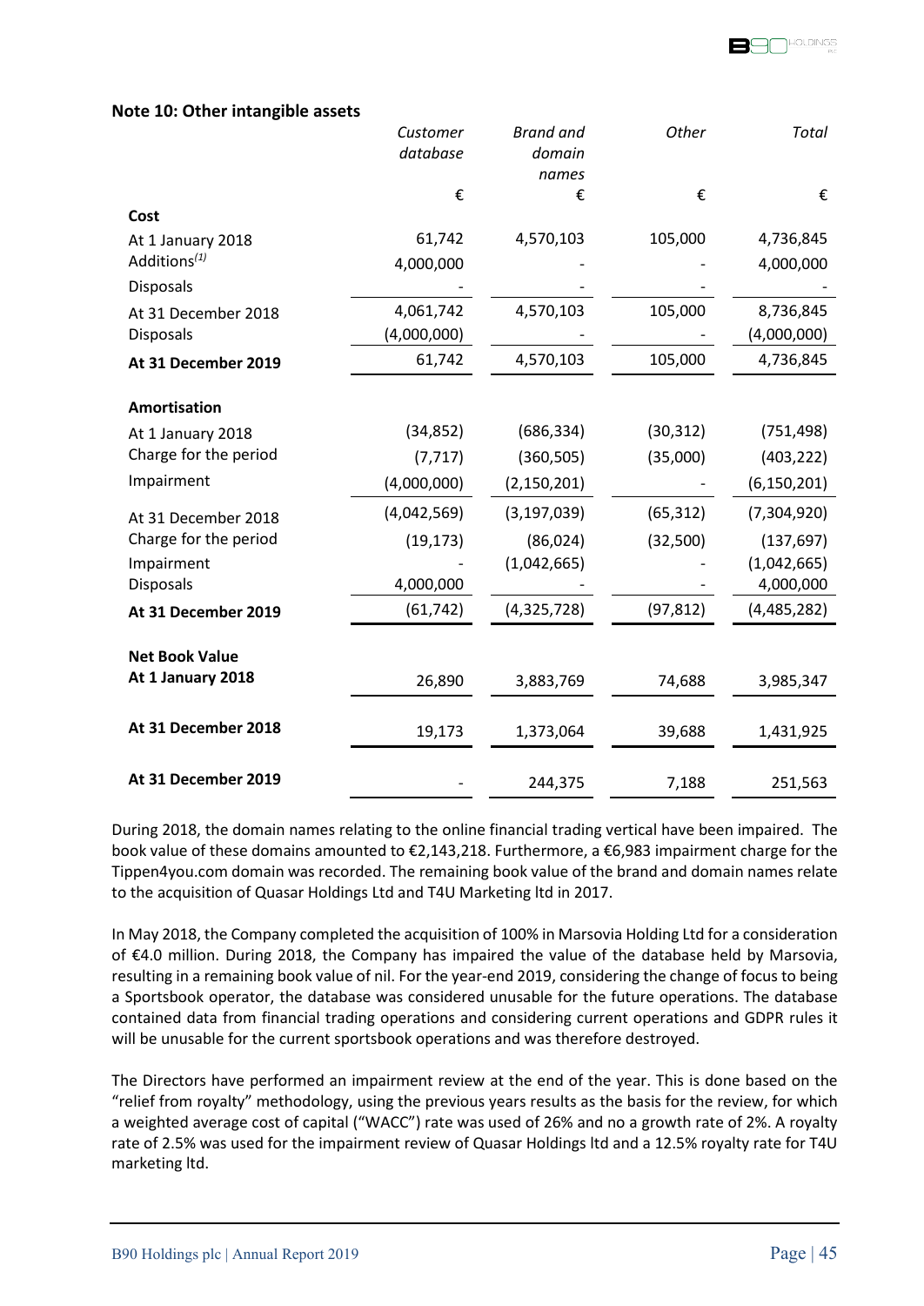## Note 10: Other intangible assets

| | *Customer database* | *Brand and domain names* | *Other* | *Total* |
|---|---|---|---|---|
| | € | € | € | € |
| **Cost** | | | | |
| At 1 January 2018 | 61,742 | 4,570,103 | 105,000 | 4,736,845 |
| Additions[(1)] | 4,000,000 | - | - | 4,000,000 |
| Disposals | - | - | - | - |
| At 31 December 2018 | 4,061,742 | 4,570,103 | 105,000 | 8,736,845 |
| Disposals | (4,000,000) | - | - | (4,000,000) |
| **At 31 December 2019** | 61,742 | 4,570,103 | 105,000 | 4,736,845 |
| | | | | |
| **Amortisation** | | | | |
| At 1 January 2018 | (34,852) | (686,334) | (30,312) | (751,498) |
| Charge for the period | (7,717) | (360,505) | (35,000) | (403,222) |
| Impairment | (4,000,000) | (2,150,201) | - | (6,150,201) |
| At 31 December 2018 | (4,042,569) | (3,197,039) | (65,312) | (7,304,920) |
| Charge for the period | (19,173) | (86,024) | (32,500) | (137,697) |
| Impairment | - | (1,042,665) | - | (1,042,665) |
| Disposals | 4,000,000 | - | - | 4,000,000 |
| **At 31 December 2019** | (61,742) | (4,325,728) | (97,812) | (4,485,282) |
| | | | | |
| **Net Book Value** | | | | |
| **At 1 January 2018** | 26,890 | 3,883,769 | 74,688 | 3,985,347 |
| **At 31 December 2018** | 19,173 | 1,373,064 | 39,688 | 1,431,925 |
| **At 31 December 2019** | - | 244,375 | 7,188 | 251,563 |

During 2018, the domain names relating to the online financial trading vertical have been impaired. The book value of these domains amounted to €2,143,218. Furthermore, a €6,983 impairment charge for the Tippen4you.com domain was recorded. The remaining book value of the brand and domain names relate to the acquisition of Quasar Holdings Ltd and T4U Marketing ltd in 2017.

In May 2018, the Company completed the acquisition of 100% in Marsovia Holding Ltd for a consideration of €4.0 million. During 2018, the Company has impaired the value of the database held by Marsovia, resulting in a remaining book value of nil. For the year-end 2019, considering the change of focus to being a Sportsbook operator, the database was considered unusable for the future operations. The database contained data from financial trading operations and considering current operations and GDPR rules it will be unusable for the current sportsbook operations and was therefore destroyed.

The Directors have performed an impairment review at the end of the year. This is done based on the "relief from royalty" methodology, using the previous years results as the basis for the review, for which a weighted average cost of capital ("WACC") rate was used of 26% and no a growth rate of 2%. A royalty rate of 2.5% was used for the impairment review of Quasar Holdings ltd and a 12.5% royalty rate for T4U marketing ltd.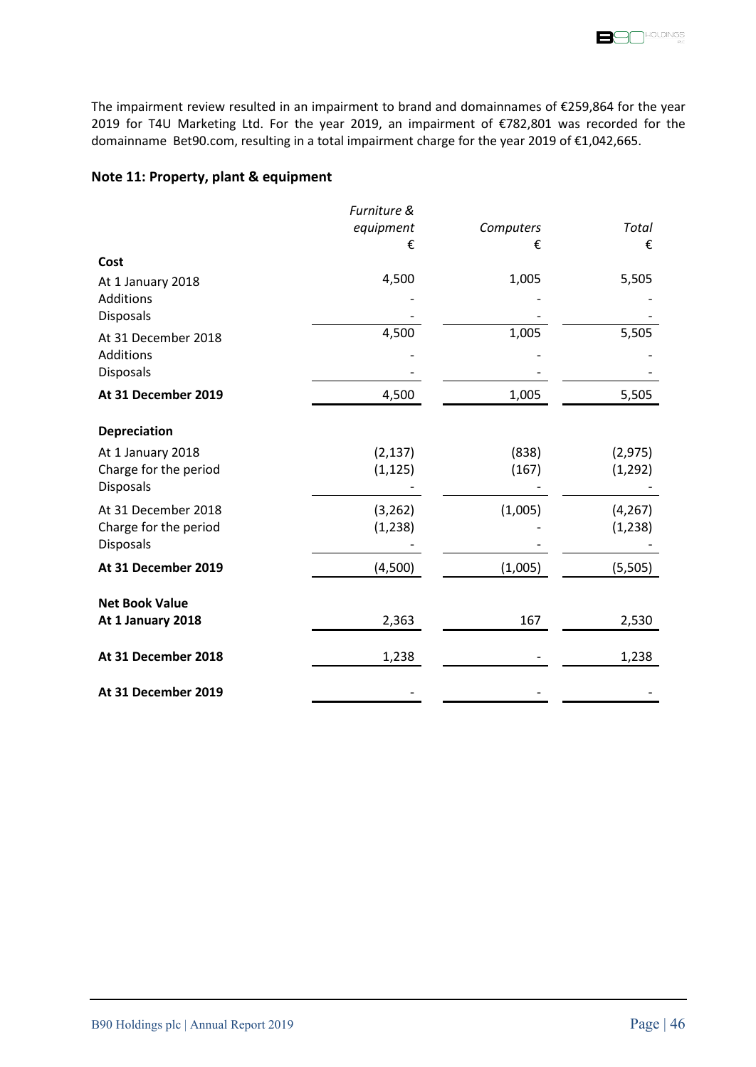The impairment review resulted in an impairment to brand and domainnames of €259,864 for the year 2019 for T4U Marketing Ltd. For the year 2019, an impairment of €782,801 was recorded for the domainname Bet90.com, resulting in a total impairment charge for the year 2019 of €1,042,665.

## Note 11: Property, plant & equipment

| | *Furniture & equipment* € | *Computers* € | *Total* € |
|---|---|---|---|
| **Cost** | | | |
| At 1 January 2018 | 4,500 | 1,005 | 5,505 |
| Additions | - | - | - |
| Disposals | - | - | - |
| At 31 December 2018 | 4,500 | 1,005 | 5,505 |
| Additions | - | - | - |
| Disposals | - | - | - |
| **At 31 December 2019** | 4,500 | 1,005 | 5,505 |
| | | | |
| **Depreciation** | | | |
| At 1 January 2018 | (2,137) | (838) | (2,975) |
| Charge for the period | (1,125) | (167) | (1,292) |
| Disposals | - | - | - |
| At 31 December 2018 | (3,262) | (1,005) | (4,267) |
| Charge for the period | (1,238) | - | (1,238) |
| Disposals | - | - | - |
| **At 31 December 2019** | (4,500) | (1,005) | (5,505) |
| | | | |
| **Net Book Value** | | | |
| **At 1 January 2018** | 2,363 | 167 | 2,530 |
| **At 31 December 2018** | 1,238 | - | 1,238 |
| **At 31 December 2019** | - | - | - |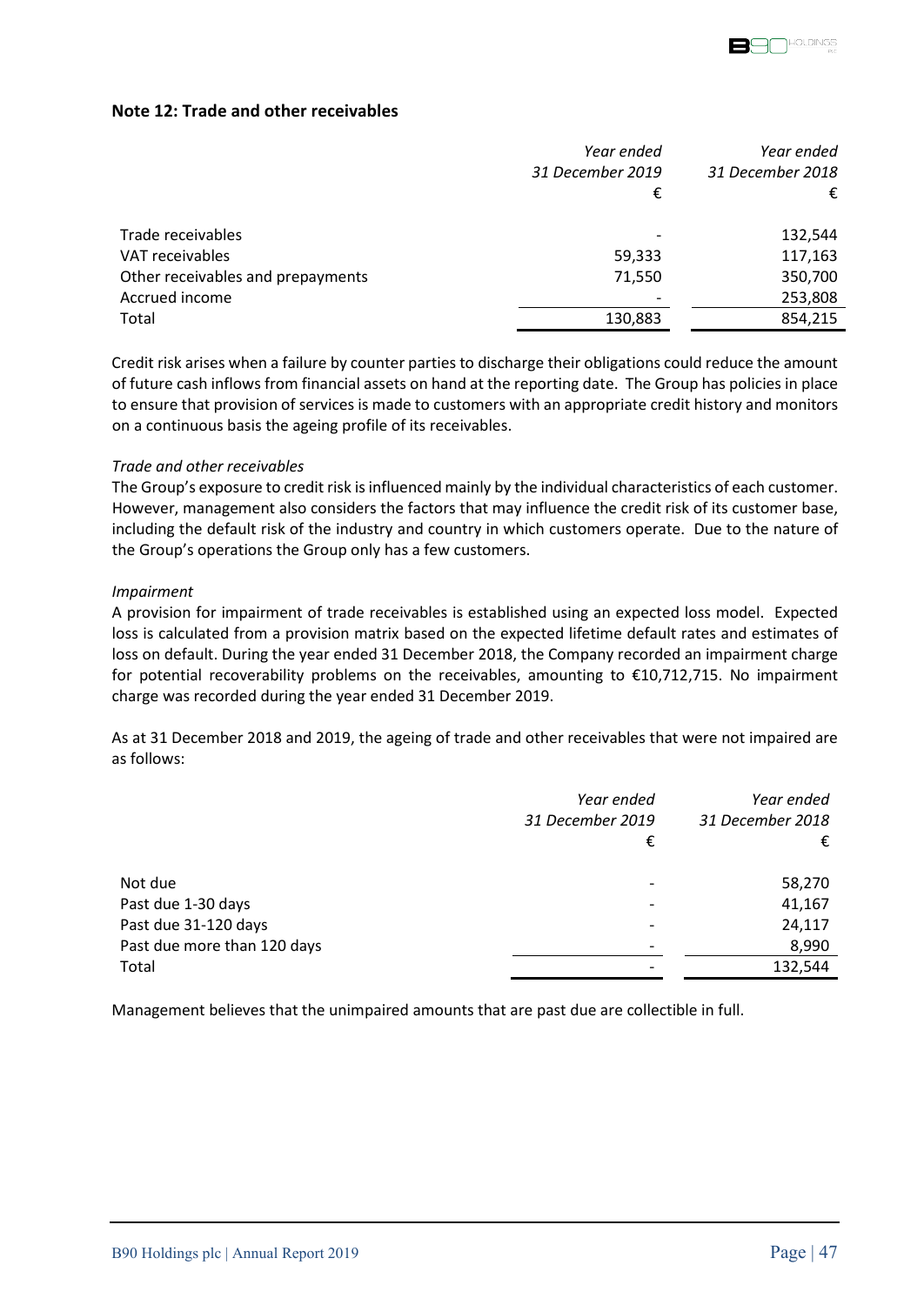## Note 12: Trade and other receivables

| | *Year ended 31 December 2019* € | *Year ended 31 December 2018* € |
|---|---|---|
| Trade receivables | - | 132,544 |
| VAT receivables | 59,333 | 117,163 |
| Other receivables and prepayments | 71,550 | 350,700 |
| Accrued income | - | 253,808 |
| Total | 130,883 | 854,215 |

Credit risk arises when a failure by counter parties to discharge their obligations could reduce the amount of future cash inflows from financial assets on hand at the reporting date. The Group has policies in place to ensure that provision of services is made to customers with an appropriate credit history and monitors on a continuous basis the ageing profile of its receivables.

*Trade and other receivables*

The Group's exposure to credit risk is influenced mainly by the individual characteristics of each customer. However, management also considers the factors that may influence the credit risk of its customer base, including the default risk of the industry and country in which customers operate. Due to the nature of the Group's operations the Group only has a few customers.

*Impairment*

A provision for impairment of trade receivables is established using an expected loss model. Expected loss is calculated from a provision matrix based on the expected lifetime default rates and estimates of loss on default. During the year ended 31 December 2018, the Company recorded an impairment charge for potential recoverability problems on the receivables, amounting to €10,712,715. No impairment charge was recorded during the year ended 31 December 2019.

As at 31 December 2018 and 2019, the ageing of trade and other receivables that were not impaired are as follows:

| | *Year ended 31 December 2019* € | *Year ended 31 December 2018* € |
|---|---|---|
| Not due | - | 58,270 |
| Past due 1-30 days | - | 41,167 |
| Past due 31-120 days | - | 24,117 |
| Past due more than 120 days | - | 8,990 |
| Total | - | 132,544 |

Management believes that the unimpaired amounts that are past due are collectible in full.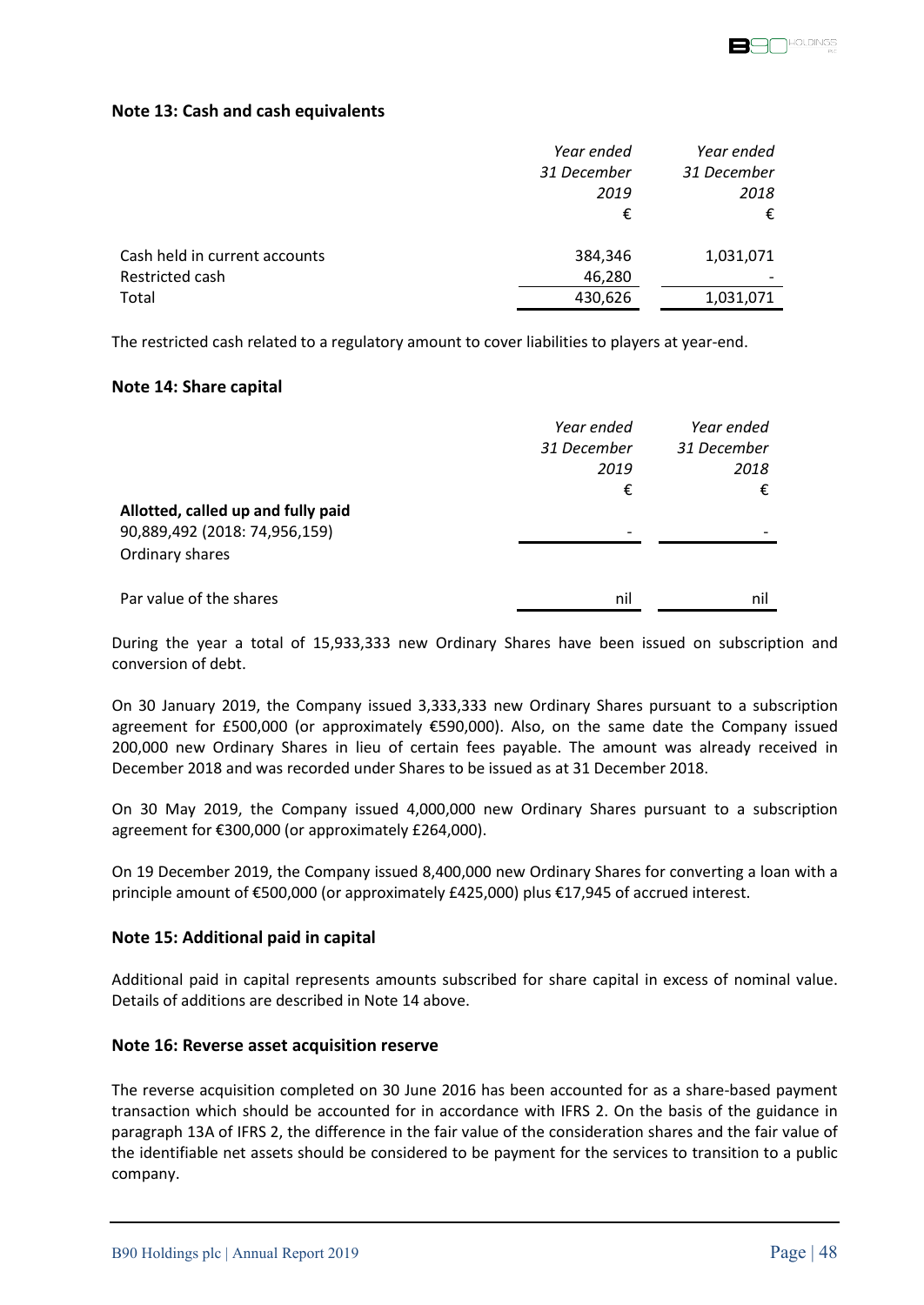### Note 13: Cash and cash equivalents

| | *Year ended 31 December 2019* € | *Year ended 31 December 2018* € |
|---|---|---|
| Cash held in current accounts | 384,346 | 1,031,071 |
| Restricted cash | 46,280 | - |
| Total | 430,626 | 1,031,071 |

The restricted cash related to a regulatory amount to cover liabilities to players at year-end.

### Note 14: Share capital

| | *Year ended 31 December 2019* € | *Year ended 31 December 2018* € |
|---|---|---|
| **Allotted, called up and fully paid** | | |
| 90,889,492 (2018: 74,956,159) Ordinary shares | - | - |
| Par value of the shares | nil | nil |

During the year a total of 15,933,333 new Ordinary Shares have been issued on subscription and conversion of debt.

On 30 January 2019, the Company issued 3,333,333 new Ordinary Shares pursuant to a subscription agreement for £500,000 (or approximately €590,000). Also, on the same date the Company issued 200,000 new Ordinary Shares in lieu of certain fees payable. The amount was already received in December 2018 and was recorded under Shares to be issued as at 31 December 2018.

On 30 May 2019, the Company issued 4,000,000 new Ordinary Shares pursuant to a subscription agreement for €300,000 (or approximately £264,000).

On 19 December 2019, the Company issued 8,400,000 new Ordinary Shares for converting a loan with a principle amount of €500,000 (or approximately £425,000) plus €17,945 of accrued interest.

### Note 15: Additional paid in capital

Additional paid in capital represents amounts subscribed for share capital in excess of nominal value. Details of additions are described in Note 14 above.

### Note 16: Reverse asset acquisition reserve

The reverse acquisition completed on 30 June 2016 has been accounted for as a share-based payment transaction which should be accounted for in accordance with IFRS 2. On the basis of the guidance in paragraph 13A of IFRS 2, the difference in the fair value of the consideration shares and the fair value of the identifiable net assets should be considered to be payment for the services to transition to a public company.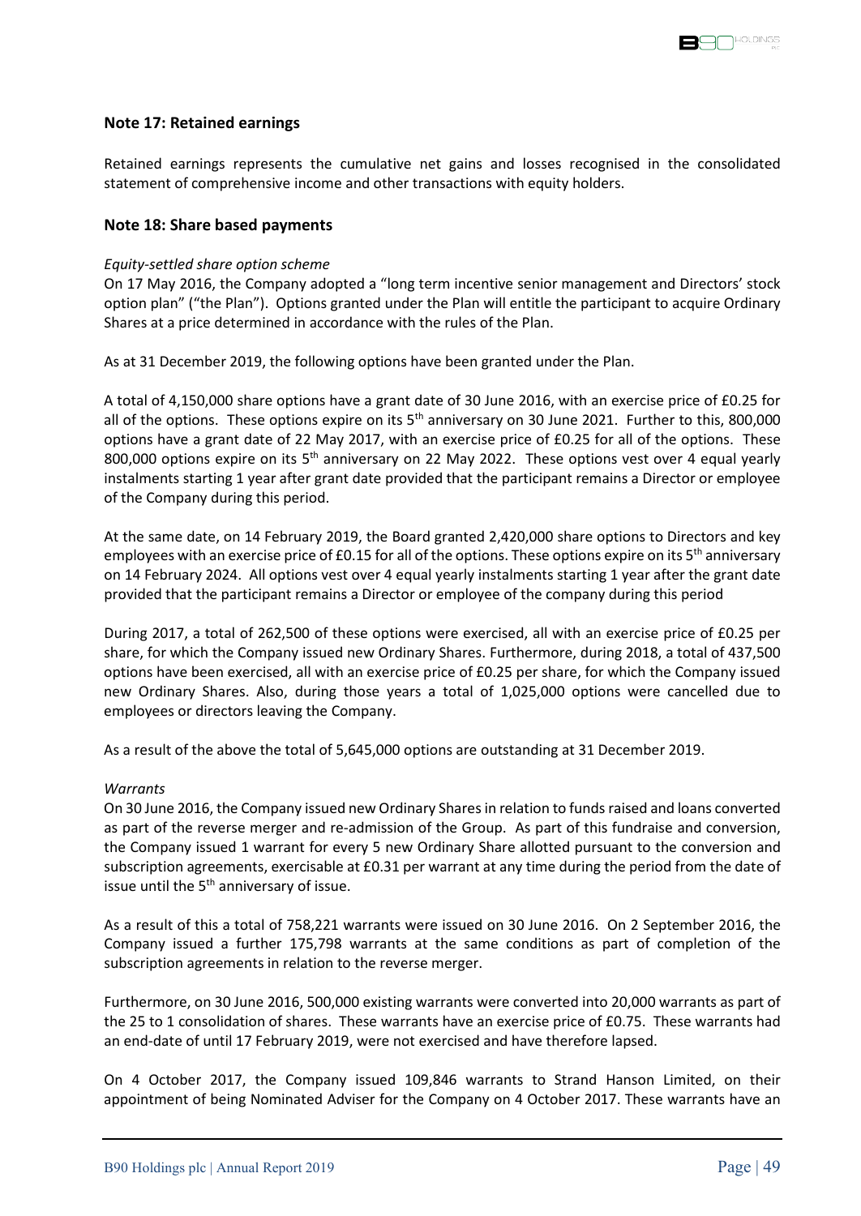## Note 17: Retained earnings

Retained earnings represents the cumulative net gains and losses recognised in the consolidated statement of comprehensive income and other transactions with equity holders.

## Note 18: Share based payments

*Equity-settled share option scheme*

On 17 May 2016, the Company adopted a "long term incentive senior management and Directors' stock option plan" ("the Plan"). Options granted under the Plan will entitle the participant to acquire Ordinary Shares at a price determined in accordance with the rules of the Plan.

As at 31 December 2019, the following options have been granted under the Plan.

A total of 4,150,000 share options have a grant date of 30 June 2016, with an exercise price of £0.25 for all of the options. These options expire on its 5th anniversary on 30 June 2021. Further to this, 800,000 options have a grant date of 22 May 2017, with an exercise price of £0.25 for all of the options. These 800,000 options expire on its 5th anniversary on 22 May 2022. These options vest over 4 equal yearly instalments starting 1 year after grant date provided that the participant remains a Director or employee of the Company during this period.

At the same date, on 14 February 2019, the Board granted 2,420,000 share options to Directors and key employees with an exercise price of £0.15 for all of the options. These options expire on its 5th anniversary on 14 February 2024. All options vest over 4 equal yearly instalments starting 1 year after the grant date provided that the participant remains a Director or employee of the company during this period

During 2017, a total of 262,500 of these options were exercised, all with an exercise price of £0.25 per share, for which the Company issued new Ordinary Shares. Furthermore, during 2018, a total of 437,500 options have been exercised, all with an exercise price of £0.25 per share, for which the Company issued new Ordinary Shares. Also, during those years a total of 1,025,000 options were cancelled due to employees or directors leaving the Company.

As a result of the above the total of 5,645,000 options are outstanding at 31 December 2019.

*Warrants*

On 30 June 2016, the Company issued new Ordinary Shares in relation to funds raised and loans converted as part of the reverse merger and re-admission of the Group. As part of this fundraise and conversion, the Company issued 1 warrant for every 5 new Ordinary Share allotted pursuant to the conversion and subscription agreements, exercisable at £0.31 per warrant at any time during the period from the date of issue until the 5th anniversary of issue.

As a result of this a total of 758,221 warrants were issued on 30 June 2016. On 2 September 2016, the Company issued a further 175,798 warrants at the same conditions as part of completion of the subscription agreements in relation to the reverse merger.

Furthermore, on 30 June 2016, 500,000 existing warrants were converted into 20,000 warrants as part of the 25 to 1 consolidation of shares. These warrants have an exercise price of £0.75. These warrants had an end-date of until 17 February 2019, were not exercised and have therefore lapsed.

On 4 October 2017, the Company issued 109,846 warrants to Strand Hanson Limited, on their appointment of being Nominated Adviser for the Company on 4 October 2017. These warrants have an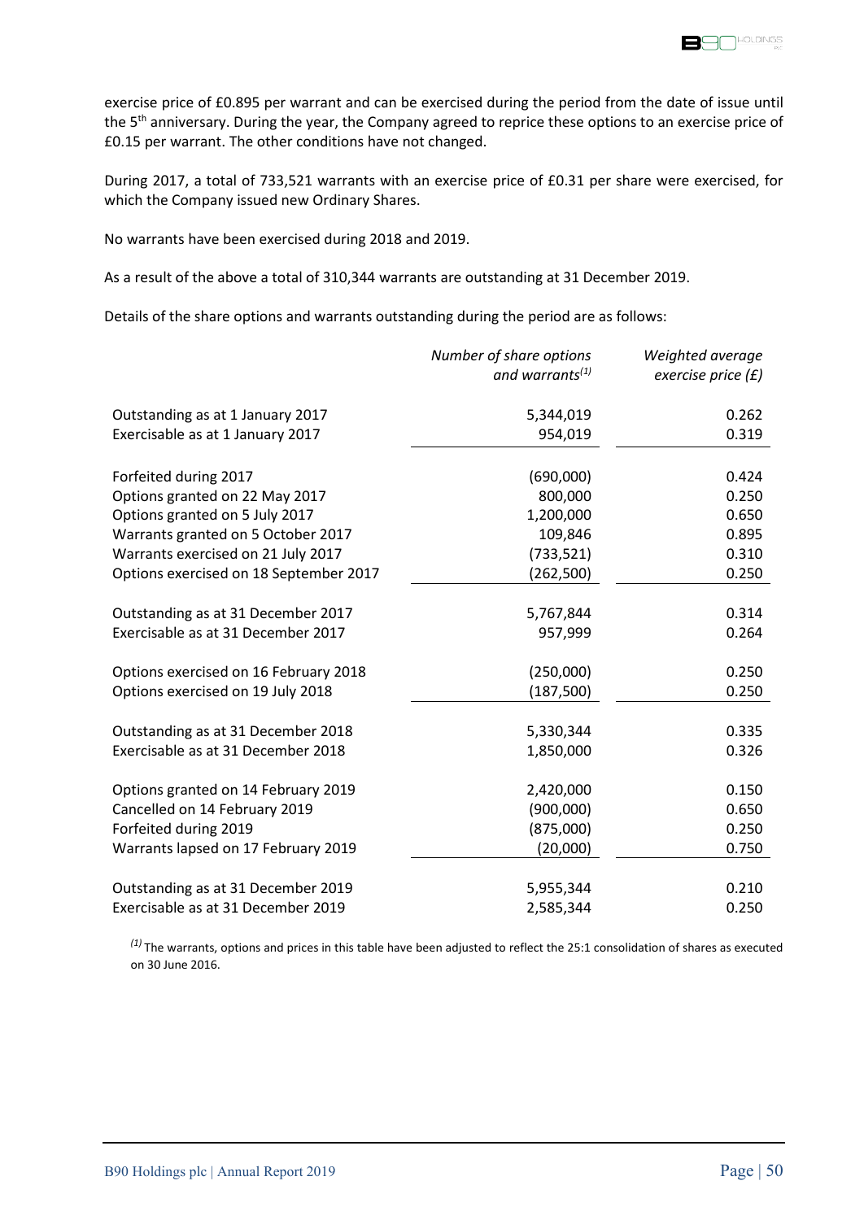exercise price of £0.895 per warrant and can be exercised during the period from the date of issue until the 5th anniversary. During the year, the Company agreed to reprice these options to an exercise price of £0.15 per warrant. The other conditions have not changed.

During 2017, a total of 733,521 warrants with an exercise price of £0.31 per share were exercised, for which the Company issued new Ordinary Shares.

No warrants have been exercised during 2018 and 2019.

As a result of the above a total of 310,344 warrants are outstanding at 31 December 2019.

Details of the share options and warrants outstanding during the period are as follows:

| | *Number of share options and warrants*[(1)] | *Weighted average exercise price (£)* |
|---|---|---|
| Outstanding as at 1 January 2017 | 5,344,019 | 0.262 |
| Exercisable as at 1 January 2017 | 954,019 | 0.319 |
| Forfeited during 2017 | (690,000) | 0.424 |
| Options granted on 22 May 2017 | 800,000 | 0.250 |
| Options granted on 5 July 2017 | 1,200,000 | 0.650 |
| Warrants granted on 5 October 2017 | 109,846 | 0.895 |
| Warrants exercised on 21 July 2017 | (733,521) | 0.310 |
| Options exercised on 18 September 2017 | (262,500) | 0.250 |
| Outstanding as at 31 December 2017 | 5,767,844 | 0.314 |
| Exercisable as at 31 December 2017 | 957,999 | 0.264 |
| Options exercised on 16 February 2018 | (250,000) | 0.250 |
| Options exercised on 19 July 2018 | (187,500) | 0.250 |
| Outstanding as at 31 December 2018 | 5,330,344 | 0.335 |
| Exercisable as at 31 December 2018 | 1,850,000 | 0.326 |
| Options granted on 14 February 2019 | 2,420,000 | 0.150 |
| Cancelled on 14 February 2019 | (900,000) | 0.650 |
| Forfeited during 2019 | (875,000) | 0.250 |
| Warrants lapsed on 17 February 2019 | (20,000) | 0.750 |
| Outstanding as at 31 December 2019 | 5,955,344 | 0.210 |
| Exercisable as at 31 December 2019 | 2,585,344 | 0.250 |

[(1)] The warrants, options and prices in this table have been adjusted to reflect the 25:1 consolidation of shares as executed on 30 June 2016.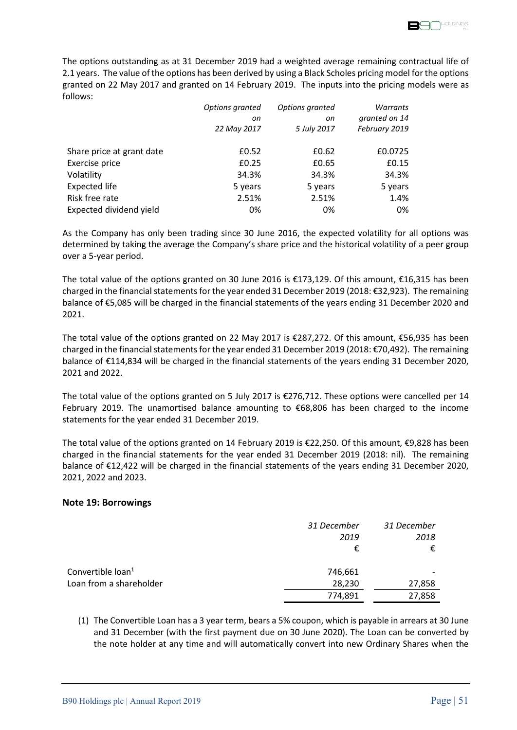The options outstanding as at 31 December 2019 had a weighted average remaining contractual life of 2.1 years. The value of the options has been derived by using a Black Scholes pricing model for the options granted on 22 May 2017 and granted on 14 February 2019. The inputs into the pricing models were as follows:

| | *Options granted on 22 May 2017* | *Options granted on 5 July 2017* | *Warrants granted on 14 February 2019* |
|---|---|---|---|
| Share price at grant date | £0.52 | £0.62 | £0.0725 |
| Exercise price | £0.25 | £0.65 | £0.15 |
| Volatility | 34.3% | 34.3% | 34.3% |
| Expected life | 5 years | 5 years | 5 years |
| Risk free rate | 2.51% | 2.51% | 1.4% |
| Expected dividend yield | 0% | 0% | 0% |

As the Company has only been trading since 30 June 2016, the expected volatility for all options was determined by taking the average the Company's share price and the historical volatility of a peer group over a 5-year period.

The total value of the options granted on 30 June 2016 is €173,129. Of this amount, €16,315 has been charged in the financial statements for the year ended 31 December 2019 (2018: €32,923). The remaining balance of €5,085 will be charged in the financial statements of the years ending 31 December 2020 and 2021.

The total value of the options granted on 22 May 2017 is €287,272. Of this amount, €56,935 has been charged in the financial statements for the year ended 31 December 2019 (2018: €70,492). The remaining balance of €114,834 will be charged in the financial statements of the years ending 31 December 2020, 2021 and 2022.

The total value of the options granted on 5 July 2017 is €276,712. These options were cancelled per 14 February 2019. The unamortised balance amounting to €68,806 has been charged to the income statements for the year ended 31 December 2019.

The total value of the options granted on 14 February 2019 is €22,250. Of this amount, €9,828 has been charged in the financial statements for the year ended 31 December 2019 (2018: nil). The remaining balance of €12,422 will be charged in the financial statements of the years ending 31 December 2020, 2021, 2022 and 2023.

### Note 19: Borrowings

| | *31 December 2019* € | *31 December 2018* € |
|---|---|---|
| Convertible loan[1] | 746,661 | - |
| Loan from a shareholder | 28,230 | 27,858 |
| | 774,891 | 27,858 |

(1) The Convertible Loan has a 3 year term, bears a 5% coupon, which is payable in arrears at 30 June and 31 December (with the first payment due on 30 June 2020). The Loan can be converted by the note holder at any time and will automatically convert into new Ordinary Shares when the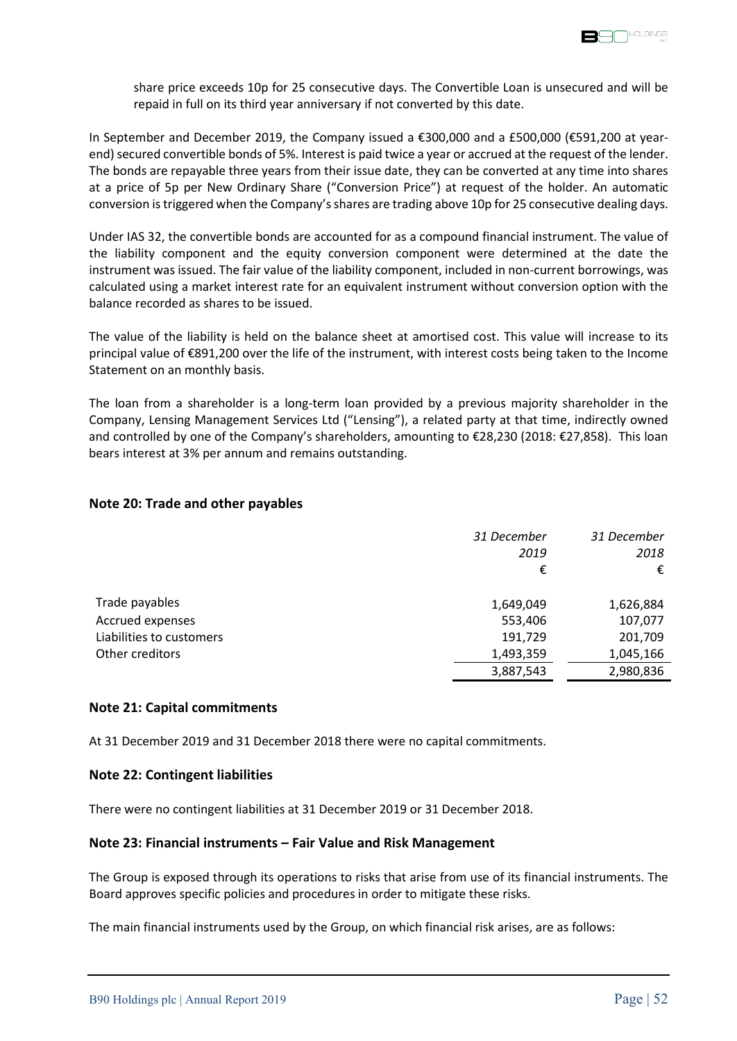share price exceeds 10p for 25 consecutive days. The Convertible Loan is unsecured and will be repaid in full on its third year anniversary if not converted by this date.

In September and December 2019, the Company issued a €300,000 and a £500,000 (€591,200 at year-end) secured convertible bonds of 5%. Interest is paid twice a year or accrued at the request of the lender. The bonds are repayable three years from their issue date, they can be converted at any time into shares at a price of 5p per New Ordinary Share ("Conversion Price") at request of the holder. An automatic conversion is triggered when the Company's shares are trading above 10p for 25 consecutive dealing days.

Under IAS 32, the convertible bonds are accounted for as a compound financial instrument. The value of the liability component and the equity conversion component were determined at the date the instrument was issued. The fair value of the liability component, included in non-current borrowings, was calculated using a market interest rate for an equivalent instrument without conversion option with the balance recorded as shares to be issued.

The value of the liability is held on the balance sheet at amortised cost. This value will increase to its principal value of €891,200 over the life of the instrument, with interest costs being taken to the Income Statement on an monthly basis.

The loan from a shareholder is a long-term loan provided by a previous majority shareholder in the Company, Lensing Management Services Ltd ("Lensing"), a related party at that time, indirectly owned and controlled by one of the Company's shareholders, amounting to €28,230 (2018: €27,858). This loan bears interest at 3% per annum and remains outstanding.

## Note 20: Trade and other payables

| | *31 December 2019* € | *31 December 2018* € |
|---|---|---|
| Trade payables | 1,649,049 | 1,626,884 |
| Accrued expenses | 553,406 | 107,077 |
| Liabilities to customers | 191,729 | 201,709 |
| Other creditors | 1,493,359 | 1,045,166 |
| | 3,887,543 | 2,980,836 |

## Note 21: Capital commitments

At 31 December 2019 and 31 December 2018 there were no capital commitments.

## Note 22: Contingent liabilities

There were no contingent liabilities at 31 December 2019 or 31 December 2018.

## Note 23: Financial instruments – Fair Value and Risk Management

The Group is exposed through its operations to risks that arise from use of its financial instruments. The Board approves specific policies and procedures in order to mitigate these risks.

The main financial instruments used by the Group, on which financial risk arises, are as follows: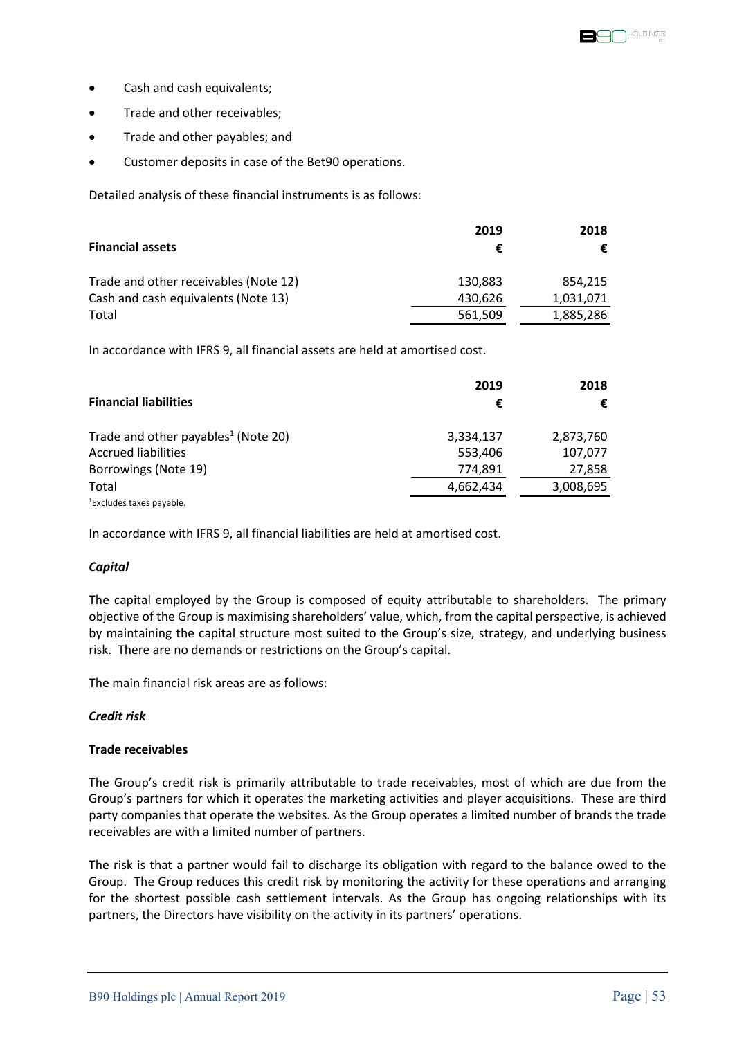- Cash and cash equivalents;
- Trade and other receivables;
- Trade and other payables; and
- Customer deposits in case of the Bet90 operations.

Detailed analysis of these financial instruments is as follows:

| **Financial assets** | **2019** € | **2018** € |
|---|---|---|
| Trade and other receivables (Note 12) | 130,883 | 854,215 |
| Cash and cash equivalents (Note 13) | 430,626 | 1,031,071 |
| Total | 561,509 | 1,885,286 |

In accordance with IFRS 9, all financial assets are held at amortised cost.

| **Financial liabilities** | **2019** € | **2018** € |
|---|---|---|
| Trade and other payables[1] (Note 20) | 3,334,137 | 2,873,760 |
| Accrued liabilities | 553,406 | 107,077 |
| Borrowings (Note 19) | 774,891 | 27,858 |
| Total | 4,662,434 | 3,008,695 |

[1]Excludes taxes payable.

In accordance with IFRS 9, all financial liabilities are held at amortised cost.

***Capital***

The capital employed by the Group is composed of equity attributable to shareholders. The primary objective of the Group is maximising shareholders' value, which, from the capital perspective, is achieved by maintaining the capital structure most suited to the Group's size, strategy, and underlying business risk. There are no demands or restrictions on the Group's capital.

The main financial risk areas are as follows:

***Credit risk***

**Trade receivables**

The Group's credit risk is primarily attributable to trade receivables, most of which are due from the Group's partners for which it operates the marketing activities and player acquisitions. These are third party companies that operate the websites. As the Group operates a limited number of brands the trade receivables are with a limited number of partners.

The risk is that a partner would fail to discharge its obligation with regard to the balance owed to the Group. The Group reduces this credit risk by monitoring the activity for these operations and arranging for the shortest possible cash settlement intervals. As the Group has ongoing relationships with its partners, the Directors have visibility on the activity in its partners' operations.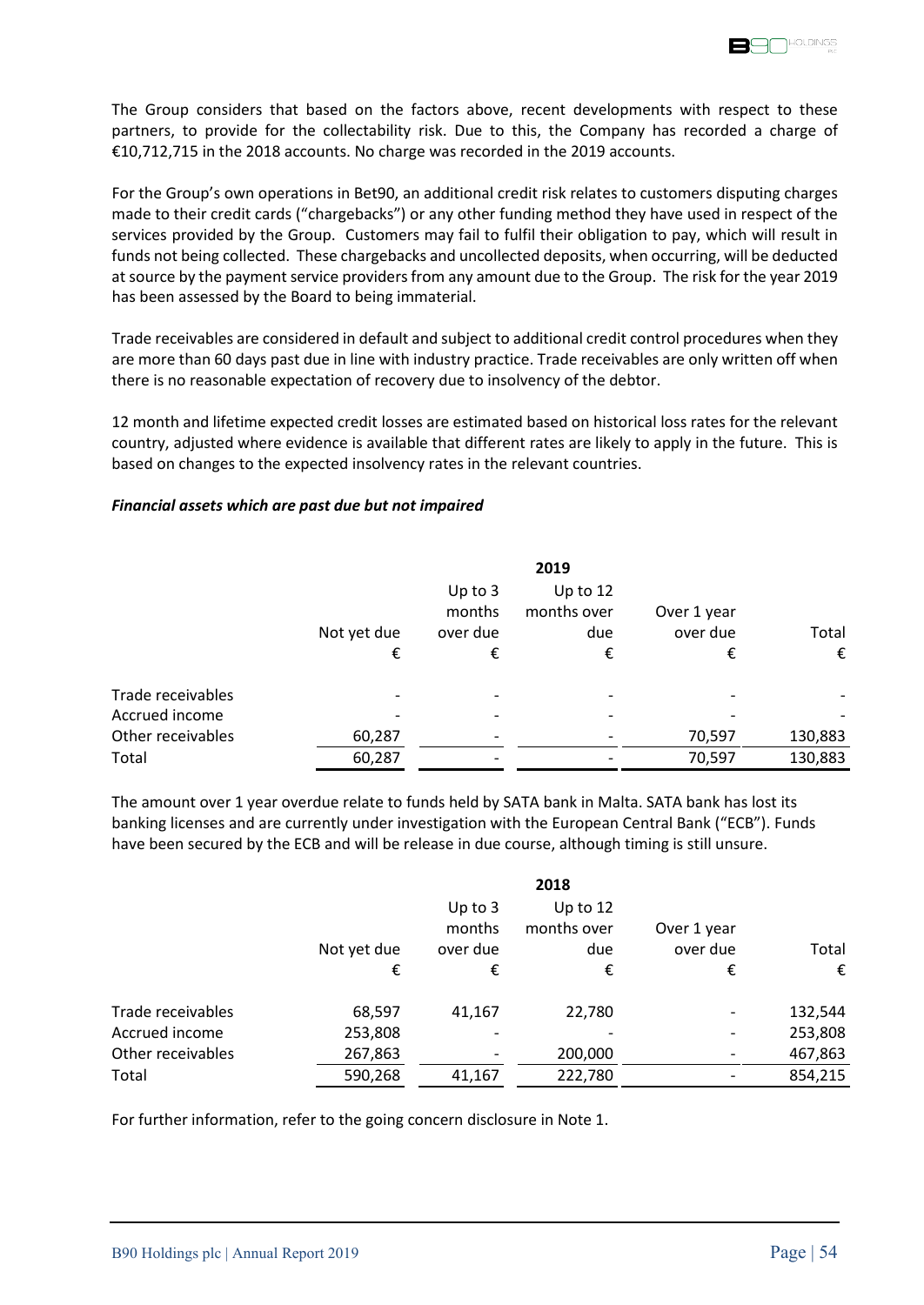The Group considers that based on the factors above, recent developments with respect to these partners, to provide for the collectability risk. Due to this, the Company has recorded a charge of €10,712,715 in the 2018 accounts. No charge was recorded in the 2019 accounts.

For the Group's own operations in Bet90, an additional credit risk relates to customers disputing charges made to their credit cards ("chargebacks") or any other funding method they have used in respect of the services provided by the Group. Customers may fail to fulfil their obligation to pay, which will result in funds not being collected. These chargebacks and uncollected deposits, when occurring, will be deducted at source by the payment service providers from any amount due to the Group. The risk for the year 2019 has been assessed by the Board to being immaterial.

Trade receivables are considered in default and subject to additional credit control procedures when they are more than 60 days past due in line with industry practice. Trade receivables are only written off when there is no reasonable expectation of recovery due to insolvency of the debtor.

12 month and lifetime expected credit losses are estimated based on historical loss rates for the relevant country, adjusted where evidence is available that different rates are likely to apply in the future. This is based on changes to the expected insolvency rates in the relevant countries.

***Financial assets which are past due but not impaired***

| | 2019 | | | | |
|---|---|---|---|---|---|
| | Not yet due | Up to 3 months over due | Up to 12 months over due | Over 1 year over due | Total |
| | € | € | € | € | € |
| Trade receivables | - | - | - | - | - |
| Accrued income | - | - | - | - | - |
| Other receivables | 60,287 | - | - | 70,597 | 130,883 |
| Total | 60,287 | - | - | 70,597 | 130,883 |

The amount over 1 year overdue relate to funds held by SATA bank in Malta. SATA bank has lost its banking licenses and are currently under investigation with the European Central Bank ("ECB"). Funds have been secured by the ECB and will be release in due course, although timing is still unsure.

| | 2018 | | | | |
|---|---|---|---|---|---|
| | Not yet due | Up to 3 months over due | Up to 12 months over due | Over 1 year over due | Total |
| | € | € | € | € | € |
| Trade receivables | 68,597 | 41,167 | 22,780 | - | 132,544 |
| Accrued income | 253,808 | - | - | - | 253,808 |
| Other receivables | 267,863 | - | 200,000 | - | 467,863 |
| Total | 590,268 | 41,167 | 222,780 | - | 854,215 |

For further information, refer to the going concern disclosure in Note 1.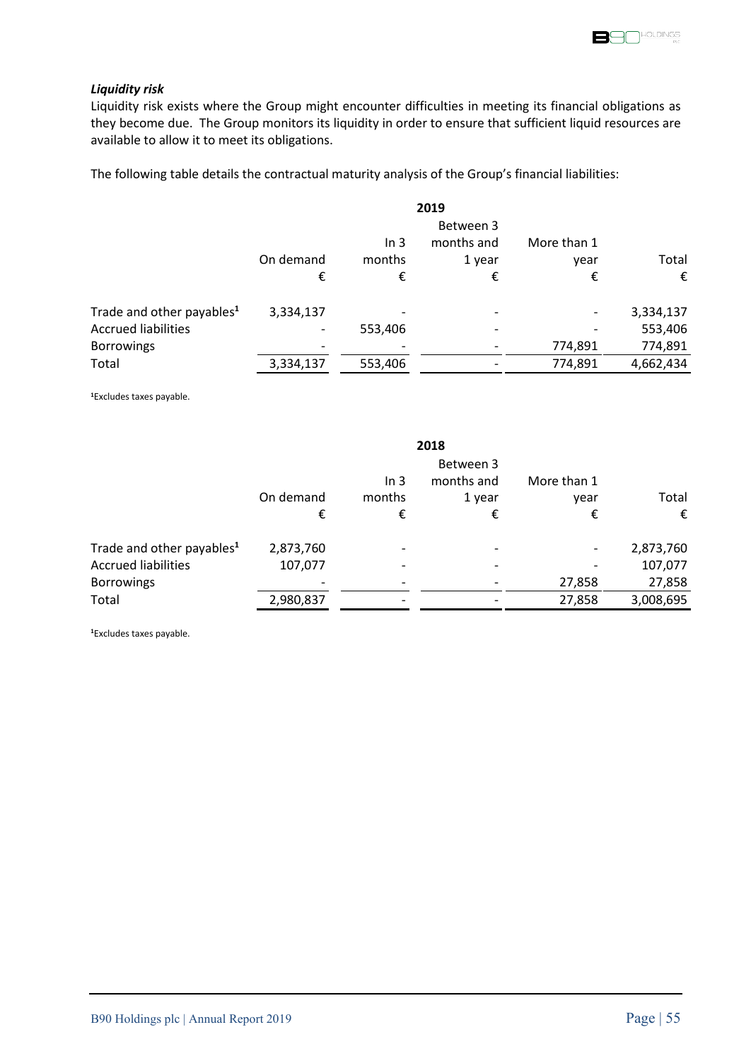***Liquidity risk***

Liquidity risk exists where the Group might encounter difficulties in meeting its financial obligations as they become due. The Group monitors its liquidity in order to ensure that sufficient liquid resources are available to allow it to meet its obligations.

The following table details the contractual maturity analysis of the Group's financial liabilities:

| | **2019** | | | | |
|---|---|---|---|---|---|
| | On demand | In 3 months | Between 3 months and 1 year | More than 1 year | Total |
| | € | € | € | € | € |
| Trade and other payables[1] | 3,334,137 | - | - | - | 3,334,137 |
| Accrued liabilities | - | 553,406 | - | - | 553,406 |
| Borrowings | - | - | - | 774,891 | 774,891 |
| Total | 3,334,137 | 553,406 | - | 774,891 | 4,662,434 |

[1]Excludes taxes payable.

| | **2018** | | | | |
|---|---|---|---|---|---|
| | On demand | In 3 months | Between 3 months and 1 year | More than 1 year | Total |
| | € | € | € | € | € |
| Trade and other payables[1] | 2,873,760 | - | - | - | 2,873,760 |
| Accrued liabilities | 107,077 | - | - | - | 107,077 |
| Borrowings | - | - | - | 27,858 | 27,858 |
| Total | 2,980,837 | - | - | 27,858 | 3,008,695 |

[1]Excludes taxes payable.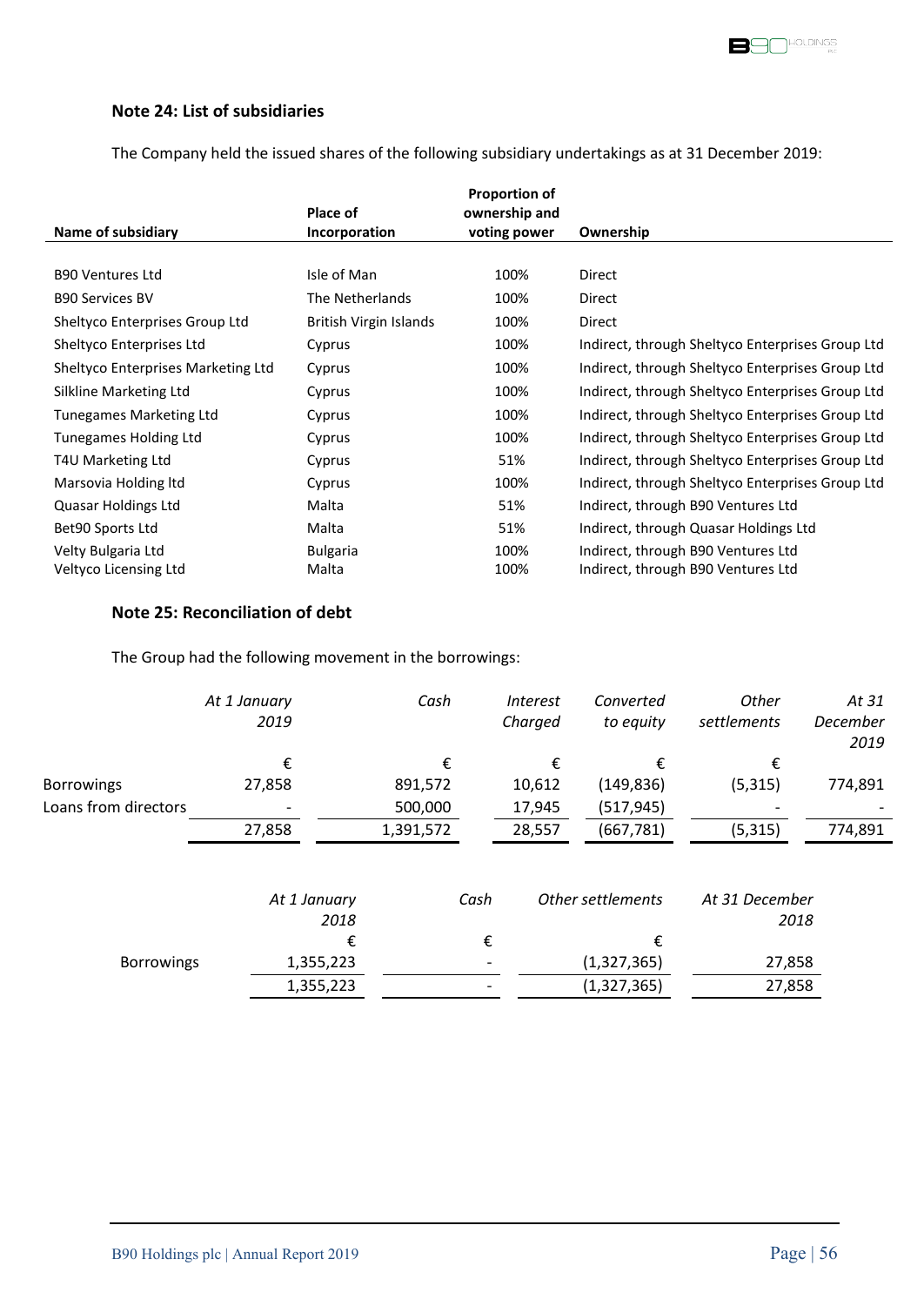## Note 24: List of subsidiaries

The Company held the issued shares of the following subsidiary undertakings as at 31 December 2019:

| Name of subsidiary | Place of Incorporation | Proportion of ownership and voting power | Ownership |
|---|---|---|---|
| B90 Ventures Ltd | Isle of Man | 100% | Direct |
| B90 Services BV | The Netherlands | 100% | Direct |
| Sheltyco Enterprises Group Ltd | British Virgin Islands | 100% | Direct |
| Sheltyco Enterprises Ltd | Cyprus | 100% | Indirect, through Sheltyco Enterprises Group Ltd |
| Sheltyco Enterprises Marketing Ltd | Cyprus | 100% | Indirect, through Sheltyco Enterprises Group Ltd |
| Silkline Marketing Ltd | Cyprus | 100% | Indirect, through Sheltyco Enterprises Group Ltd |
| Tunegames Marketing Ltd | Cyprus | 100% | Indirect, through Sheltyco Enterprises Group Ltd |
| Tunegames Holding Ltd | Cyprus | 100% | Indirect, through Sheltyco Enterprises Group Ltd |
| T4U Marketing Ltd | Cyprus | 51% | Indirect, through Sheltyco Enterprises Group Ltd |
| Marsovia Holding ltd | Cyprus | 100% | Indirect, through Sheltyco Enterprises Group Ltd |
| Quasar Holdings Ltd | Malta | 51% | Indirect, through B90 Ventures Ltd |
| Bet90 Sports Ltd | Malta | 51% | Indirect, through Quasar Holdings Ltd |
| Velty Bulgaria Ltd | Bulgaria | 100% | Indirect, through B90 Ventures Ltd |
| Veltyco Licensing Ltd | Malta | 100% | Indirect, through B90 Ventures Ltd |

## Note 25: Reconciliation of debt

The Group had the following movement in the borrowings:

| | *At 1 January 2019* | *Cash* | *Interest Charged* | *Converted to equity* | *Other settlements* | *At 31 December 2019* |
|---|---|---|---|---|---|---|
| | € | € | € | € | € | |
| Borrowings | 27,858 | 891,572 | 10,612 | (149,836) | (5,315) | 774,891 |
| Loans from directors | - | 500,000 | 17,945 | (517,945) | - | - |
| | 27,858 | 1,391,572 | 28,557 | (667,781) | (5,315) | 774,891 |

| | *At 1 January 2018* | *Cash* | *Other settlements* | *At 31 December 2018* |
|---|---|---|---|---|
| | € | € | € | |
| Borrowings | 1,355,223 | - | (1,327,365) | 27,858 |
| | 1,355,223 | - | (1,327,365) | 27,858 |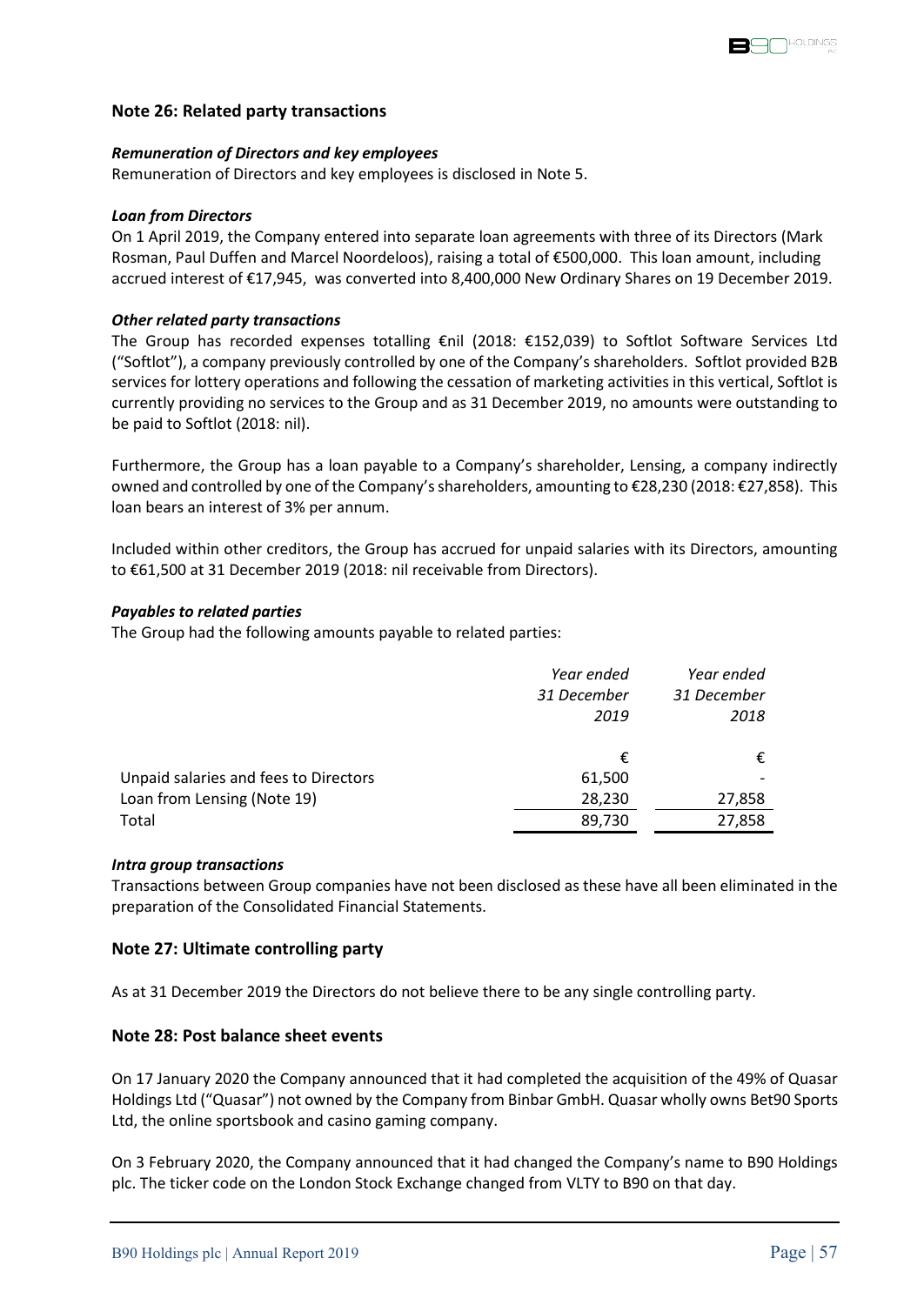## Note 26: Related party transactions

### *Remuneration of Directors and key employees*

Remuneration of Directors and key employees is disclosed in Note 5.

### *Loan from Directors*

On 1 April 2019, the Company entered into separate loan agreements with three of its Directors (Mark Rosman, Paul Duffen and Marcel Noordeloos), raising a total of €500,000. This loan amount, including accrued interest of €17,945, was converted into 8,400,000 New Ordinary Shares on 19 December 2019.

### *Other related party transactions*

The Group has recorded expenses totalling €nil (2018: €152,039) to Softlot Software Services Ltd ("Softlot"), a company previously controlled by one of the Company's shareholders. Softlot provided B2B services for lottery operations and following the cessation of marketing activities in this vertical, Softlot is currently providing no services to the Group and as 31 December 2019, no amounts were outstanding to be paid to Softlot (2018: nil).

Furthermore, the Group has a loan payable to a Company's shareholder, Lensing, a company indirectly owned and controlled by one of the Company's shareholders, amounting to €28,230 (2018: €27,858). This loan bears an interest of 3% per annum.

Included within other creditors, the Group has accrued for unpaid salaries with its Directors, amounting to €61,500 at 31 December 2019 (2018: nil receivable from Directors).

### *Payables to related parties*

The Group had the following amounts payable to related parties:

| | *Year ended 31 December 2019* | *Year ended 31 December 2018* |
|---|---|---|
| | € | € |
| Unpaid salaries and fees to Directors | 61,500 | - |
| Loan from Lensing (Note 19) | 28,230 | 27,858 |
| Total | 89,730 | 27,858 |

### *Intra group transactions*

Transactions between Group companies have not been disclosed as these have all been eliminated in the preparation of the Consolidated Financial Statements.

## Note 27: Ultimate controlling party

As at 31 December 2019 the Directors do not believe there to be any single controlling party.

## Note 28: Post balance sheet events

On 17 January 2020 the Company announced that it had completed the acquisition of the 49% of Quasar Holdings Ltd ("Quasar") not owned by the Company from Binbar GmbH. Quasar wholly owns Bet90 Sports Ltd, the online sportsbook and casino gaming company.

On 3 February 2020, the Company announced that it had changed the Company's name to B90 Holdings plc. The ticker code on the London Stock Exchange changed from VLTY to B90 on that day.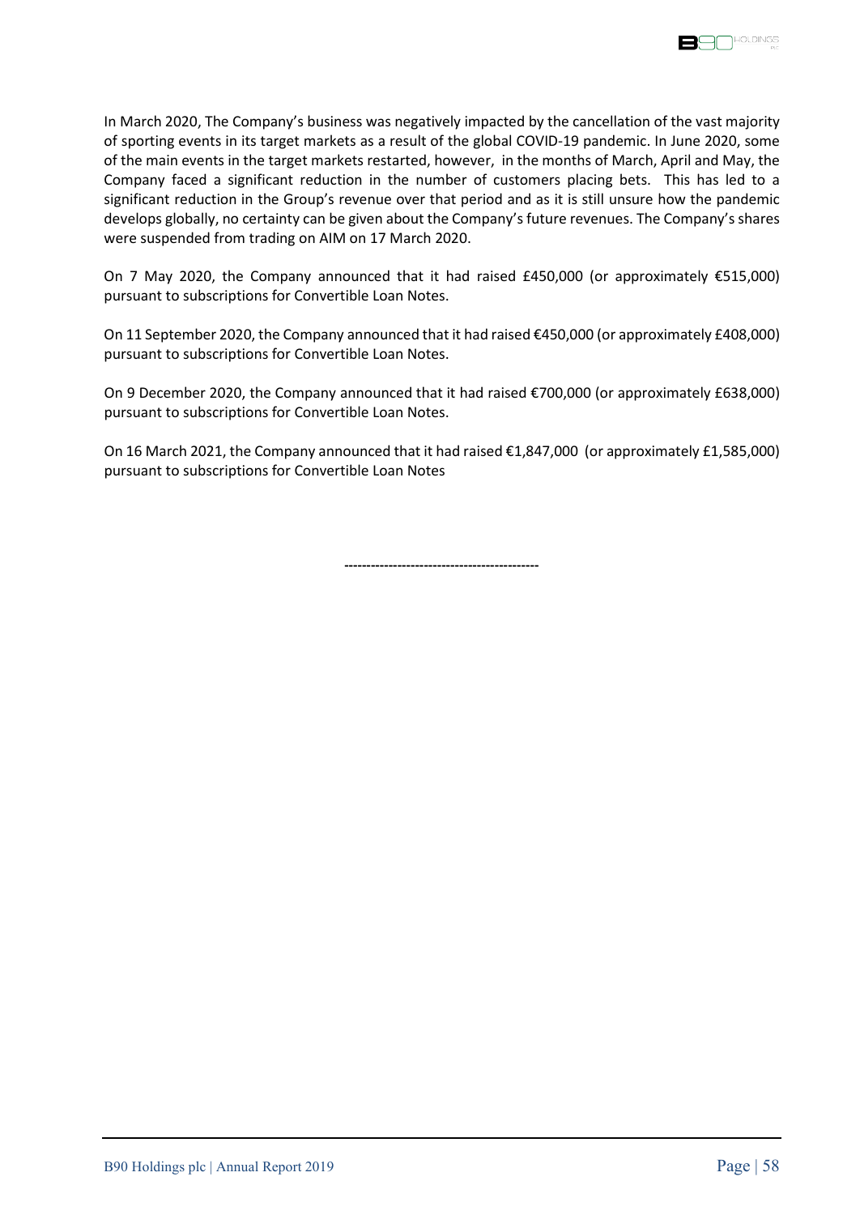In March 2020, The Company's business was negatively impacted by the cancellation of the vast majority of sporting events in its target markets as a result of the global COVID-19 pandemic. In June 2020, some of the main events in the target markets restarted, however, in the months of March, April and May, the Company faced a significant reduction in the number of customers placing bets. This has led to a significant reduction in the Group's revenue over that period and as it is still unsure how the pandemic develops globally, no certainty can be given about the Company's future revenues. The Company's shares were suspended from trading on AIM on 17 March 2020.

On 7 May 2020, the Company announced that it had raised £450,000 (or approximately €515,000) pursuant to subscriptions for Convertible Loan Notes.

On 11 September 2020, the Company announced that it had raised €450,000 (or approximately £408,000) pursuant to subscriptions for Convertible Loan Notes.

On 9 December 2020, the Company announced that it had raised €700,000 (or approximately £638,000) pursuant to subscriptions for Convertible Loan Notes.

On 16 March 2021, the Company announced that it had raised €1,847,000 (or approximately £1,585,000) pursuant to subscriptions for Convertible Loan Notes

--------------------------------------------